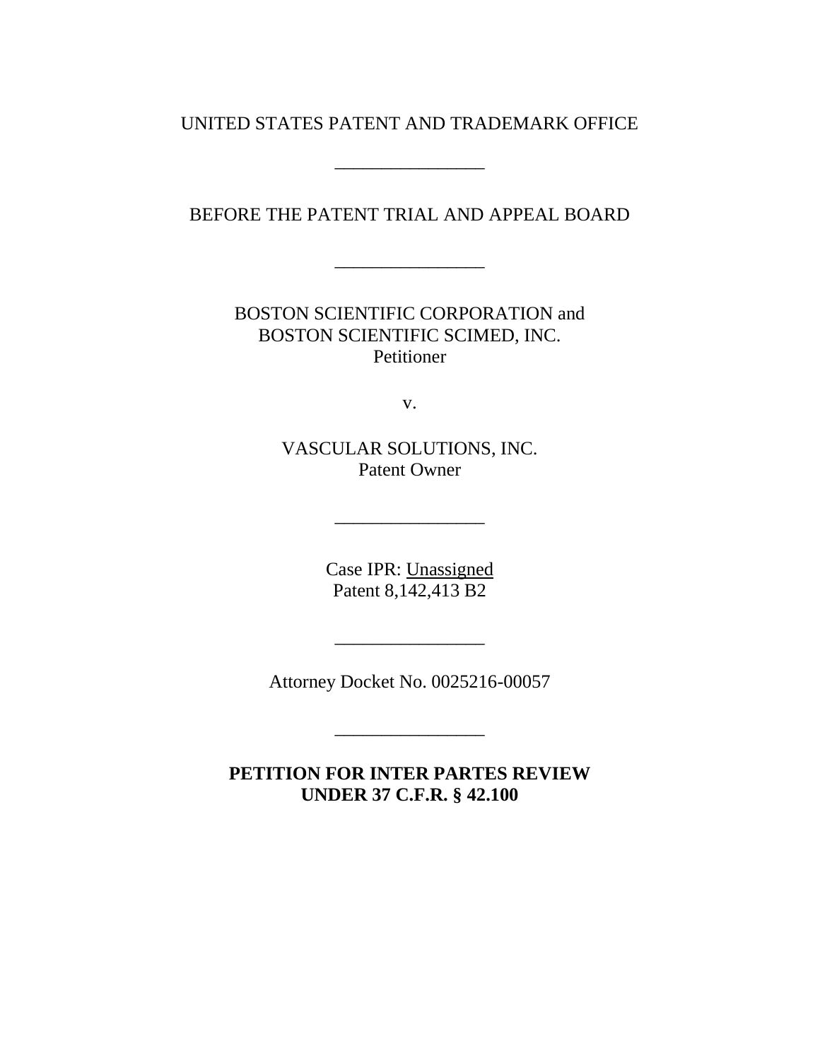UNITED STATES PATENT AND TRADEMARK OFFICE

________________

BEFORE THE PATENT TRIAL AND APPEAL BOARD

________________

BOSTON SCIENTIFIC CORPORATION and
BOSTON SCIENTIFIC SCIMED, INC.
Petitioner

v.

VASCULAR SOLUTIONS, INC.
Patent Owner

________________

Case IPR: Unassigned
Patent 8,142,413 B2

________________

Attorney Docket No. 0025216-00057

________________

**PETITION FOR INTER PARTES REVIEW**
**UNDER 37 C.F.R. § 42.100**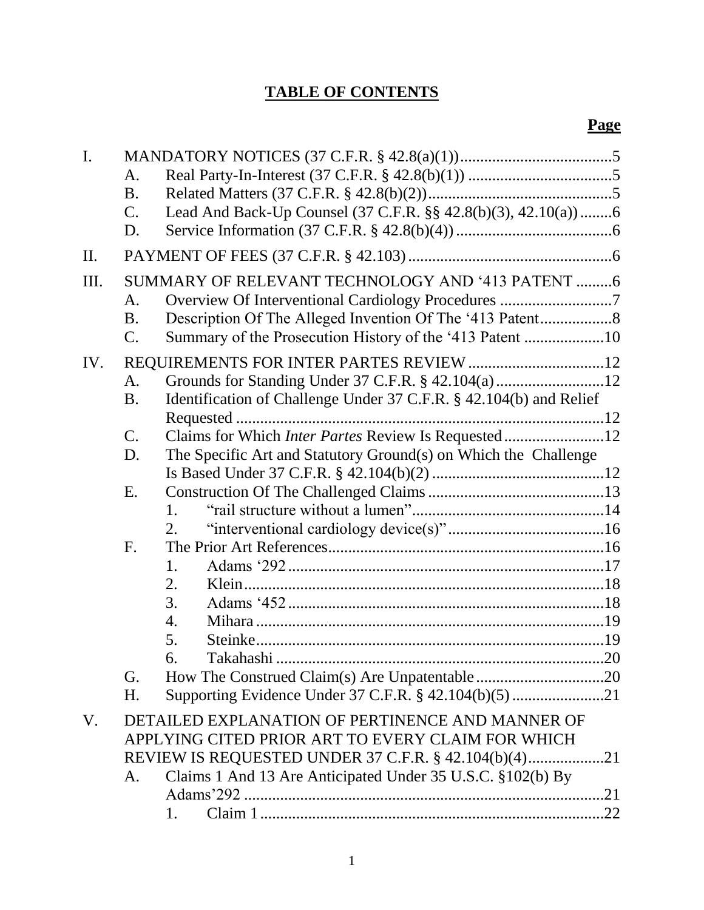# TABLE OF CONTENTS

**Page**

- I. MANDATORY NOTICES (37 C.F.R. § 42.8(a)(1)) ....... 5
  - A. Real Party-In-Interest (37 C.F.R. § 42.8(b)(1)) ....... 5
  - B. Related Matters (37 C.F.R. § 42.8(b)(2)) ....... 5
  - C. Lead And Back-Up Counsel (37 C.F.R. §§ 42.8(b)(3), 42.10(a)) ....... 6
  - D. Service Information (37 C.F.R. § 42.8(b)(4)) ....... 6
- II. PAYMENT OF FEES (37 C.F.R. § 42.103) ....... 6
- III. SUMMARY OF RELEVANT TECHNOLOGY AND '413 PATENT ....... 6
  - A. Overview Of Interventional Cardiology Procedures ....... 7
  - B. Description Of The Alleged Invention Of The '413 Patent ....... 8
  - C. Summary of the Prosecution History of the '413 Patent ....... 10
- IV. REQUIREMENTS FOR INTER PARTES REVIEW ....... 12
  - A. Grounds for Standing Under 37 C.F.R. § 42.104(a) ....... 12
  - B. Identification of Challenge Under 37 C.F.R. § 42.104(b) and Relief Requested ....... 12
  - C. Claims for Which *Inter Partes* Review Is Requested ....... 12
  - D. The Specific Art and Statutory Ground(s) on Which the Challenge Is Based Under 37 C.F.R. § 42.104(b)(2) ....... 12
  - E. Construction Of The Challenged Claims ....... 13
    - 1. "rail structure without a lumen" ....... 14
    - 2. "interventional cardiology device(s)" ....... 16
  - F. The Prior Art References ....... 16
    - 1. Adams '292 ....... 17
    - 2. Klein ....... 18
    - 3. Adams '452 ....... 18
    - 4. Mihara ....... 19
    - 5. Steinke ....... 19
    - 6. Takahashi ....... 20
  - G. How The Construed Claim(s) Are Unpatentable ....... 20
  - H. Supporting Evidence Under 37 C.F.R. § 42.104(b)(5) ....... 21
- V. DETAILED EXPLANATION OF PERTINENCE AND MANNER OF APPLYING CITED PRIOR ART TO EVERY CLAIM FOR WHICH REVIEW IS REQUESTED UNDER 37 C.F.R. § 42.104(b)(4) ....... 21
  - A. Claims 1 And 13 Are Anticipated Under 35 U.S.C. §102(b) By Adams'292 ....... 21
    - 1. Claim 1 ....... 22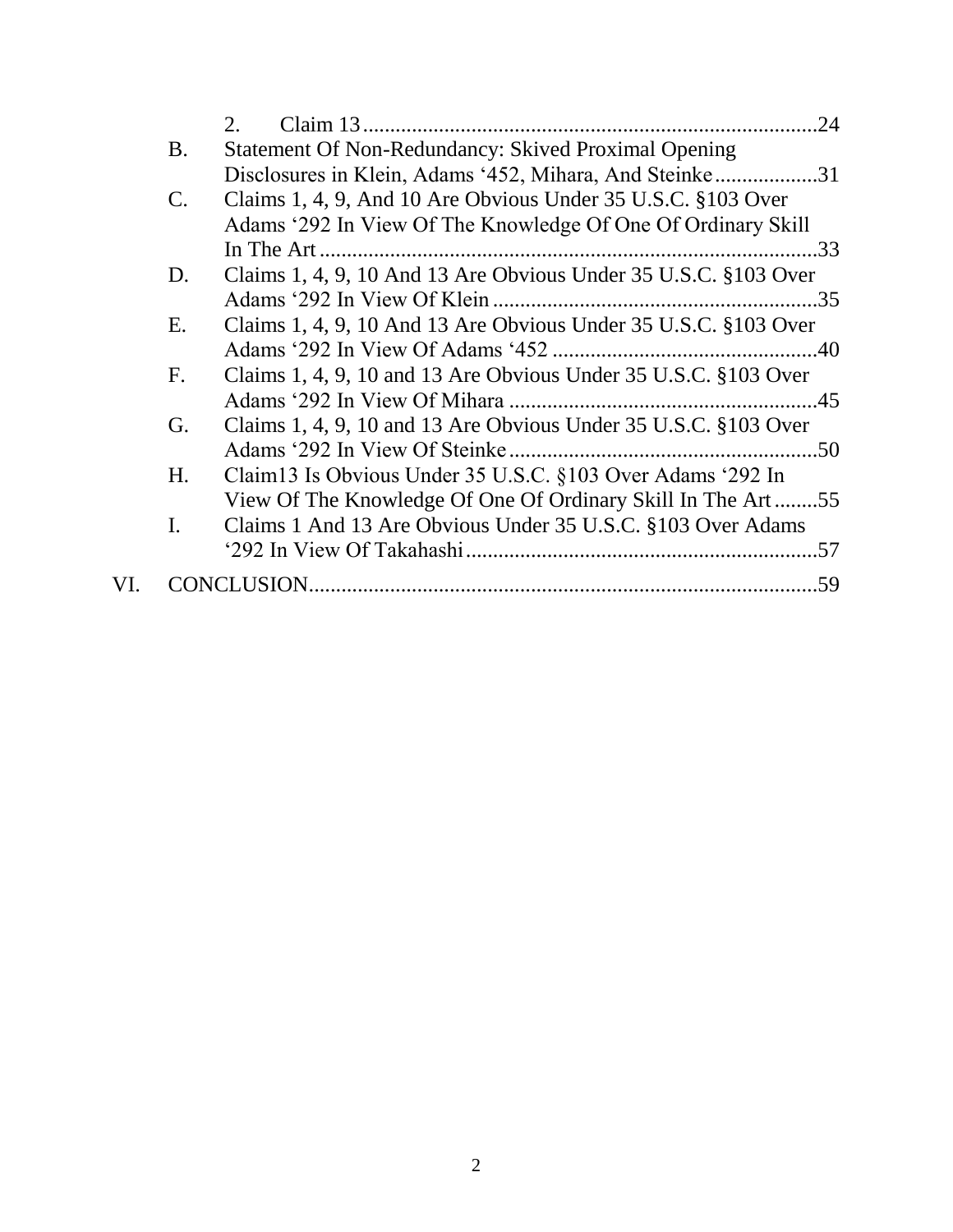2. Claim 13 ... 24

B. Statement Of Non-Redundancy: Skived Proximal Opening Disclosures in Klein, Adams '452, Mihara, And Steinke ... 31

C. Claims 1, 4, 9, And 10 Are Obvious Under 35 U.S.C. §103 Over Adams '292 In View Of The Knowledge Of One Of Ordinary Skill In The Art ... 33

D. Claims 1, 4, 9, 10 And 13 Are Obvious Under 35 U.S.C. §103 Over Adams '292 In View Of Klein ... 35

E. Claims 1, 4, 9, 10 And 13 Are Obvious Under 35 U.S.C. §103 Over Adams '292 In View Of Adams '452 ... 40

F. Claims 1, 4, 9, 10 and 13 Are Obvious Under 35 U.S.C. §103 Over Adams '292 In View Of Mihara ... 45

G. Claims 1, 4, 9, 10 and 13 Are Obvious Under 35 U.S.C. §103 Over Adams '292 In View Of Steinke ... 50

H. Claim13 Is Obvious Under 35 U.S.C. §103 Over Adams '292 In View Of The Knowledge Of One Of Ordinary Skill In The Art ... 55

I. Claims 1 And 13 Are Obvious Under 35 U.S.C. §103 Over Adams '292 In View Of Takahashi ... 57

VI. CONCLUSION ... 59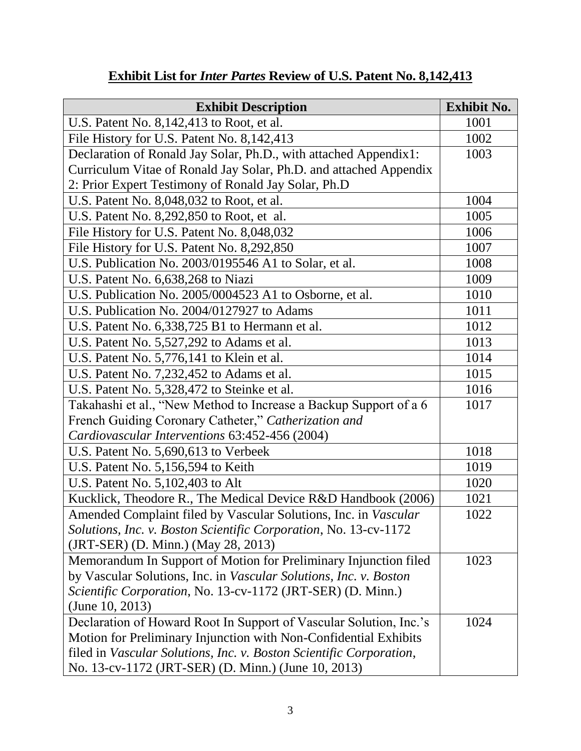**Exhibit List for *Inter Partes* Review of U.S. Patent No. 8,142,413**

| Exhibit Description | Exhibit No. |
|---|---|
| U.S. Patent No. 8,142,413 to Root, et al. | 1001 |
| File History for U.S. Patent No. 8,142,413 | 1002 |
| Declaration of Ronald Jay Solar, Ph.D., with attached Appendix1: Curriculum Vitae of Ronald Jay Solar, Ph.D. and attached Appendix 2: Prior Expert Testimony of Ronald Jay Solar, Ph.D | 1003 |
| U.S. Patent No. 8,048,032 to Root, et al. | 1004 |
| U.S. Patent No. 8,292,850 to Root, et al. | 1005 |
| File History for U.S. Patent No. 8,048,032 | 1006 |
| File History for U.S. Patent No. 8,292,850 | 1007 |
| U.S. Publication No. 2003/0195546 A1 to Solar, et al. | 1008 |
| U.S. Patent No. 6,638,268 to Niazi | 1009 |
| U.S. Publication No. 2005/0004523 A1 to Osborne, et al. | 1010 |
| U.S. Publication No. 2004/0127927 to Adams | 1011 |
| U.S. Patent No. 6,338,725 B1 to Hermann et al. | 1012 |
| U.S. Patent No. 5,527,292 to Adams et al. | 1013 |
| U.S. Patent No. 5,776,141 to Klein et al. | 1014 |
| U.S. Patent No. 7,232,452 to Adams et al. | 1015 |
| U.S. Patent No. 5,328,472 to Steinke et al. | 1016 |
| Takahashi et al., "New Method to Increase a Backup Support of a 6 French Guiding Coronary Catheter," *Catherization and Cardiovascular Interventions* 63:452-456 (2004) | 1017 |
| U.S. Patent No. 5,690,613 to Verbeek | 1018 |
| U.S. Patent No. 5,156,594 to Keith | 1019 |
| U.S. Patent No. 5,102,403 to Alt | 1020 |
| Kucklick, Theodore R., The Medical Device R&D Handbook (2006) | 1021 |
| Amended Complaint filed by Vascular Solutions, Inc. in *Vascular Solutions, Inc. v. Boston Scientific Corporation*, No. 13-cv-1172 (JRT-SER) (D. Minn.) (May 28, 2013) | 1022 |
| Memorandum In Support of Motion for Preliminary Injunction filed by Vascular Solutions, Inc. in *Vascular Solutions, Inc. v. Boston Scientific Corporation*, No. 13-cv-1172 (JRT-SER) (D. Minn.) (June 10, 2013) | 1023 |
| Declaration of Howard Root In Support of Vascular Solution, Inc.'s Motion for Preliminary Injunction with Non-Confidential Exhibits filed in *Vascular Solutions, Inc. v. Boston Scientific Corporation*, No. 13-cv-1172 (JRT-SER) (D. Minn.) (June 10, 2013) | 1024 |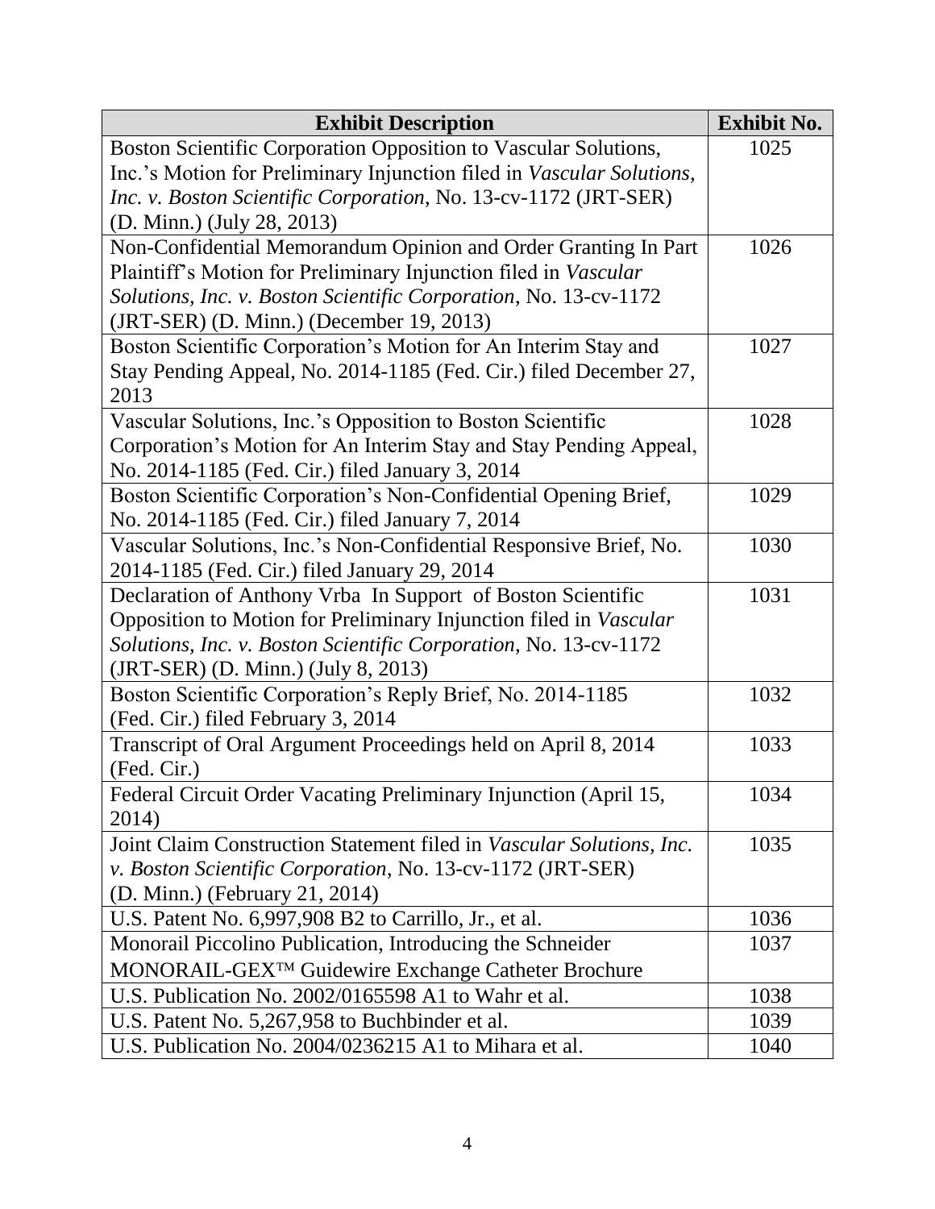| Exhibit Description | Exhibit No. |
| --- | --- |
| Boston Scientific Corporation Opposition to Vascular Solutions, Inc.'s Motion for Preliminary Injunction filed in *Vascular Solutions, Inc. v. Boston Scientific Corporation*, No. 13-cv-1172 (JRT-SER) (D. Minn.) (July 28, 2013) | 1025 |
| Non-Confidential Memorandum Opinion and Order Granting In Part Plaintiff's Motion for Preliminary Injunction filed in *Vascular Solutions, Inc. v. Boston Scientific Corporation*, No. 13-cv-1172 (JRT-SER) (D. Minn.) (December 19, 2013) | 1026 |
| Boston Scientific Corporation's Motion for An Interim Stay and Stay Pending Appeal, No. 2014-1185 (Fed. Cir.) filed December 27, 2013 | 1027 |
| Vascular Solutions, Inc.'s Opposition to Boston Scientific Corporation's Motion for An Interim Stay and Stay Pending Appeal, No. 2014-1185 (Fed. Cir.) filed January 3, 2014 | 1028 |
| Boston Scientific Corporation's Non-Confidential Opening Brief, No. 2014-1185 (Fed. Cir.) filed January 7, 2014 | 1029 |
| Vascular Solutions, Inc.'s Non-Confidential Responsive Brief, No. 2014-1185 (Fed. Cir.) filed January 29, 2014 | 1030 |
| Declaration of Anthony Vrba In Support of Boston Scientific Opposition to Motion for Preliminary Injunction filed in *Vascular Solutions, Inc. v. Boston Scientific Corporation*, No. 13-cv-1172 (JRT-SER) (D. Minn.) (July 8, 2013) | 1031 |
| Boston Scientific Corporation's Reply Brief, No. 2014-1185 (Fed. Cir.) filed February 3, 2014 | 1032 |
| Transcript of Oral Argument Proceedings held on April 8, 2014 (Fed. Cir.) | 1033 |
| Federal Circuit Order Vacating Preliminary Injunction (April 15, 2014) | 1034 |
| Joint Claim Construction Statement filed in *Vascular Solutions, Inc. v. Boston Scientific Corporation*, No. 13-cv-1172 (JRT-SER) (D. Minn.) (February 21, 2014) | 1035 |
| U.S. Patent No. 6,997,908 B2 to Carrillo, Jr., et al. | 1036 |
| Monorail Piccolino Publication, Introducing the Schneider MONORAIL-GEX™ Guidewire Exchange Catheter Brochure | 1037 |
| U.S. Publication No. 2002/0165598 A1 to Wahr et al. | 1038 |
| U.S. Patent No. 5,267,958 to Buchbinder et al. | 1039 |
| U.S. Publication No. 2004/0236215 A1 to Mihara et al. | 1040 |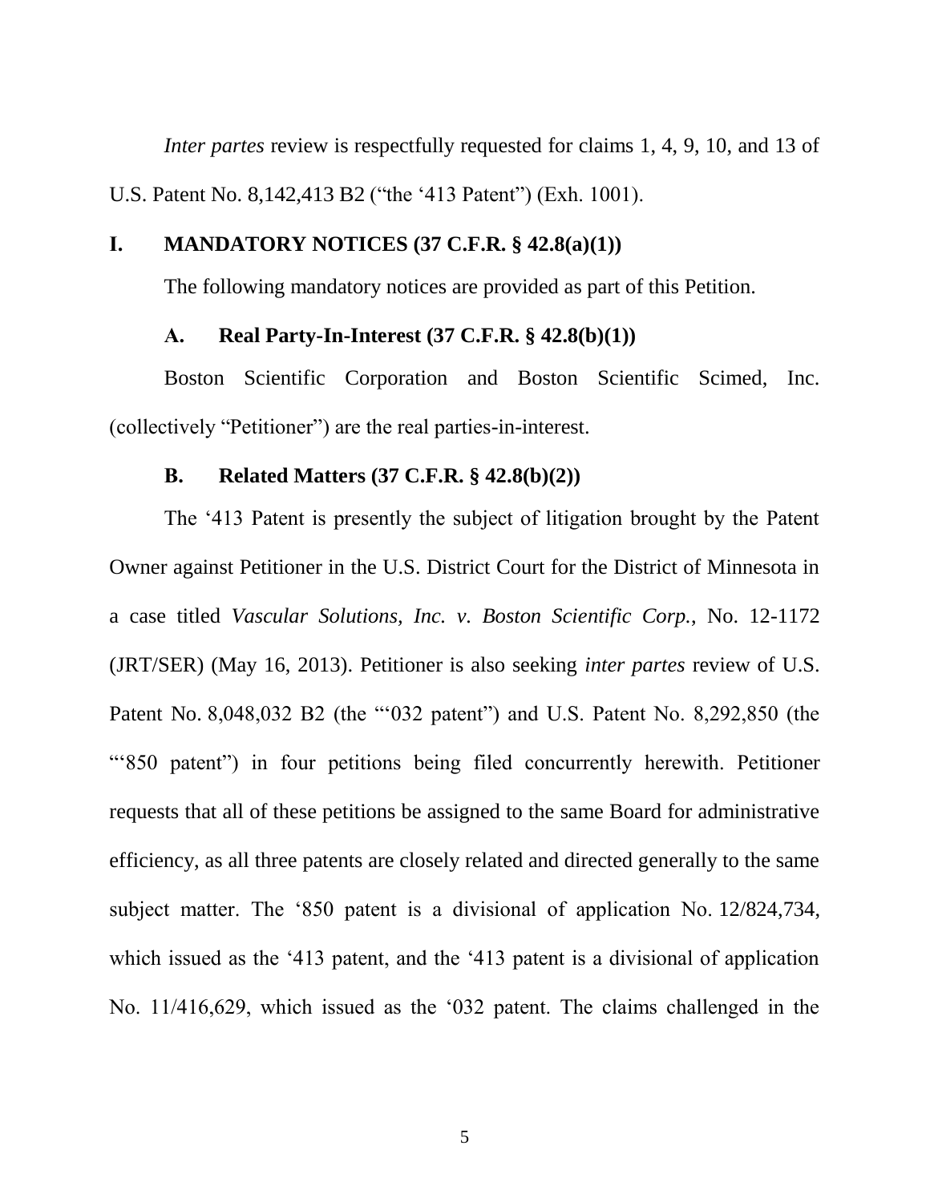*Inter partes* review is respectfully requested for claims 1, 4, 9, 10, and 13 of U.S. Patent No. 8,142,413 B2 ("the '413 Patent") (Exh. 1001).

# I. MANDATORY NOTICES (37 C.F.R. § 42.8(a)(1))

The following mandatory notices are provided as part of this Petition.

## A. Real Party-In-Interest (37 C.F.R. § 42.8(b)(1))

Boston Scientific Corporation and Boston Scientific Scimed, Inc. (collectively "Petitioner") are the real parties-in-interest.

## B. Related Matters (37 C.F.R. § 42.8(b)(2))

The '413 Patent is presently the subject of litigation brought by the Patent Owner against Petitioner in the U.S. District Court for the District of Minnesota in a case titled *Vascular Solutions, Inc. v. Boston Scientific Corp.*, No. 12-1172 (JRT/SER) (May 16, 2013). Petitioner is also seeking *inter partes* review of U.S. Patent No. 8,048,032 B2 (the "'032 patent") and U.S. Patent No. 8,292,850 (the "'850 patent") in four petitions being filed concurrently herewith. Petitioner requests that all of these petitions be assigned to the same Board for administrative efficiency, as all three patents are closely related and directed generally to the same subject matter. The '850 patent is a divisional of application No. 12/824,734, which issued as the '413 patent, and the '413 patent is a divisional of application No. 11/416,629, which issued as the '032 patent. The claims challenged in the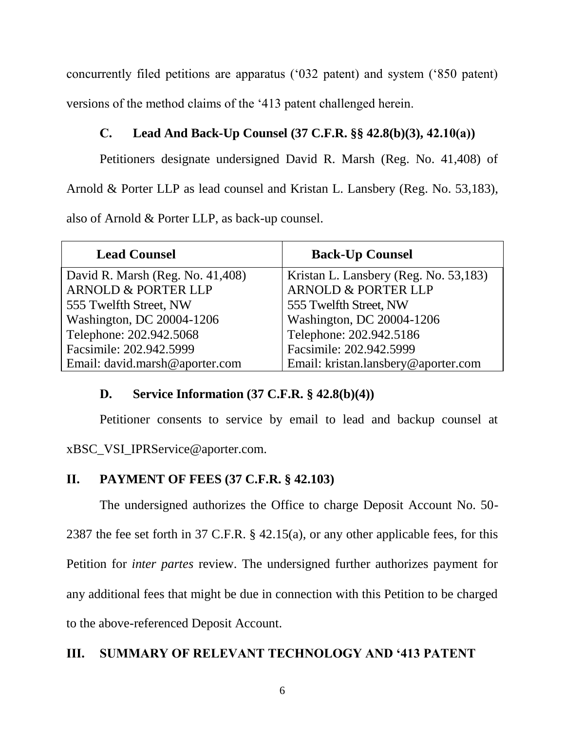concurrently filed petitions are apparatus ('032 patent) and system ('850 patent) versions of the method claims of the '413 patent challenged herein.

### C. Lead And Back-Up Counsel (37 C.F.R. §§ 42.8(b)(3), 42.10(a))

Petitioners designate undersigned David R. Marsh (Reg. No. 41,408) of Arnold & Porter LLP as lead counsel and Kristan L. Lansbery (Reg. No. 53,183), also of Arnold & Porter LLP, as back-up counsel.

| Lead Counsel | Back-Up Counsel |
|---|---|
| David R. Marsh (Reg. No. 41,408)<br>ARNOLD & PORTER LLP<br>555 Twelfth Street, NW<br>Washington, DC 20004-1206<br>Telephone: 202.942.5068<br>Facsimile: 202.942.5999<br>Email: david.marsh@aporter.com | Kristan L. Lansbery (Reg. No. 53,183)<br>ARNOLD & PORTER LLP<br>555 Twelfth Street, NW<br>Washington, DC 20004-1206<br>Telephone: 202.942.5186<br>Facsimile: 202.942.5999<br>Email: kristan.lansbery@aporter.com |

### D. Service Information (37 C.F.R. § 42.8(b)(4))

Petitioner consents to service by email to lead and backup counsel at xBSC_VSI_IPRService@aporter.com.

## II. PAYMENT OF FEES (37 C.F.R. § 42.103)

The undersigned authorizes the Office to charge Deposit Account No. 50-2387 the fee set forth in 37 C.F.R. § 42.15(a), or any other applicable fees, for this Petition for *inter partes* review. The undersigned further authorizes payment for any additional fees that might be due in connection with this Petition to be charged to the above-referenced Deposit Account.

## III. SUMMARY OF RELEVANT TECHNOLOGY AND '413 PATENT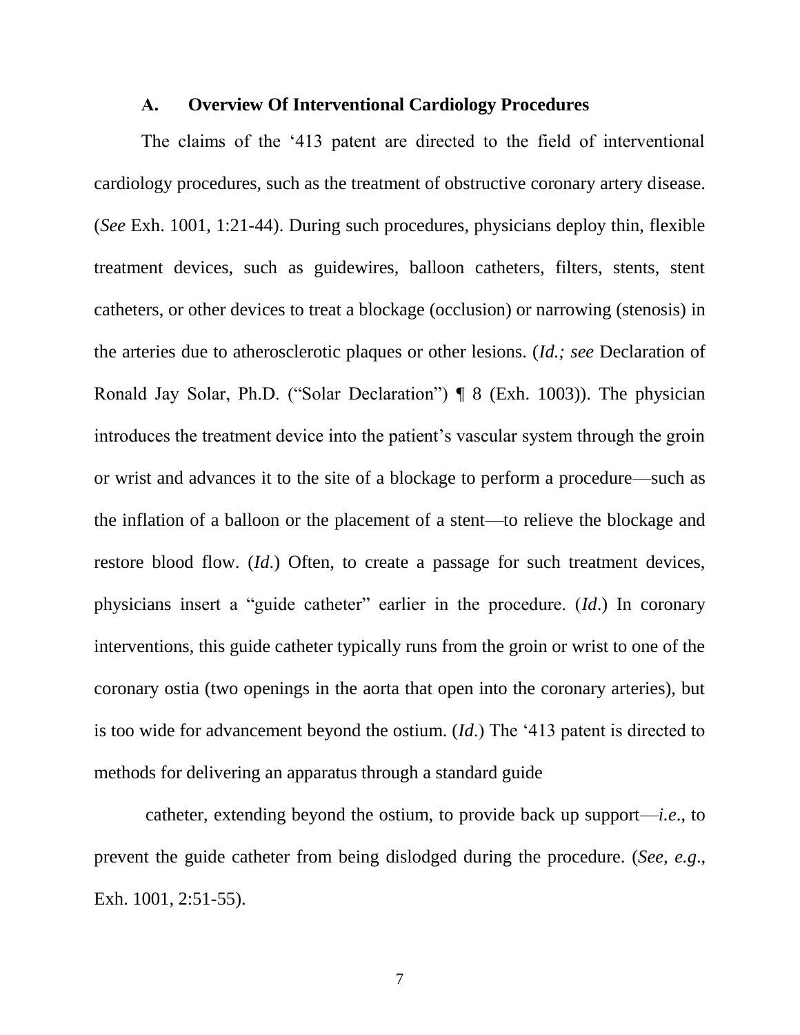### A. Overview Of Interventional Cardiology Procedures

The claims of the '413 patent are directed to the field of interventional cardiology procedures, such as the treatment of obstructive coronary artery disease. (*See* Exh. 1001, 1:21-44). During such procedures, physicians deploy thin, flexible treatment devices, such as guidewires, balloon catheters, filters, stents, stent catheters, or other devices to treat a blockage (occlusion) or narrowing (stenosis) in the arteries due to atherosclerotic plaques or other lesions. (*Id.; see* Declaration of Ronald Jay Solar, Ph.D. ("Solar Declaration") ¶ 8 (Exh. 1003)). The physician introduces the treatment device into the patient's vascular system through the groin or wrist and advances it to the site of a blockage to perform a procedure—such as the inflation of a balloon or the placement of a stent—to relieve the blockage and restore blood flow. (*Id*.) Often, to create a passage for such treatment devices, physicians insert a "guide catheter" earlier in the procedure. (*Id*.) In coronary interventions, this guide catheter typically runs from the groin or wrist to one of the coronary ostia (two openings in the aorta that open into the coronary arteries), but is too wide for advancement beyond the ostium. (*Id*.) The '413 patent is directed to methods for delivering an apparatus through a standard guide catheter, extending beyond the ostium, to provide back up support—*i.e.*, to prevent the guide catheter from being dislodged during the procedure. (*See, e.g*., Exh. 1001, 2:51-55).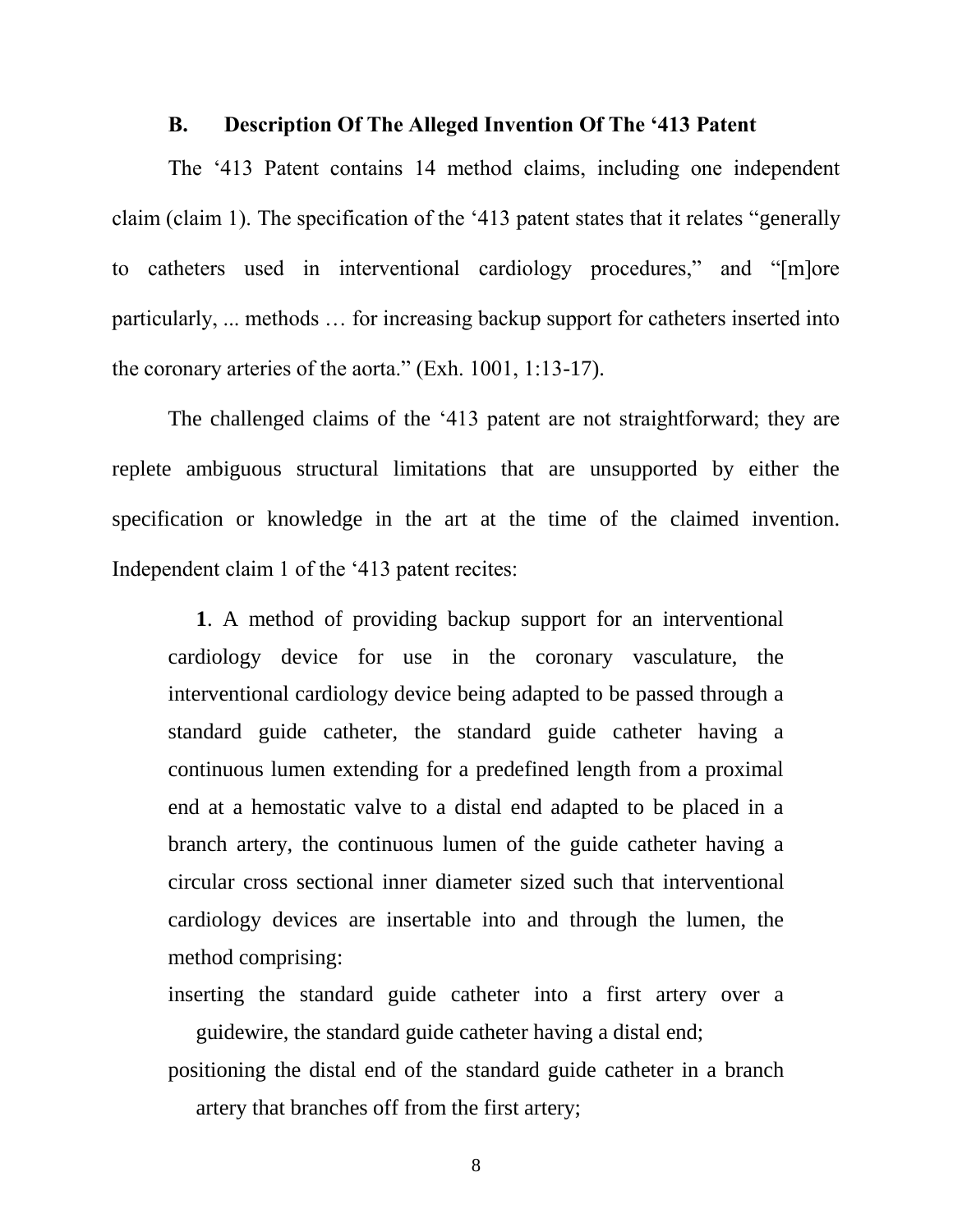### B. Description Of The Alleged Invention Of The '413 Patent

The '413 Patent contains 14 method claims, including one independent claim (claim 1). The specification of the '413 patent states that it relates "generally to catheters used in interventional cardiology procedures," and "[m]ore particularly, ... methods … for increasing backup support for catheters inserted into the coronary arteries of the aorta." (Exh. 1001, 1:13-17).

The challenged claims of the '413 patent are not straightforward; they are replete ambiguous structural limitations that are unsupported by either the specification or knowledge in the art at the time of the claimed invention. Independent claim 1 of the '413 patent recites:

> **1**. A method of providing backup support for an interventional cardiology device for use in the coronary vasculature, the interventional cardiology device being adapted to be passed through a standard guide catheter, the standard guide catheter having a continuous lumen extending for a predefined length from a proximal end at a hemostatic valve to a distal end adapted to be placed in a branch artery, the continuous lumen of the guide catheter having a circular cross sectional inner diameter sized such that interventional cardiology devices are insertable into and through the lumen, the method comprising:
>
> inserting the standard guide catheter into a first artery over a guidewire, the standard guide catheter having a distal end;
>
> positioning the distal end of the standard guide catheter in a branch artery that branches off from the first artery;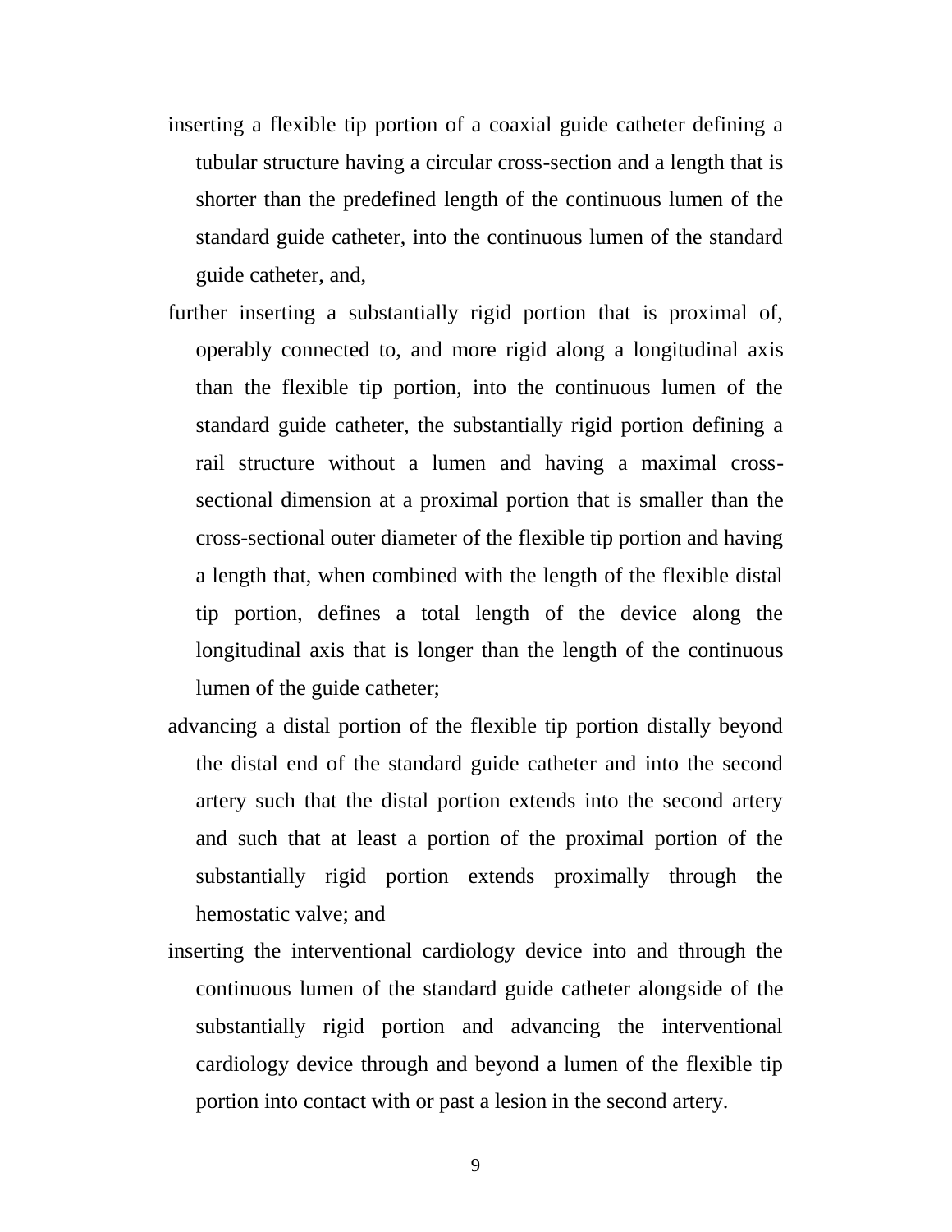inserting a flexible tip portion of a coaxial guide catheter defining a tubular structure having a circular cross-section and a length that is shorter than the predefined length of the continuous lumen of the standard guide catheter, into the continuous lumen of the standard guide catheter, and,

further inserting a substantially rigid portion that is proximal of, operably connected to, and more rigid along a longitudinal axis than the flexible tip portion, into the continuous lumen of the standard guide catheter, the substantially rigid portion defining a rail structure without a lumen and having a maximal cross-sectional dimension at a proximal portion that is smaller than the cross-sectional outer diameter of the flexible tip portion and having a length that, when combined with the length of the flexible distal tip portion, defines a total length of the device along the longitudinal axis that is longer than the length of the continuous lumen of the guide catheter;

advancing a distal portion of the flexible tip portion distally beyond the distal end of the standard guide catheter and into the second artery such that the distal portion extends into the second artery and such that at least a portion of the proximal portion of the substantially rigid portion extends proximally through the hemostatic valve; and

inserting the interventional cardiology device into and through the continuous lumen of the standard guide catheter alongside of the substantially rigid portion and advancing the interventional cardiology device through and beyond a lumen of the flexible tip portion into contact with or past a lesion in the second artery.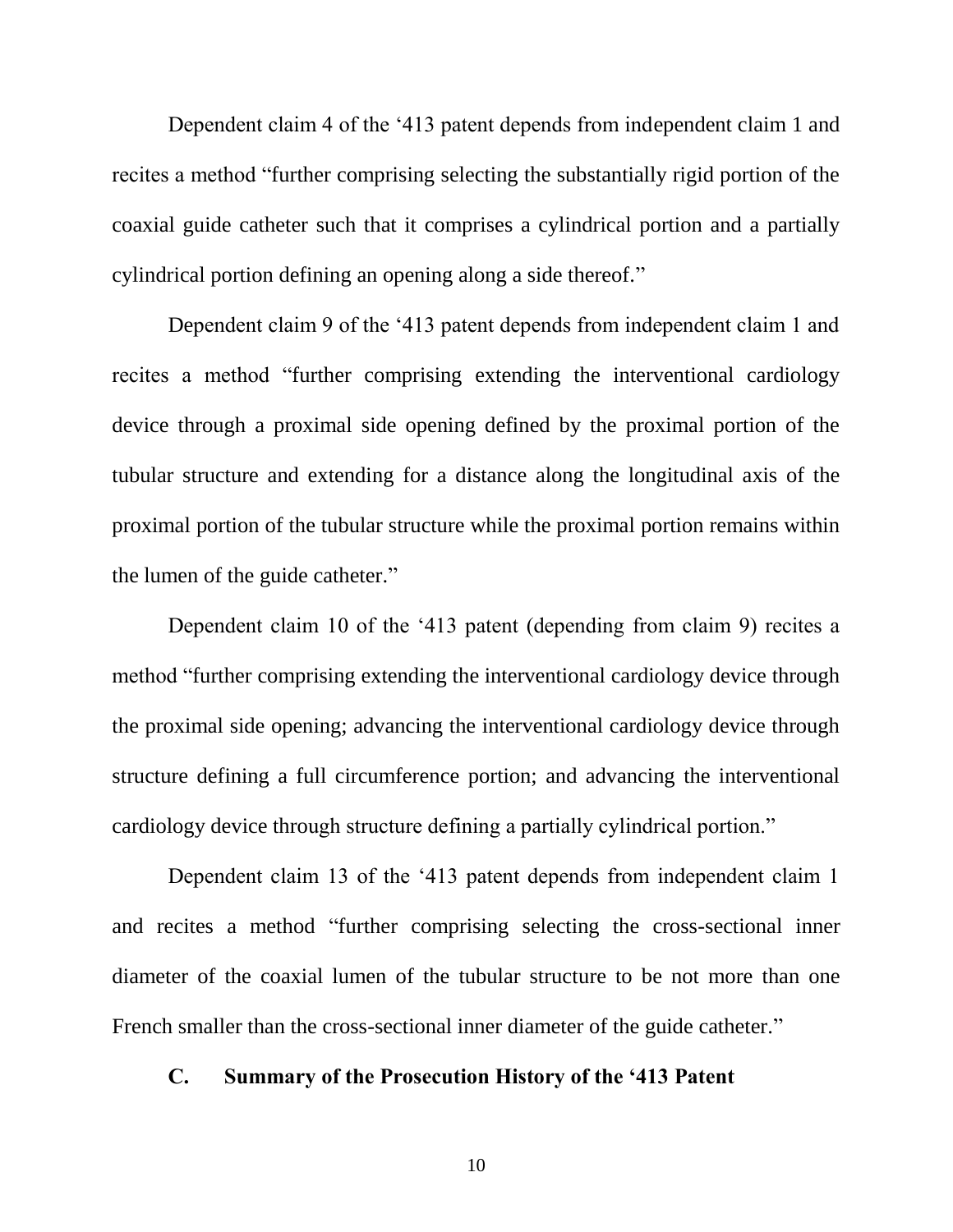Dependent claim 4 of the '413 patent depends from independent claim 1 and recites a method "further comprising selecting the substantially rigid portion of the coaxial guide catheter such that it comprises a cylindrical portion and a partially cylindrical portion defining an opening along a side thereof."

Dependent claim 9 of the '413 patent depends from independent claim 1 and recites a method "further comprising extending the interventional cardiology device through a proximal side opening defined by the proximal portion of the tubular structure and extending for a distance along the longitudinal axis of the proximal portion of the tubular structure while the proximal portion remains within the lumen of the guide catheter."

Dependent claim 10 of the '413 patent (depending from claim 9) recites a method "further comprising extending the interventional cardiology device through the proximal side opening; advancing the interventional cardiology device through structure defining a full circumference portion; and advancing the interventional cardiology device through structure defining a partially cylindrical portion."

Dependent claim 13 of the '413 patent depends from independent claim 1 and recites a method "further comprising selecting the cross-sectional inner diameter of the coaxial lumen of the tubular structure to be not more than one French smaller than the cross-sectional inner diameter of the guide catheter."

### C. Summary of the Prosecution History of the '413 Patent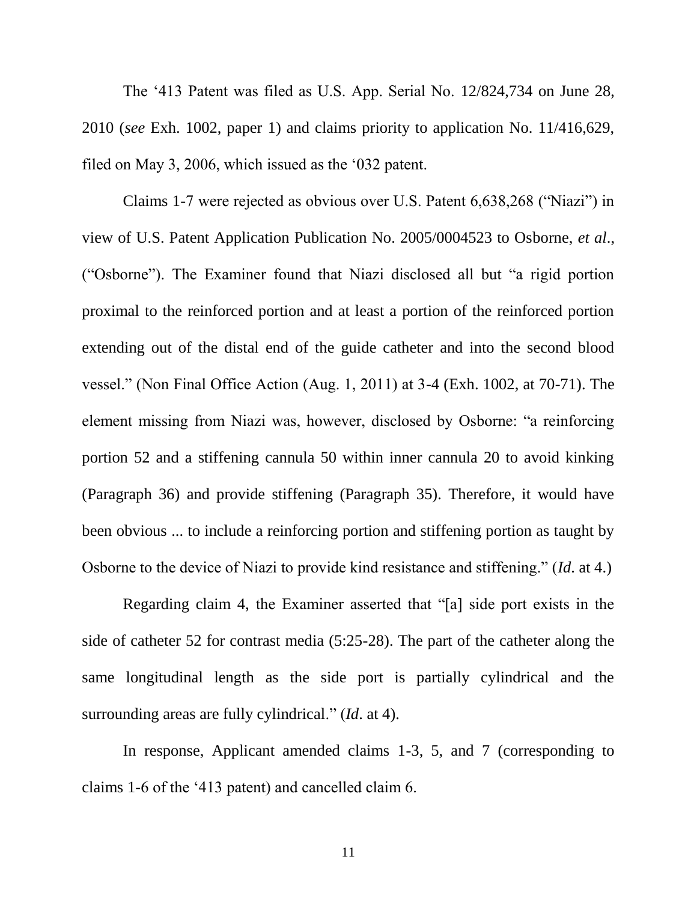The ‘413 Patent was filed as U.S. App. Serial No. 12/824,734 on June 28, 2010 (*see* Exh. 1002, paper 1) and claims priority to application No. 11/416,629, filed on May 3, 2006, which issued as the ‘032 patent.

Claims 1-7 were rejected as obvious over U.S. Patent 6,638,268 (“Niazi”) in view of U.S. Patent Application Publication No. 2005/0004523 to Osborne, *et al.*, (“Osborne”). The Examiner found that Niazi disclosed all but “a rigid portion proximal to the reinforced portion and at least a portion of the reinforced portion extending out of the distal end of the guide catheter and into the second blood vessel.” (Non Final Office Action (Aug. 1, 2011) at 3-4 (Exh. 1002, at 70-71). The element missing from Niazi was, however, disclosed by Osborne: “a reinforcing portion 52 and a stiffening cannula 50 within inner cannula 20 to avoid kinking (Paragraph 36) and provide stiffening (Paragraph 35). Therefore, it would have been obvious ... to include a reinforcing portion and stiffening portion as taught by Osborne to the device of Niazi to provide kind resistance and stiffening.” (*Id*. at 4.)

Regarding claim 4, the Examiner asserted that “[a] side port exists in the side of catheter 52 for contrast media (5:25-28). The part of the catheter along the same longitudinal length as the side port is partially cylindrical and the surrounding areas are fully cylindrical.” (*Id*. at 4).

In response, Applicant amended claims 1-3, 5, and 7 (corresponding to claims 1-6 of the ‘413 patent) and cancelled claim 6.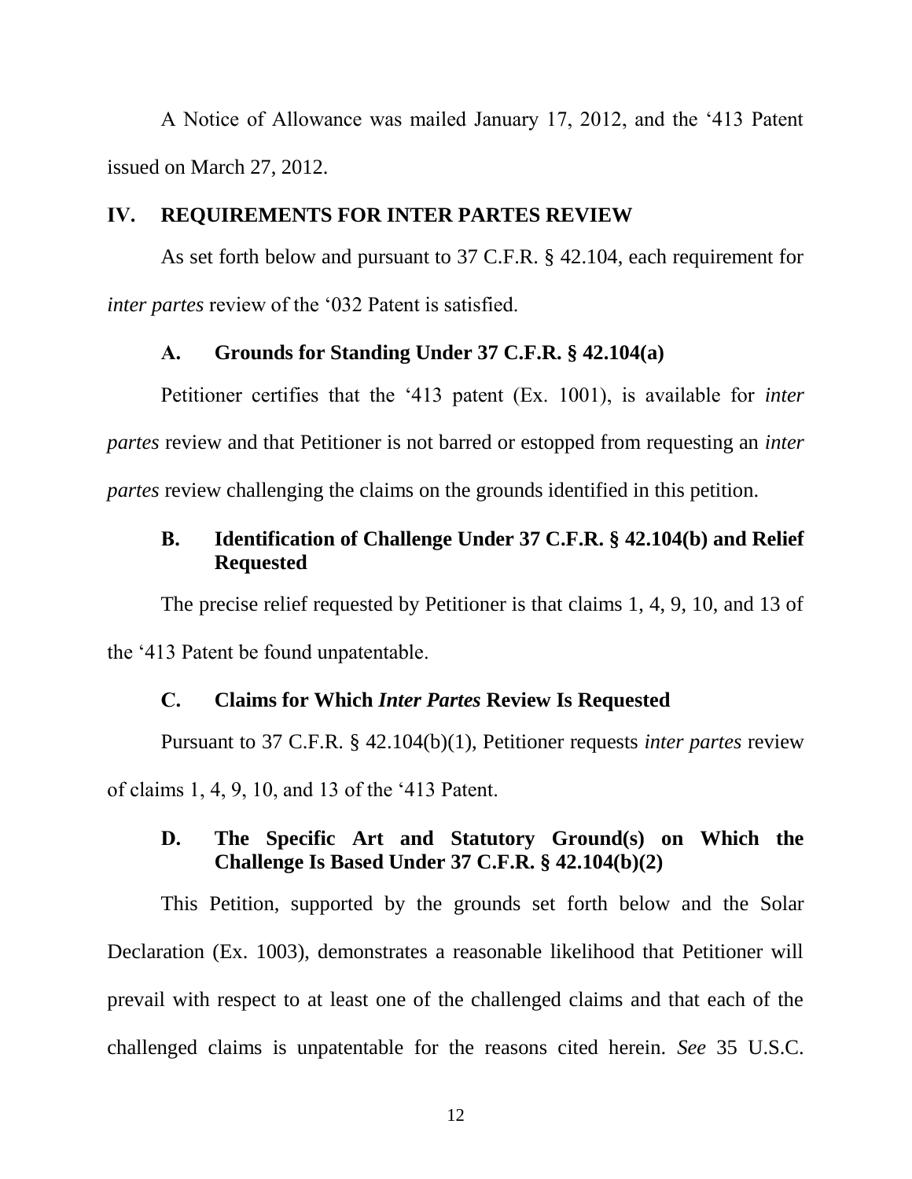A Notice of Allowance was mailed January 17, 2012, and the '413 Patent issued on March 27, 2012.

## IV. REQUIREMENTS FOR INTER PARTES REVIEW

As set forth below and pursuant to 37 C.F.R. § 42.104, each requirement for *inter partes* review of the '032 Patent is satisfied.

### A. Grounds for Standing Under 37 C.F.R. § 42.104(a)

Petitioner certifies that the '413 patent (Ex. 1001), is available for *inter partes* review and that Petitioner is not barred or estopped from requesting an *inter partes* review challenging the claims on the grounds identified in this petition.

### B. Identification of Challenge Under 37 C.F.R. § 42.104(b) and Relief Requested

The precise relief requested by Petitioner is that claims 1, 4, 9, 10, and 13 of the '413 Patent be found unpatentable.

### C. Claims for Which *Inter Partes* Review Is Requested

Pursuant to 37 C.F.R. § 42.104(b)(1), Petitioner requests *inter partes* review of claims 1, 4, 9, 10, and 13 of the '413 Patent.

### D. The Specific Art and Statutory Ground(s) on Which the Challenge Is Based Under 37 C.F.R. § 42.104(b)(2)

This Petition, supported by the grounds set forth below and the Solar Declaration (Ex. 1003), demonstrates a reasonable likelihood that Petitioner will prevail with respect to at least one of the challenged claims and that each of the challenged claims is unpatentable for the reasons cited herein. *See* 35 U.S.C.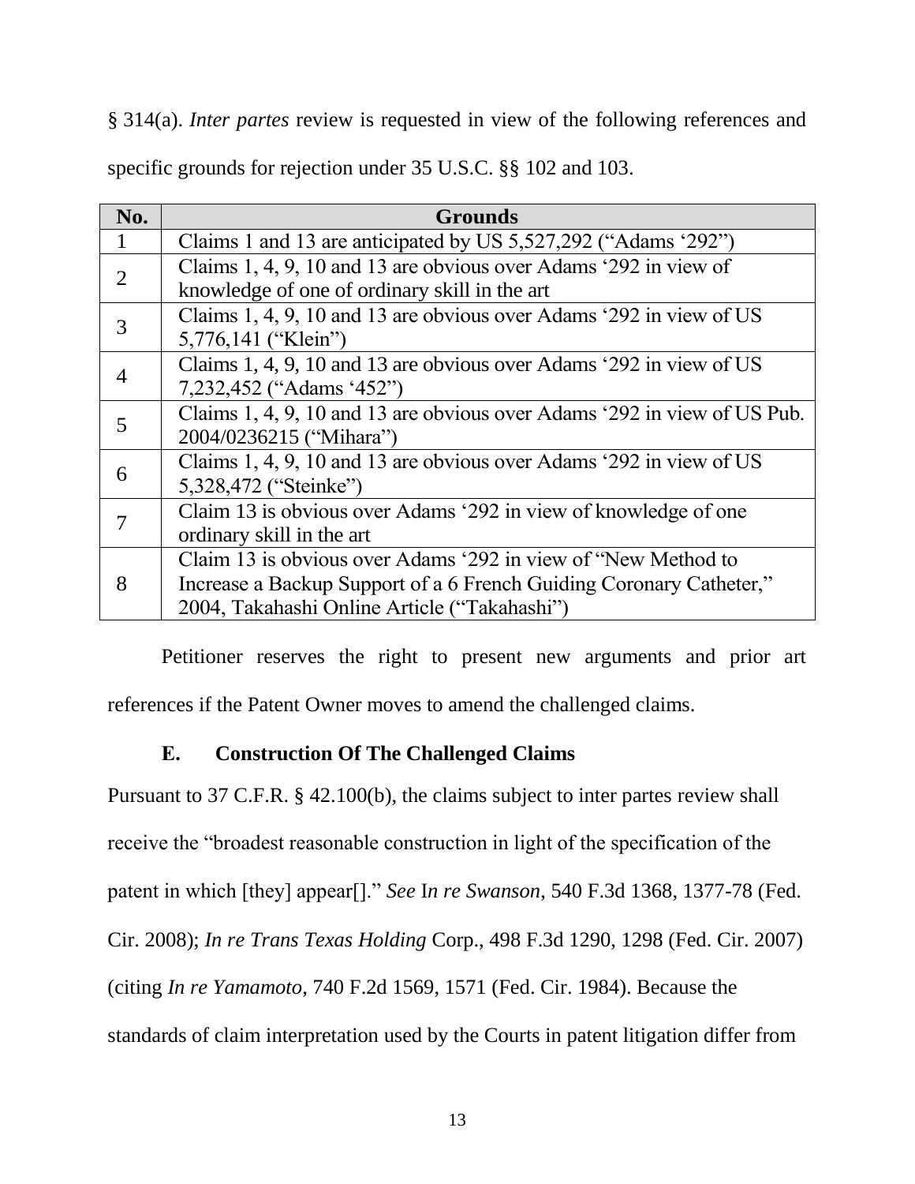§ 314(a). *Inter partes* review is requested in view of the following references and specific grounds for rejection under 35 U.S.C. §§ 102 and 103.

| No. | Grounds |
|---|---|
| 1 | Claims 1 and 13 are anticipated by US 5,527,292 ("Adams '292") |
| 2 | Claims 1, 4, 9, 10 and 13 are obvious over Adams '292 in view of knowledge of one of ordinary skill in the art |
| 3 | Claims 1, 4, 9, 10 and 13 are obvious over Adams '292 in view of US 5,776,141 ("Klein") |
| 4 | Claims 1, 4, 9, 10 and 13 are obvious over Adams '292 in view of US 7,232,452 ("Adams '452") |
| 5 | Claims 1, 4, 9, 10 and 13 are obvious over Adams '292 in view of US Pub. 2004/0236215 ("Mihara") |
| 6 | Claims 1, 4, 9, 10 and 13 are obvious over Adams '292 in view of US 5,328,472 ("Steinke") |
| 7 | Claim 13 is obvious over Adams '292 in view of knowledge of one ordinary skill in the art |
| 8 | Claim 13 is obvious over Adams '292 in view of "New Method to Increase a Backup Support of a 6 French Guiding Coronary Catheter," 2004, Takahashi Online Article ("Takahashi") |

Petitioner reserves the right to present new arguments and prior art references if the Patent Owner moves to amend the challenged claims.

### E. Construction Of The Challenged Claims

Pursuant to 37 C.F.R. § 42.100(b), the claims subject to inter partes review shall receive the "broadest reasonable construction in light of the specification of the patent in which [they] appear[]." *See* I*n re Swanson*, 540 F.3d 1368, 1377-78 (Fed. Cir. 2008); *In re Trans Texas Holding* Corp., 498 F.3d 1290, 1298 (Fed. Cir. 2007) (citing *In re Yamamoto*, 740 F.2d 1569, 1571 (Fed. Cir. 1984). Because the standards of claim interpretation used by the Courts in patent litigation differ from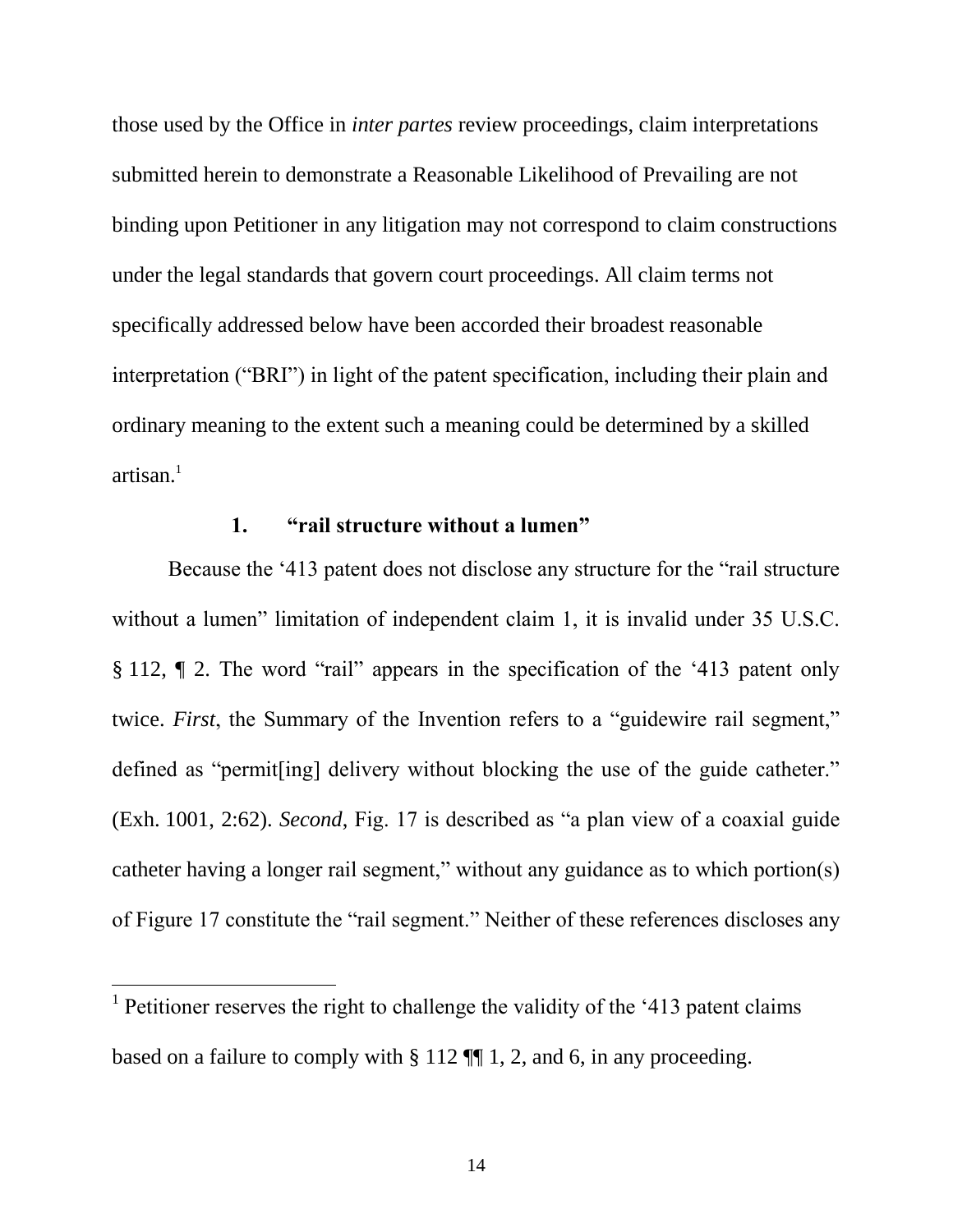those used by the Office in *inter partes* review proceedings, claim interpretations submitted herein to demonstrate a Reasonable Likelihood of Prevailing are not binding upon Petitioner in any litigation may not correspond to claim constructions under the legal standards that govern court proceedings. All claim terms not specifically addressed below have been accorded their broadest reasonable interpretation ("BRI") in light of the patent specification, including their plain and ordinary meaning to the extent such a meaning could be determined by a skilled artisan.[1]

### 1. "rail structure without a lumen"

Because the '413 patent does not disclose any structure for the "rail structure without a lumen" limitation of independent claim 1, it is invalid under 35 U.S.C. § 112, ¶ 2. The word "rail" appears in the specification of the '413 patent only twice. *First*, the Summary of the Invention refers to a "guidewire rail segment," defined as "permit[ing] delivery without blocking the use of the guide catheter." (Exh. 1001, 2:62). *Second*, Fig. 17 is described as "a plan view of a coaxial guide catheter having a longer rail segment," without any guidance as to which portion(s) of Figure 17 constitute the "rail segment." Neither of these references discloses any

[1] Petitioner reserves the right to challenge the validity of the '413 patent claims based on a failure to comply with § 112 ¶¶ 1, 2, and 6, in any proceeding.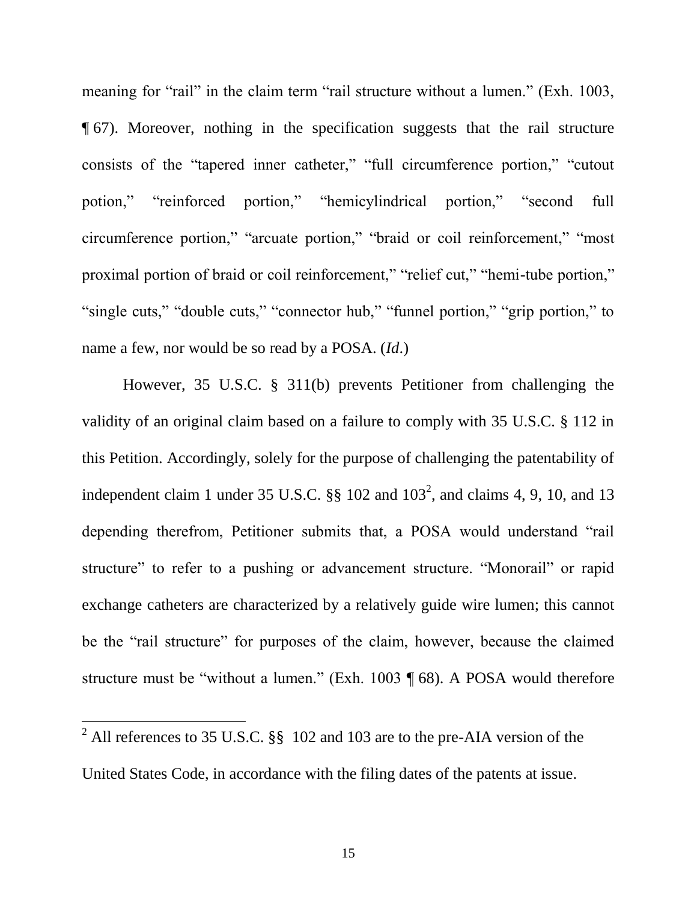meaning for "rail" in the claim term "rail structure without a lumen." (Exh. 1003, ¶ 67). Moreover, nothing in the specification suggests that the rail structure consists of the "tapered inner catheter," "full circumference portion," "cutout potion," "reinforced portion," "hemicylindrical portion," "second full circumference portion," "arcuate portion," "braid or coil reinforcement," "most proximal portion of braid or coil reinforcement," "relief cut," "hemi-tube portion," "single cuts," "double cuts," "connector hub," "funnel portion," "grip portion," to name a few, nor would be so read by a POSA. (*Id*.)

However, 35 U.S.C. § 311(b) prevents Petitioner from challenging the validity of an original claim based on a failure to comply with 35 U.S.C. § 112 in this Petition. Accordingly, solely for the purpose of challenging the patentability of independent claim 1 under 35 U.S.C. §§ 102 and 103[2], and claims 4, 9, 10, and 13 depending therefrom, Petitioner submits that, a POSA would understand "rail structure" to refer to a pushing or advancement structure. "Monorail" or rapid exchange catheters are characterized by a relatively guide wire lumen; this cannot be the "rail structure" for purposes of the claim, however, because the claimed structure must be "without a lumen." (Exh. 1003 ¶ 68). A POSA would therefore

---

[2] All references to 35 U.S.C. §§ 102 and 103 are to the pre-AIA version of the United States Code, in accordance with the filing dates of the patents at issue.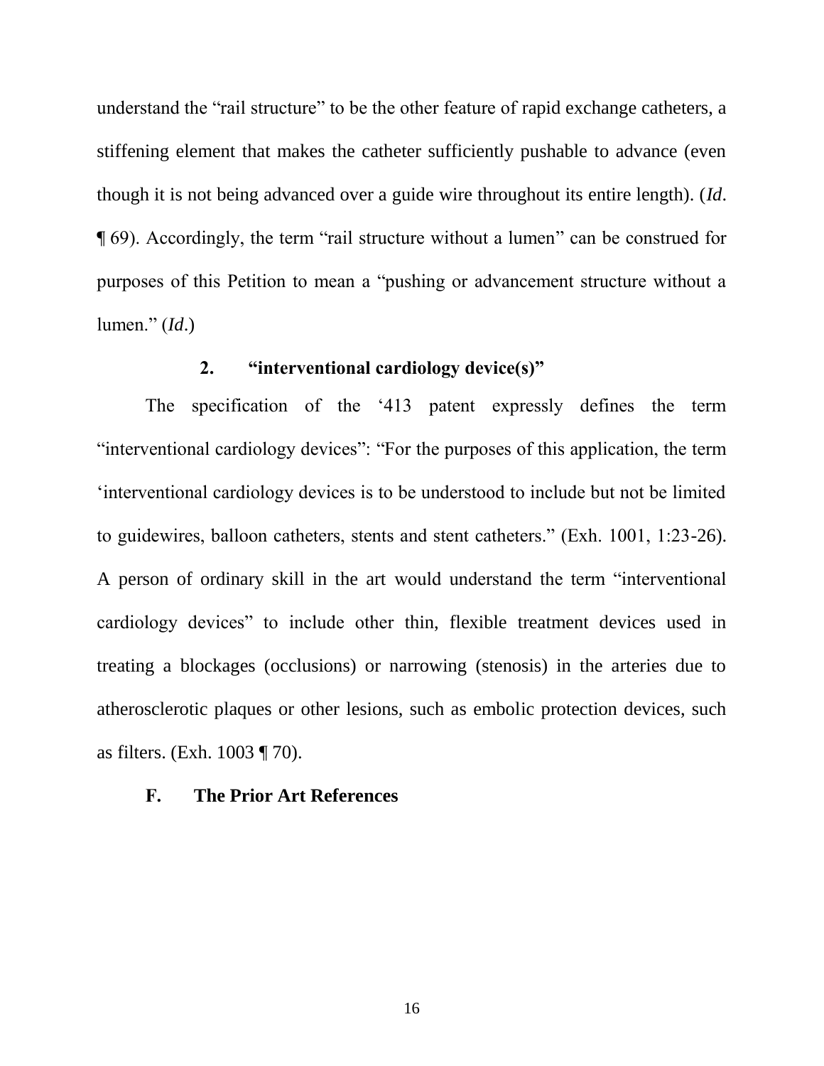understand the "rail structure" to be the other feature of rapid exchange catheters, a stiffening element that makes the catheter sufficiently pushable to advance (even though it is not being advanced over a guide wire throughout its entire length). (*Id*. ¶ 69). Accordingly, the term "rail structure without a lumen" can be construed for purposes of this Petition to mean a "pushing or advancement structure without a lumen." (*Id*.)

### 2. "interventional cardiology device(s)"

The specification of the '413 patent expressly defines the term "interventional cardiology devices": "For the purposes of this application, the term 'interventional cardiology devices is to be understood to include but not be limited to guidewires, balloon catheters, stents and stent catheters." (Exh. 1001, 1:23-26). A person of ordinary skill in the art would understand the term "interventional cardiology devices" to include other thin, flexible treatment devices used in treating a blockages (occlusions) or narrowing (stenosis) in the arteries due to atherosclerotic plaques or other lesions, such as embolic protection devices, such as filters. (Exh. 1003 ¶ 70).

## F. The Prior Art References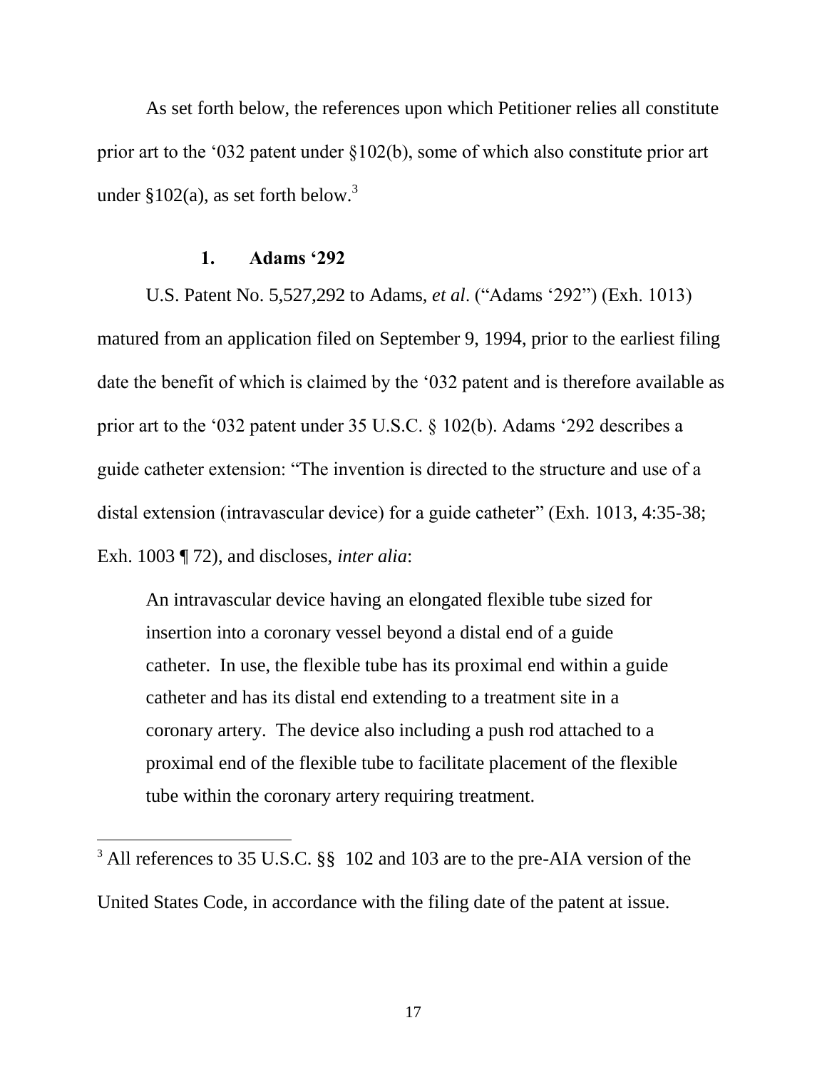As set forth below, the references upon which Petitioner relies all constitute prior art to the '032 patent under §102(b), some of which also constitute prior art under §102(a), as set forth below.[3]

### 1. Adams '292

U.S. Patent No. 5,527,292 to Adams, *et al*. ("Adams '292") (Exh. 1013) matured from an application filed on September 9, 1994, prior to the earliest filing date the benefit of which is claimed by the '032 patent and is therefore available as prior art to the '032 patent under 35 U.S.C. § 102(b). Adams '292 describes a guide catheter extension: "The invention is directed to the structure and use of a distal extension (intravascular device) for a guide catheter" (Exh. 1013, 4:35-38; Exh. 1003 ¶ 72), and discloses, *inter alia*:

> An intravascular device having an elongated flexible tube sized for insertion into a coronary vessel beyond a distal end of a guide catheter. In use, the flexible tube has its proximal end within a guide catheter and has its distal end extending to a treatment site in a coronary artery. The device also including a push rod attached to a proximal end of the flexible tube to facilitate placement of the flexible tube within the coronary artery requiring treatment.

---

[3] All references to 35 U.S.C. §§ 102 and 103 are to the pre-AIA version of the United States Code, in accordance with the filing date of the patent at issue.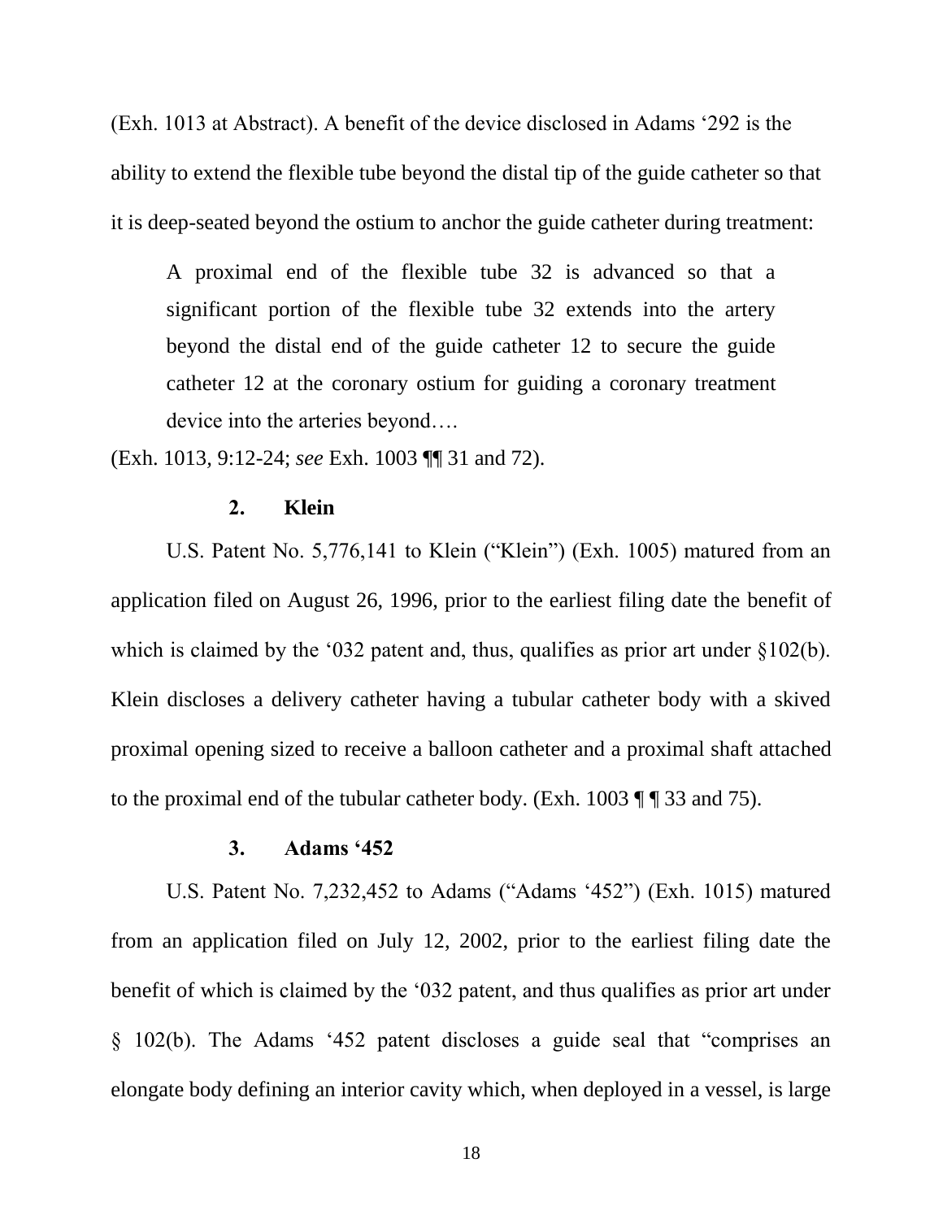(Exh. 1013 at Abstract). A benefit of the device disclosed in Adams '292 is the ability to extend the flexible tube beyond the distal tip of the guide catheter so that it is deep-seated beyond the ostium to anchor the guide catheter during treatment:

> A proximal end of the flexible tube 32 is advanced so that a significant portion of the flexible tube 32 extends into the artery beyond the distal end of the guide catheter 12 to secure the guide catheter 12 at the coronary ostium for guiding a coronary treatment device into the arteries beyond….

(Exh. 1013, 9:12-24; *see* Exh. 1003 ¶¶ 31 and 72).

### 2. Klein

U.S. Patent No. 5,776,141 to Klein ("Klein") (Exh. 1005) matured from an application filed on August 26, 1996, prior to the earliest filing date the benefit of which is claimed by the '032 patent and, thus, qualifies as prior art under §102(b). Klein discloses a delivery catheter having a tubular catheter body with a skived proximal opening sized to receive a balloon catheter and a proximal shaft attached to the proximal end of the tubular catheter body. (Exh. 1003 ¶ ¶ 33 and 75).

### 3. Adams '452

U.S. Patent No. 7,232,452 to Adams ("Adams '452") (Exh. 1015) matured from an application filed on July 12, 2002, prior to the earliest filing date the benefit of which is claimed by the '032 patent, and thus qualifies as prior art under § 102(b). The Adams '452 patent discloses a guide seal that "comprises an elongate body defining an interior cavity which, when deployed in a vessel, is large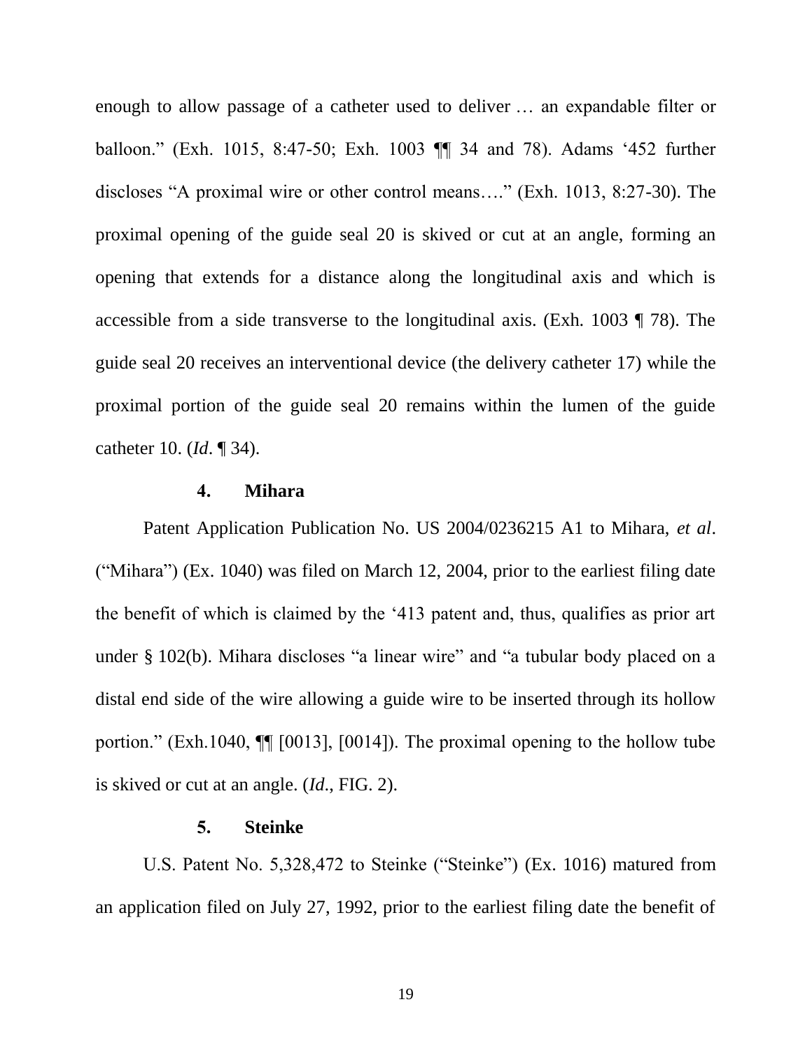enough to allow passage of a catheter used to deliver … an expandable filter or balloon." (Exh. 1015, 8:47-50; Exh. 1003 ¶¶ 34 and 78). Adams '452 further discloses "A proximal wire or other control means…." (Exh. 1013, 8:27-30). The proximal opening of the guide seal 20 is skived or cut at an angle, forming an opening that extends for a distance along the longitudinal axis and which is accessible from a side transverse to the longitudinal axis. (Exh. 1003 ¶ 78). The guide seal 20 receives an interventional device (the delivery catheter 17) while the proximal portion of the guide seal 20 remains within the lumen of the guide catheter 10. (*Id*. ¶ 34).

#### 4. Mihara

Patent Application Publication No. US 2004/0236215 A1 to Mihara, *et al*. ("Mihara") (Ex. 1040) was filed on March 12, 2004, prior to the earliest filing date the benefit of which is claimed by the '413 patent and, thus, qualifies as prior art under § 102(b). Mihara discloses "a linear wire" and "a tubular body placed on a distal end side of the wire allowing a guide wire to be inserted through its hollow portion." (Exh.1040, ¶¶ [0013], [0014]). The proximal opening to the hollow tube is skived or cut at an angle. (*Id*., FIG. 2).

#### 5. Steinke

U.S. Patent No. 5,328,472 to Steinke ("Steinke") (Ex. 1016) matured from an application filed on July 27, 1992, prior to the earliest filing date the benefit of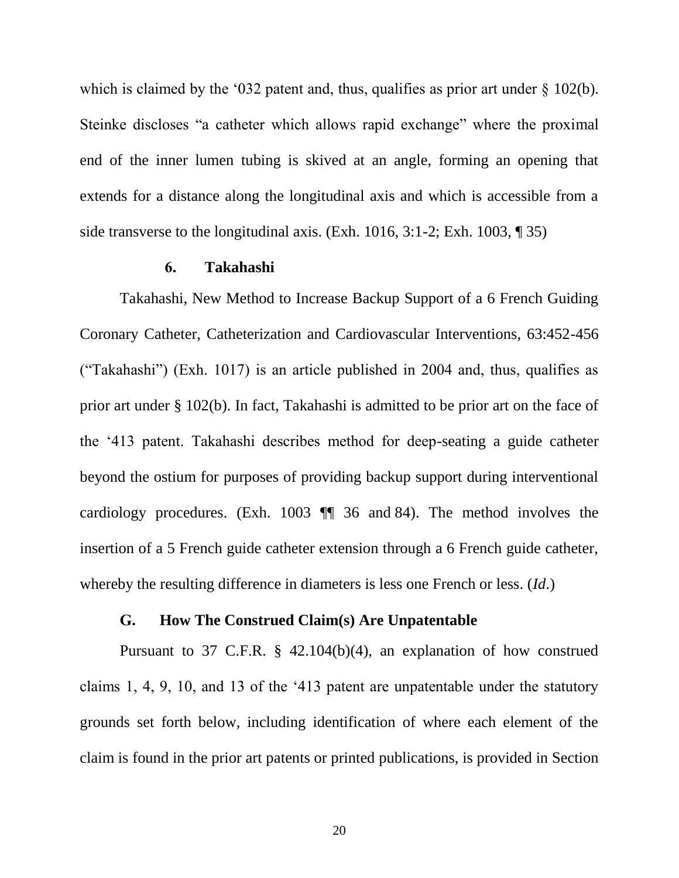which is claimed by the '032 patent and, thus, qualifies as prior art under § 102(b). Steinke discloses "a catheter which allows rapid exchange" where the proximal end of the inner lumen tubing is skived at an angle, forming an opening that extends for a distance along the longitudinal axis and which is accessible from a side transverse to the longitudinal axis. (Exh. 1016, 3:1-2; Exh. 1003, ¶ 35)

#### 6. Takahashi

Takahashi, New Method to Increase Backup Support of a 6 French Guiding Coronary Catheter, Catheterization and Cardiovascular Interventions, 63:452-456 ("Takahashi") (Exh. 1017) is an article published in 2004 and, thus, qualifies as prior art under § 102(b). In fact, Takahashi is admitted to be prior art on the face of the '413 patent. Takahashi describes method for deep-seating a guide catheter beyond the ostium for purposes of providing backup support during interventional cardiology procedures. (Exh. 1003 ¶¶ 36 and 84). The method involves the insertion of a 5 French guide catheter extension through a 6 French guide catheter, whereby the resulting difference in diameters is less one French or less. (*Id*.)

### G. How The Construed Claim(s) Are Unpatentable

Pursuant to 37 C.F.R. § 42.104(b)(4), an explanation of how construed claims 1, 4, 9, 10, and 13 of the '413 patent are unpatentable under the statutory grounds set forth below, including identification of where each element of the claim is found in the prior art patents or printed publications, is provided in Section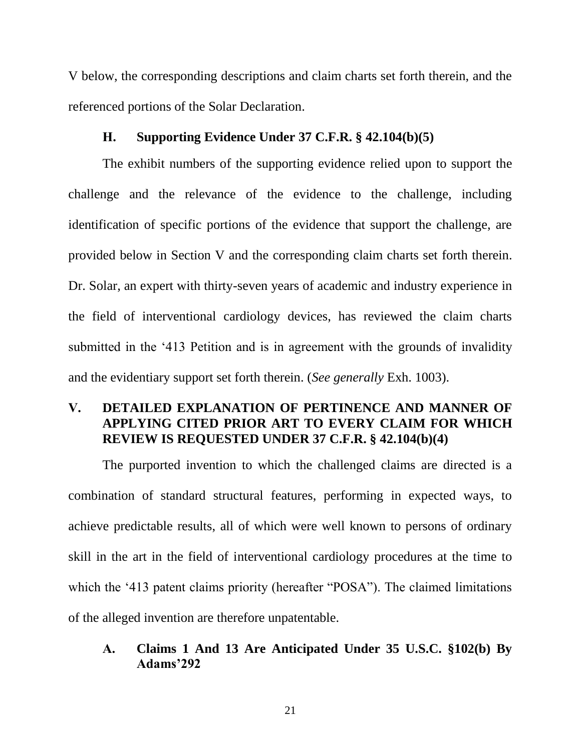V below, the corresponding descriptions and claim charts set forth therein, and the referenced portions of the Solar Declaration.

### H. Supporting Evidence Under 37 C.F.R. § 42.104(b)(5)

The exhibit numbers of the supporting evidence relied upon to support the challenge and the relevance of the evidence to the challenge, including identification of specific portions of the evidence that support the challenge, are provided below in Section V and the corresponding claim charts set forth therein. Dr. Solar, an expert with thirty-seven years of academic and industry experience in the field of interventional cardiology devices, has reviewed the claim charts submitted in the '413 Petition and is in agreement with the grounds of invalidity and the evidentiary support set forth therein. (*See generally* Exh. 1003).

## V. DETAILED EXPLANATION OF PERTINENCE AND MANNER OF APPLYING CITED PRIOR ART TO EVERY CLAIM FOR WHICH REVIEW IS REQUESTED UNDER 37 C.F.R. § 42.104(b)(4)

The purported invention to which the challenged claims are directed is a combination of standard structural features, performing in expected ways, to achieve predictable results, all of which were well known to persons of ordinary skill in the art in the field of interventional cardiology procedures at the time to which the '413 patent claims priority (hereafter "POSA"). The claimed limitations of the alleged invention are therefore unpatentable.

### A. Claims 1 And 13 Are Anticipated Under 35 U.S.C. §102(b) By Adams'292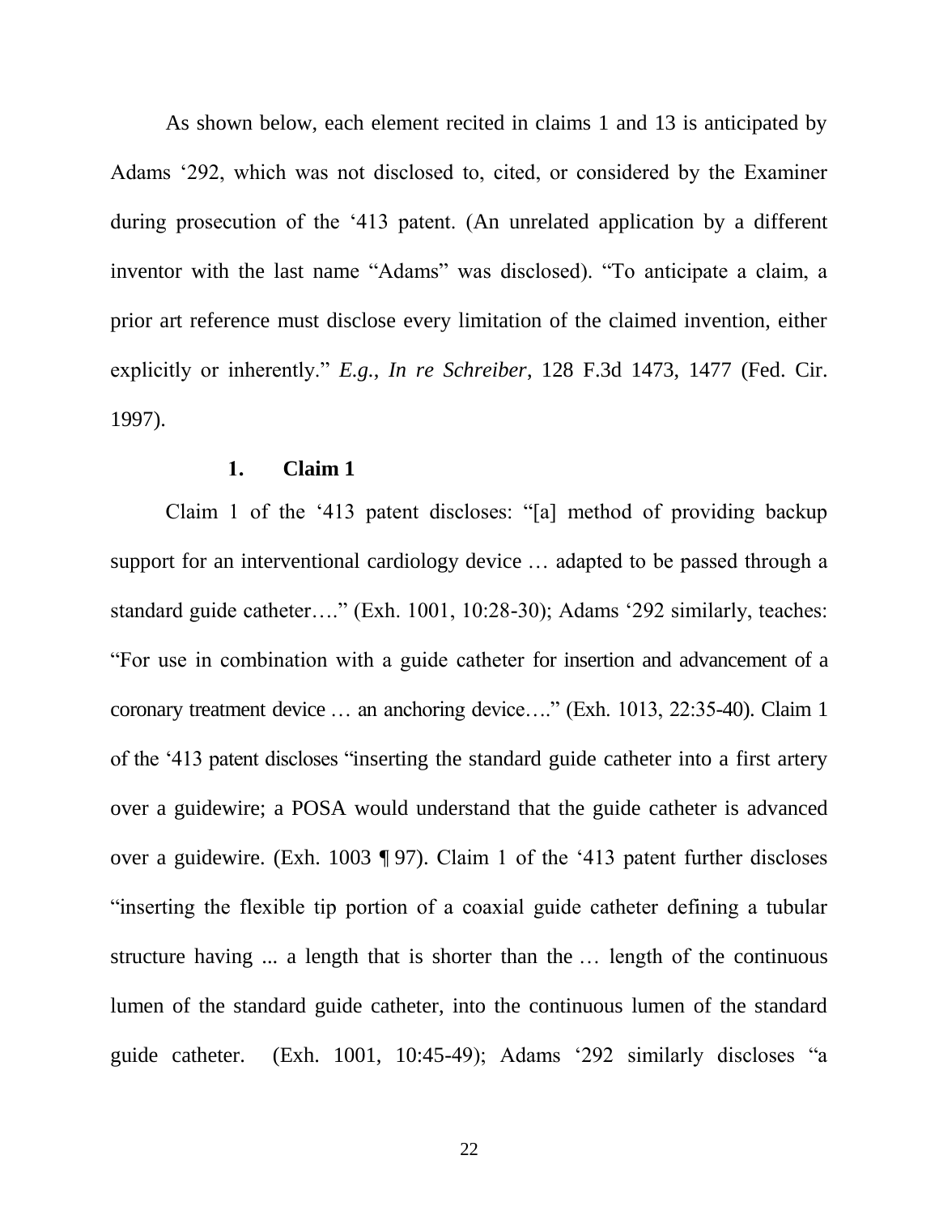As shown below, each element recited in claims 1 and 13 is anticipated by Adams '292, which was not disclosed to, cited, or considered by the Examiner during prosecution of the '413 patent. (An unrelated application by a different inventor with the last name "Adams" was disclosed). "To anticipate a claim, a prior art reference must disclose every limitation of the claimed invention, either explicitly or inherently." *E.g.*, *In re Schreiber*, 128 F.3d 1473, 1477 (Fed. Cir. 1997).

### 1. Claim 1

Claim 1 of the '413 patent discloses: "[a] method of providing backup support for an interventional cardiology device … adapted to be passed through a standard guide catheter…." (Exh. 1001, 10:28-30); Adams '292 similarly, teaches: "For use in combination with a guide catheter for insertion and advancement of a coronary treatment device … an anchoring device…." (Exh. 1013, 22:35-40). Claim 1 of the '413 patent discloses "inserting the standard guide catheter into a first artery over a guidewire; a POSA would understand that the guide catheter is advanced over a guidewire. (Exh. 1003 ¶ 97). Claim 1 of the '413 patent further discloses "inserting the flexible tip portion of a coaxial guide catheter defining a tubular structure having ... a length that is shorter than the … length of the continuous lumen of the standard guide catheter, into the continuous lumen of the standard guide catheter. (Exh. 1001, 10:45-49); Adams '292 similarly discloses "a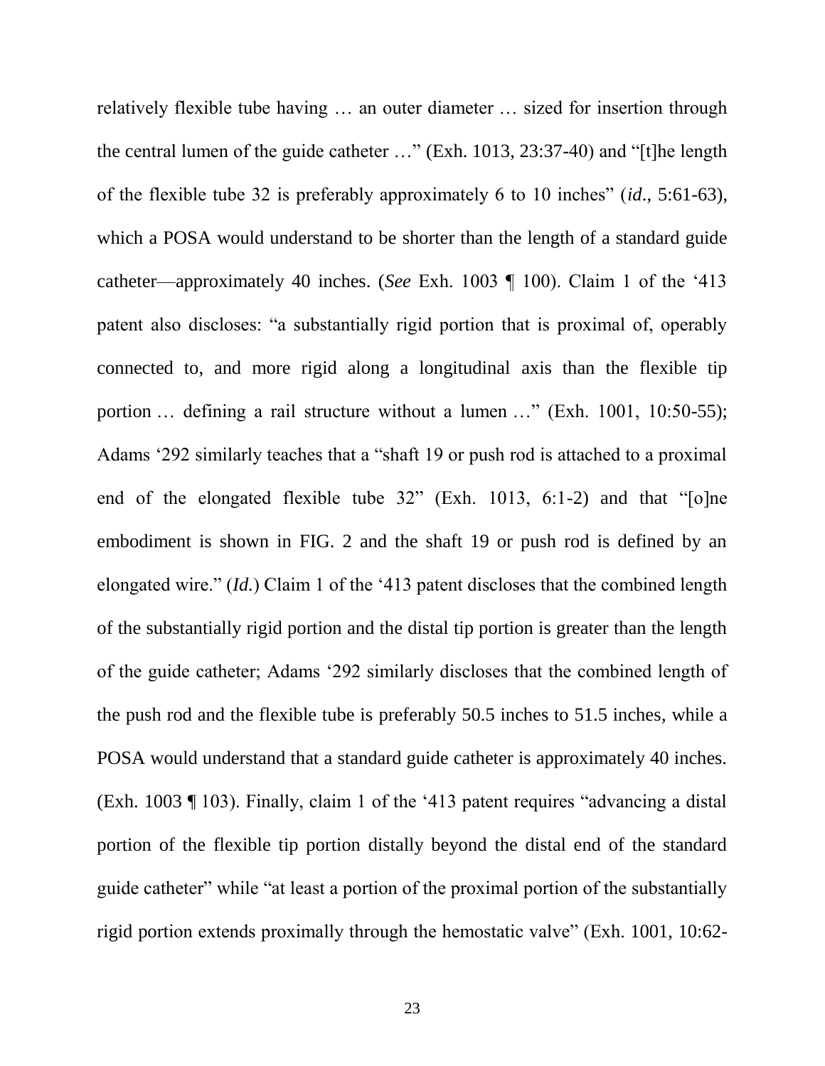relatively flexible tube having … an outer diameter … sized for insertion through the central lumen of the guide catheter …" (Exh. 1013, 23:37-40) and "[t]he length of the flexible tube 32 is preferably approximately 6 to 10 inches" (*id*., 5:61-63), which a POSA would understand to be shorter than the length of a standard guide catheter—approximately 40 inches. (*See* Exh. 1003 ¶ 100). Claim 1 of the '413 patent also discloses: "a substantially rigid portion that is proximal of, operably connected to, and more rigid along a longitudinal axis than the flexible tip portion … defining a rail structure without a lumen …" (Exh. 1001, 10:50-55); Adams '292 similarly teaches that a "shaft 19 or push rod is attached to a proximal end of the elongated flexible tube 32" (Exh. 1013, 6:1-2) and that "[o]ne embodiment is shown in FIG. 2 and the shaft 19 or push rod is defined by an elongated wire." (*Id.*) Claim 1 of the '413 patent discloses that the combined length of the substantially rigid portion and the distal tip portion is greater than the length of the guide catheter; Adams '292 similarly discloses that the combined length of the push rod and the flexible tube is preferably 50.5 inches to 51.5 inches, while a POSA would understand that a standard guide catheter is approximately 40 inches. (Exh. 1003 ¶ 103). Finally, claim 1 of the '413 patent requires "advancing a distal portion of the flexible tip portion distally beyond the distal end of the standard guide catheter" while "at least a portion of the proximal portion of the substantially rigid portion extends proximally through the hemostatic valve" (Exh. 1001, 10:62-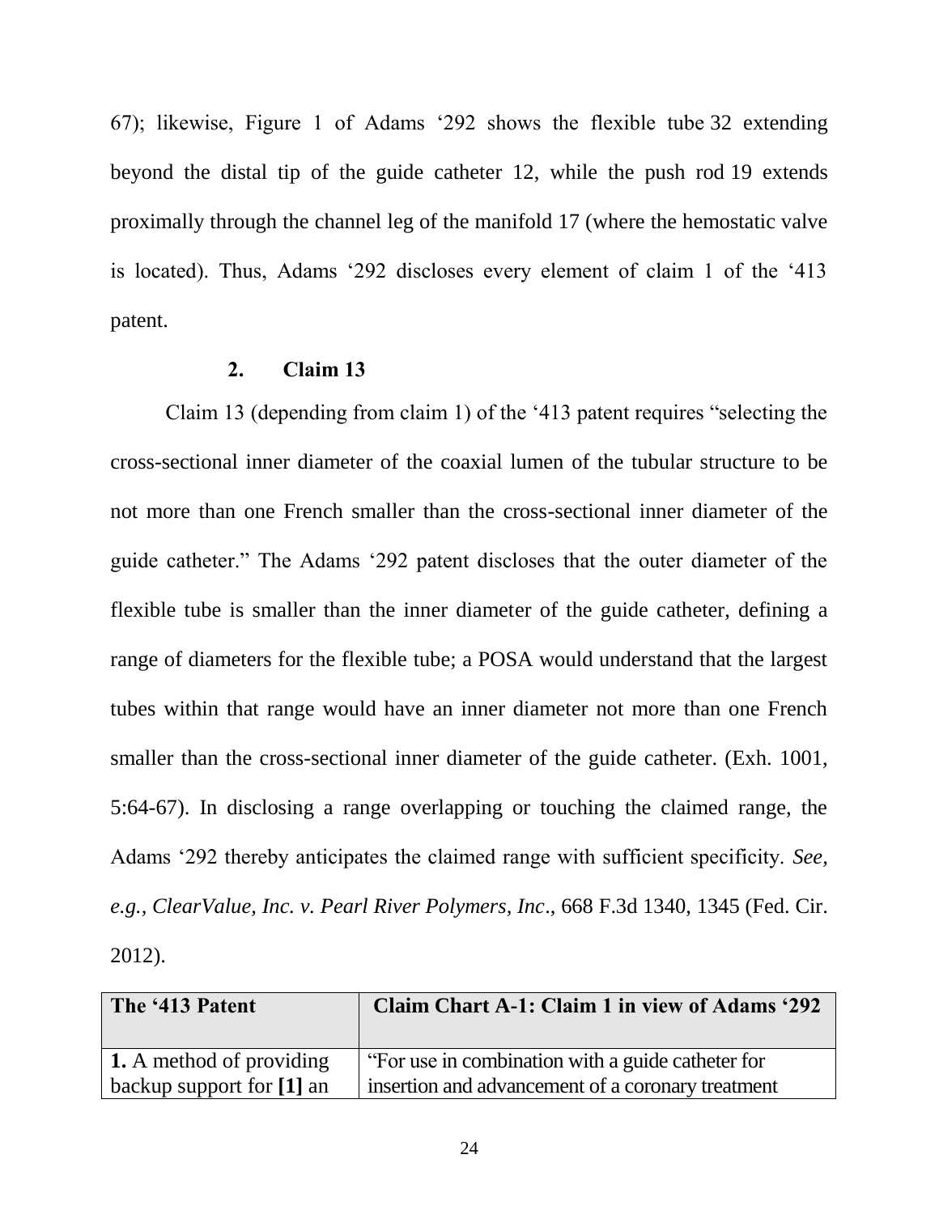67); likewise, Figure 1 of Adams '292 shows the flexible tube 32 extending beyond the distal tip of the guide catheter 12, while the push rod 19 extends proximally through the channel leg of the manifold 17 (where the hemostatic valve is located). Thus, Adams '292 discloses every element of claim 1 of the '413 patent.

### 2. Claim 13

Claim 13 (depending from claim 1) of the '413 patent requires "selecting the cross-sectional inner diameter of the coaxial lumen of the tubular structure to be not more than one French smaller than the cross-sectional inner diameter of the guide catheter." The Adams '292 patent discloses that the outer diameter of the flexible tube is smaller than the inner diameter of the guide catheter, defining a range of diameters for the flexible tube; a POSA would understand that the largest tubes within that range would have an inner diameter not more than one French smaller than the cross-sectional inner diameter of the guide catheter. (Exh. 1001, 5:64-67). In disclosing a range overlapping or touching the claimed range, the Adams '292 thereby anticipates the claimed range with sufficient specificity. *See, e.g., ClearValue, Inc. v. Pearl River Polymers, Inc*., 668 F.3d 1340, 1345 (Fed. Cir. 2012).

| The '413 Patent | Claim Chart A-1: Claim 1 in view of Adams '292 |
|---|---|
| **1.** A method of providing backup support for **[1]** an | "For use in combination with a guide catheter for insertion and advancement of a coronary treatment |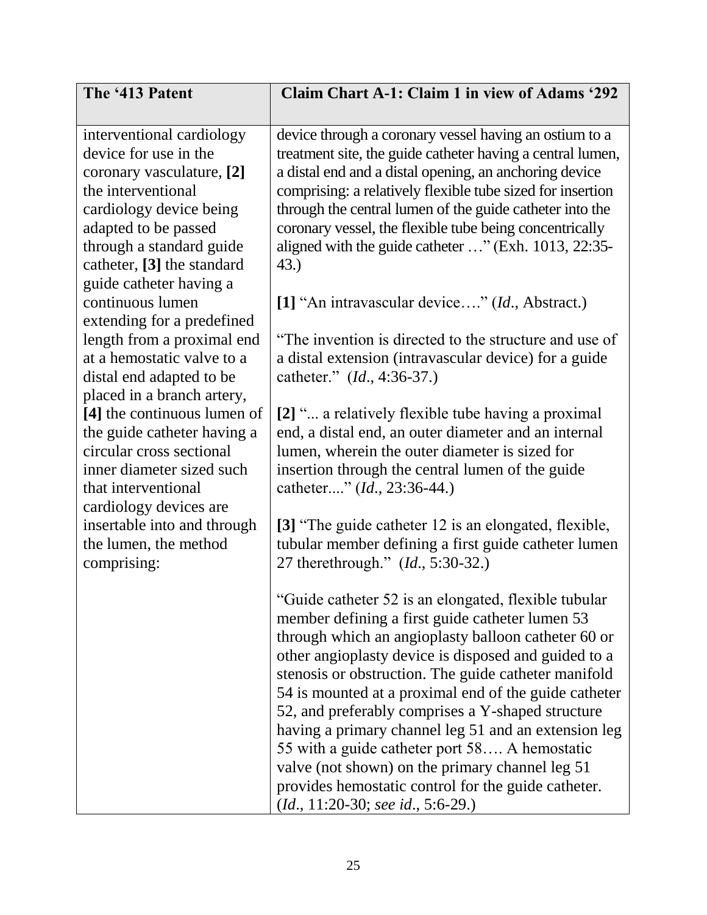| The '413 Patent | Claim Chart A-1: Claim 1 in view of Adams '292 |
|---|---|
| interventional cardiology device for use in the coronary vasculature, **[2]** the interventional cardiology device being adapted to be passed through a standard guide catheter, **[3]** the standard guide catheter having a continuous lumen extending for a predefined length from a proximal end at a hemostatic valve to a distal end adapted to be placed in a branch artery, **[4]** the continuous lumen of the guide catheter having a circular cross sectional inner diameter sized such that interventional cardiology devices are insertable into and through the lumen, the method comprising: | device through a coronary vessel having an ostium to a treatment site, the guide catheter having a central lumen, a distal end and a distal opening, an anchoring device comprising: a relatively flexible tube sized for insertion through the central lumen of the guide catheter into the coronary vessel, the flexible tube being concentrically aligned with the guide catheter …" (Exh. 1013, 22:35-43.)<br><br>**[1]** "An intravascular device…." (*Id*., Abstract.)<br><br>"The invention is directed to the structure and use of a distal extension (intravascular device) for a guide catheter." (*Id*., 4:36-37.)<br><br>**[2]** "... a relatively flexible tube having a proximal end, a distal end, an outer diameter and an internal lumen, wherein the outer diameter is sized for insertion through the central lumen of the guide catheter...." (*Id*., 23:36-44.)<br><br>**[3]** "The guide catheter 12 is an elongated, flexible, tubular member defining a first guide catheter lumen 27 therethrough." (*Id*., 5:30-32.)<br><br>"Guide catheter 52 is an elongated, flexible tubular member defining a first guide catheter lumen 53 through which an angioplasty balloon catheter 60 or other angioplasty device is disposed and guided to a stenosis or obstruction. The guide catheter manifold 54 is mounted at a proximal end of the guide catheter 52, and preferably comprises a Y-shaped structure having a primary channel leg 51 and an extension leg 55 with a guide catheter port 58…. A hemostatic valve (not shown) on the primary channel leg 51 provides hemostatic control for the guide catheter. (*Id*., 11:20-30; *see id*., 5:6-29.) |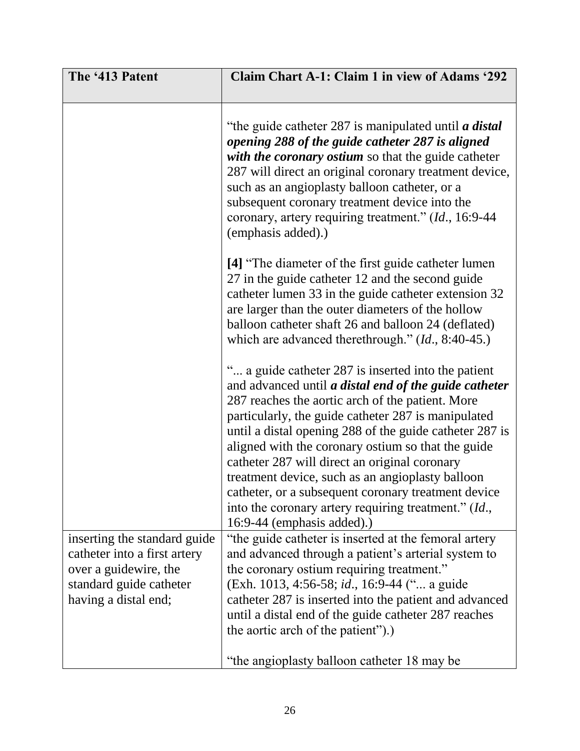| The '413 Patent | Claim Chart A-1: Claim 1 in view of Adams '292 |
|---|---|
| | "the guide catheter 287 is manipulated until ***a distal opening 288 of the guide catheter 287 is aligned with the coronary ostium*** so that the guide catheter 287 will direct an original coronary treatment device, such as an angioplasty balloon catheter, or a subsequent coronary treatment device into the coronary, artery requiring treatment." (*Id*., 16:9-44 (emphasis added).)<br><br>**[4]** "The diameter of the first guide catheter lumen 27 in the guide catheter 12 and the second guide catheter lumen 33 in the guide catheter extension 32 are larger than the outer diameters of the hollow balloon catheter shaft 26 and balloon 24 (deflated) which are advanced therethrough." (*Id*., 8:40-45.)<br><br>"... a guide catheter 287 is inserted into the patient and advanced until ***a distal end of the guide catheter*** 287 reaches the aortic arch of the patient. More particularly, the guide catheter 287 is manipulated until a distal opening 288 of the guide catheter 287 is aligned with the coronary ostium so that the guide catheter 287 will direct an original coronary treatment device, such as an angioplasty balloon catheter, or a subsequent coronary treatment device into the coronary artery requiring treatment." (*Id*., 16:9-44 (emphasis added).) |
| inserting the standard guide catheter into a first artery over a guidewire, the standard guide catheter having a distal end; | "the guide catheter is inserted at the femoral artery and advanced through a patient's arterial system to the coronary ostium requiring treatment." (Exh. 1013, 4:56-58; *id*., 16:9-44 ("... a guide catheter 287 is inserted into the patient and advanced until a distal end of the guide catheter 287 reaches the aortic arch of the patient").)<br><br>"the angioplasty balloon catheter 18 may be |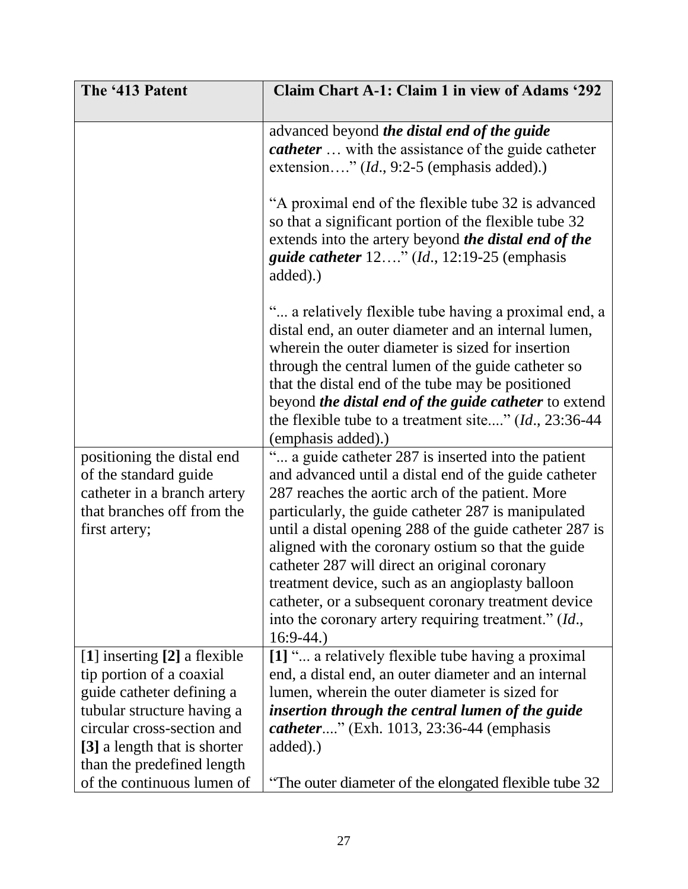| The '413 Patent | Claim Chart A-1: Claim 1 in view of Adams '292 |
| --- | --- |
| | advanced beyond ***the distal end of the guide catheter*** … with the assistance of the guide catheter extension…." (*Id*., 9:2-5 (emphasis added).)<br><br>"A proximal end of the flexible tube 32 is advanced so that a significant portion of the flexible tube 32 extends into the artery beyond ***the distal end of the guide catheter*** 12…." (*Id*., 12:19-25 (emphasis added).)<br><br>"... a relatively flexible tube having a proximal end, a distal end, an outer diameter and an internal lumen, wherein the outer diameter is sized for insertion through the central lumen of the guide catheter so that the distal end of the tube may be positioned beyond ***the distal end of the guide catheter*** to extend the flexible tube to a treatment site...." (*Id*., 23:36-44 (emphasis added).) |
| positioning the distal end of the standard guide catheter in a branch artery that branches off from the first artery; | "... a guide catheter 287 is inserted into the patient and advanced until a distal end of the guide catheter 287 reaches the aortic arch of the patient. More particularly, the guide catheter 287 is manipulated until a distal opening 288 of the guide catheter 287 is aligned with the coronary ostium so that the guide catheter 287 will direct an original coronary treatment device, such as an angioplasty balloon catheter, or a subsequent coronary treatment device into the coronary artery requiring treatment." (*Id*., 16:9-44.) |
| [**1**] inserting **[2]** a flexible tip portion of a coaxial guide catheter defining a tubular structure having a circular cross-section and **[3]** a length that is shorter than the predefined length of the continuous lumen of | **[1]** "... a relatively flexible tube having a proximal end, a distal end, an outer diameter and an internal lumen, wherein the outer diameter is sized for ***insertion through the central lumen of the guide catheter***...." (Exh. 1013, 23:36-44 (emphasis added).)<br><br>"The outer diameter of the elongated flexible tube 32 |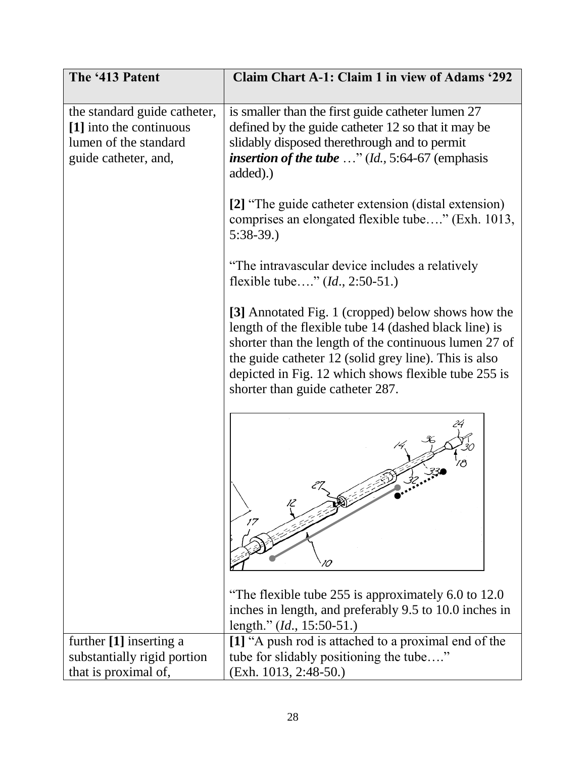| The '413 Patent | Claim Chart A-1: Claim 1 in view of Adams '292 |
|---|---|
| the standard guide catheter, **[1]** into the continuous lumen of the standard guide catheter, and, | is smaller than the first guide catheter lumen 27 defined by the guide catheter 12 so that it may be slidably disposed therethrough and to permit ***insertion of the tube*** …" (*Id.,* 5:64-67 (emphasis added).)<br><br>**[2]** "The guide catheter extension (distal extension) comprises an elongated flexible tube…." (Exh. 1013, 5:38-39.)<br><br>"The intravascular device includes a relatively flexible tube…." (*Id*., 2:50-51.)<br><br>**[3]** Annotated Fig. 1 (cropped) below shows how the length of the flexible tube 14 (dashed black line) is shorter than the length of the continuous lumen 27 of the guide catheter 12 (solid grey line). This is also depicted in Fig. 12 which shows flexible tube 255 is shorter than guide catheter 287.<br><br>"The flexible tube 255 is approximately 6.0 to 12.0 inches in length, and preferably 9.5 to 10.0 inches in length." (*Id*., 15:50-51.) |
| further **[1]** inserting a substantially rigid portion that is proximal of, | **[1]** "A push rod is attached to a proximal end of the tube for slidably positioning the tube…." (Exh. 1013, 2:48-50.) |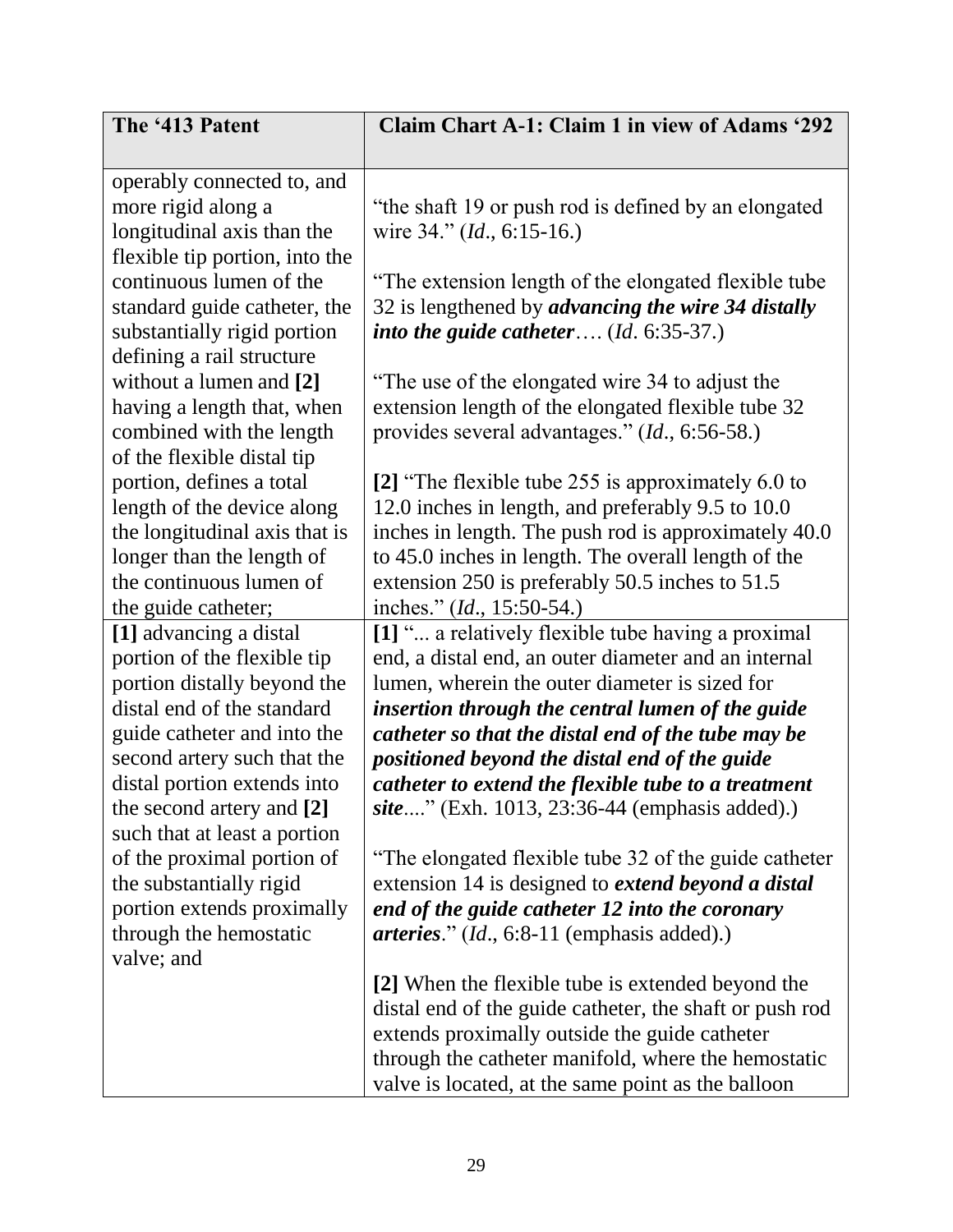| The '413 Patent | Claim Chart A-1: Claim 1 in view of Adams '292 |
|---|---|
| operably connected to, and more rigid along a longitudinal axis than the flexible tip portion, into the continuous lumen of the standard guide catheter, the substantially rigid portion defining a rail structure without a lumen and **[2]** having a length that, when combined with the length of the flexible distal tip portion, defines a total length of the device along the longitudinal axis that is longer than the length of the continuous lumen of the guide catheter; | "the shaft 19 or push rod is defined by an elongated wire 34." (*Id*., 6:15-16.)<br><br>"The extension length of the elongated flexible tube 32 is lengthened by ***advancing the wire 34 distally into the guide catheter***…. (*Id*. 6:35-37.)<br><br>"The use of the elongated wire 34 to adjust the extension length of the elongated flexible tube 32 provides several advantages." (*Id*., 6:56-58.)<br><br>**[2]** "The flexible tube 255 is approximately 6.0 to 12.0 inches in length, and preferably 9.5 to 10.0 inches in length. The push rod is approximately 40.0 to 45.0 inches in length. The overall length of the extension 250 is preferably 50.5 inches to 51.5 inches." (*Id*., 15:50-54.) |
| **[1]** advancing a distal portion of the flexible tip portion distally beyond the distal end of the standard guide catheter and into the second artery such that the distal portion extends into the second artery and **[2]** such that at least a portion of the proximal portion of the substantially rigid portion extends proximally through the hemostatic valve; and | **[1]** "... a relatively flexible tube having a proximal end, a distal end, an outer diameter and an internal lumen, wherein the outer diameter is sized for ***insertion through the central lumen of the guide catheter so that the distal end of the tube may be positioned beyond the distal end of the guide catheter to extend the flexible tube to a treatment site***...." (Exh. 1013, 23:36-44 (emphasis added).)<br><br>"The elongated flexible tube 32 of the guide catheter extension 14 is designed to ***extend beyond a distal end of the guide catheter 12 into the coronary arteries***." (*Id*., 6:8-11 (emphasis added).)<br><br>**[2]** When the flexible tube is extended beyond the distal end of the guide catheter, the shaft or push rod extends proximally outside the guide catheter through the catheter manifold, where the hemostatic valve is located, at the same point as the balloon |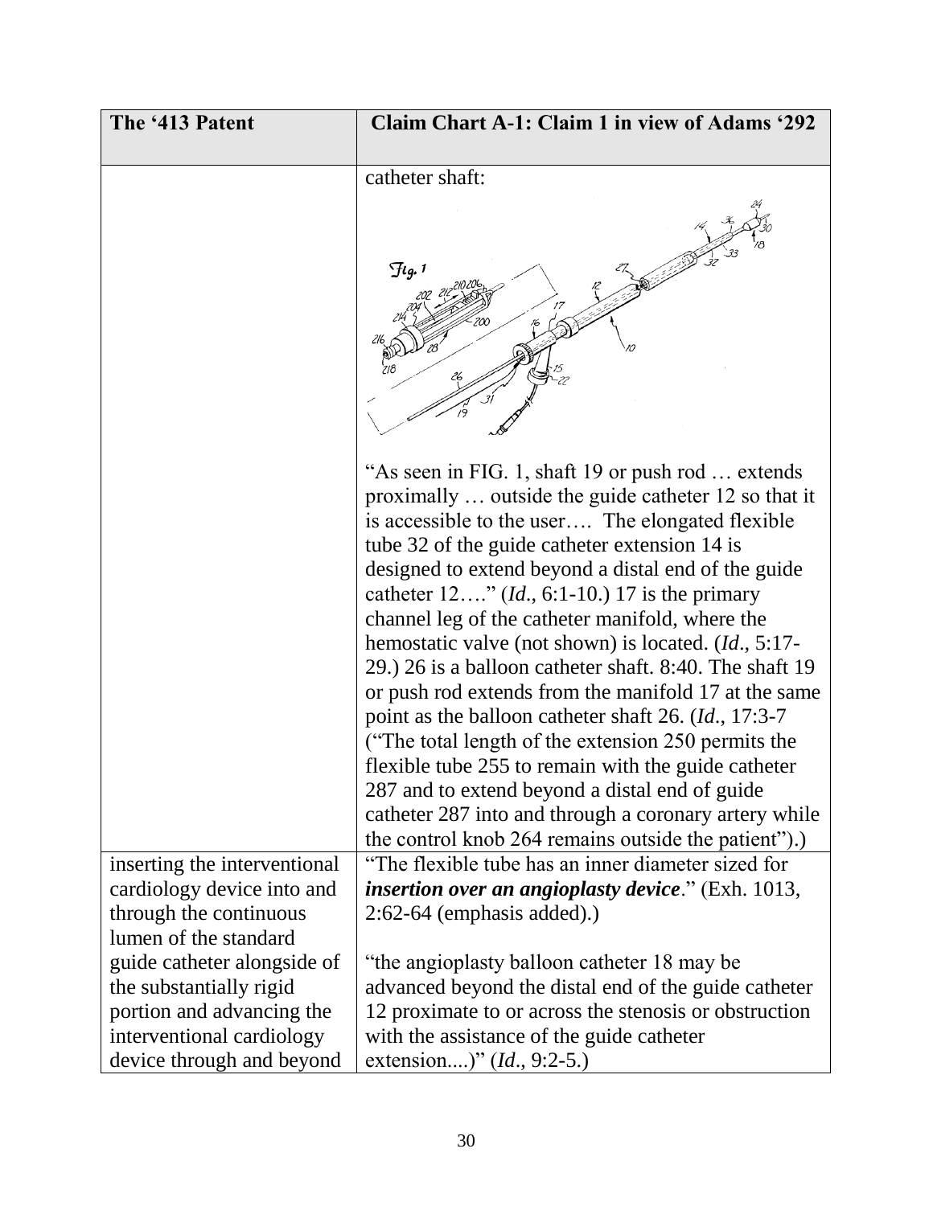| The '413 Patent | Claim Chart A-1: Claim 1 in view of Adams '292 |
|---|---|
| | catheter shaft: "As seen in FIG. 1, shaft 19 or push rod … extends proximally … outside the guide catheter 12 so that it is accessible to the user…. The elongated flexible tube 32 of the guide catheter extension 14 is designed to extend beyond a distal end of the guide catheter 12…." (*Id*., 6:1-10.) 17 is the primary channel leg of the catheter manifold, where the hemostatic valve (not shown) is located. (*Id*., 5:17-29.) 26 is a balloon catheter shaft. 8:40. The shaft 19 or push rod extends from the manifold 17 at the same point as the balloon catheter shaft 26. (*Id*., 17:3-7 ("The total length of the extension 250 permits the flexible tube 255 to remain with the guide catheter 287 and to extend beyond a distal end of guide catheter 287 into and through a coronary artery while the control knob 264 remains outside the patient").) |
| inserting the interventional cardiology device into and through the continuous lumen of the standard guide catheter alongside of the substantially rigid portion and advancing the interventional cardiology device through and beyond | "The flexible tube has an inner diameter sized for ***insertion over an angioplasty device***." (Exh. 1013, 2:62-64 (emphasis added).) "the angioplasty balloon catheter 18 may be advanced beyond the distal end of the guide catheter 12 proximate to or across the stenosis or obstruction with the assistance of the guide catheter extension....)" (*Id*., 9:2-5.) |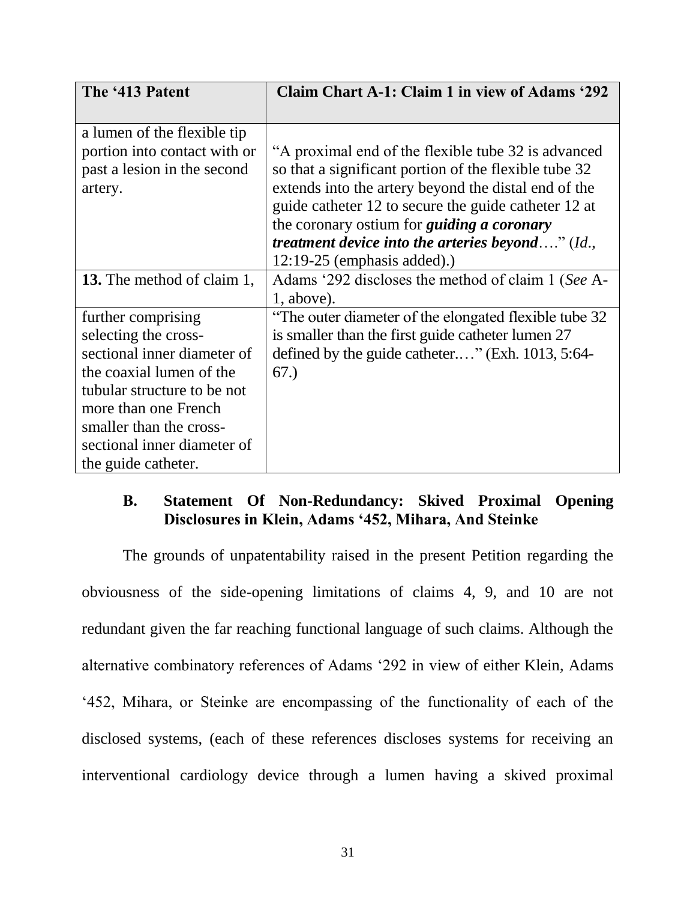| The '413 Patent | Claim Chart A-1: Claim 1 in view of Adams '292 |
| --- | --- |
| a lumen of the flexible tip portion into contact with or past a lesion in the second artery. | "A proximal end of the flexible tube 32 is advanced so that a significant portion of the flexible tube 32 extends into the artery beyond the distal end of the guide catheter 12 to secure the guide catheter 12 at the coronary ostium for ***guiding a coronary treatment device into the arteries beyond***…." (*Id.*, 12:19-25 (emphasis added).) |
| **13.** The method of claim 1, | Adams '292 discloses the method of claim 1 (*See* A-1, above). |
| further comprising selecting the cross-sectional inner diameter of the coaxial lumen of the tubular structure to be not more than one French smaller than the cross-sectional inner diameter of the guide catheter. | "The outer diameter of the elongated flexible tube 32 is smaller than the first guide catheter lumen 27 defined by the guide catheter.…" (Exh. 1013, 5:64-67.) |

### B. Statement Of Non-Redundancy: Skived Proximal Opening Disclosures in Klein, Adams '452, Mihara, And Steinke

The grounds of unpatentability raised in the present Petition regarding the obviousness of the side-opening limitations of claims 4, 9, and 10 are not redundant given the far reaching functional language of such claims. Although the alternative combinatory references of Adams '292 in view of either Klein, Adams '452, Mihara, or Steinke are encompassing of the functionality of each of the disclosed systems, (each of these references discloses systems for receiving an interventional cardiology device through a lumen having a skived proximal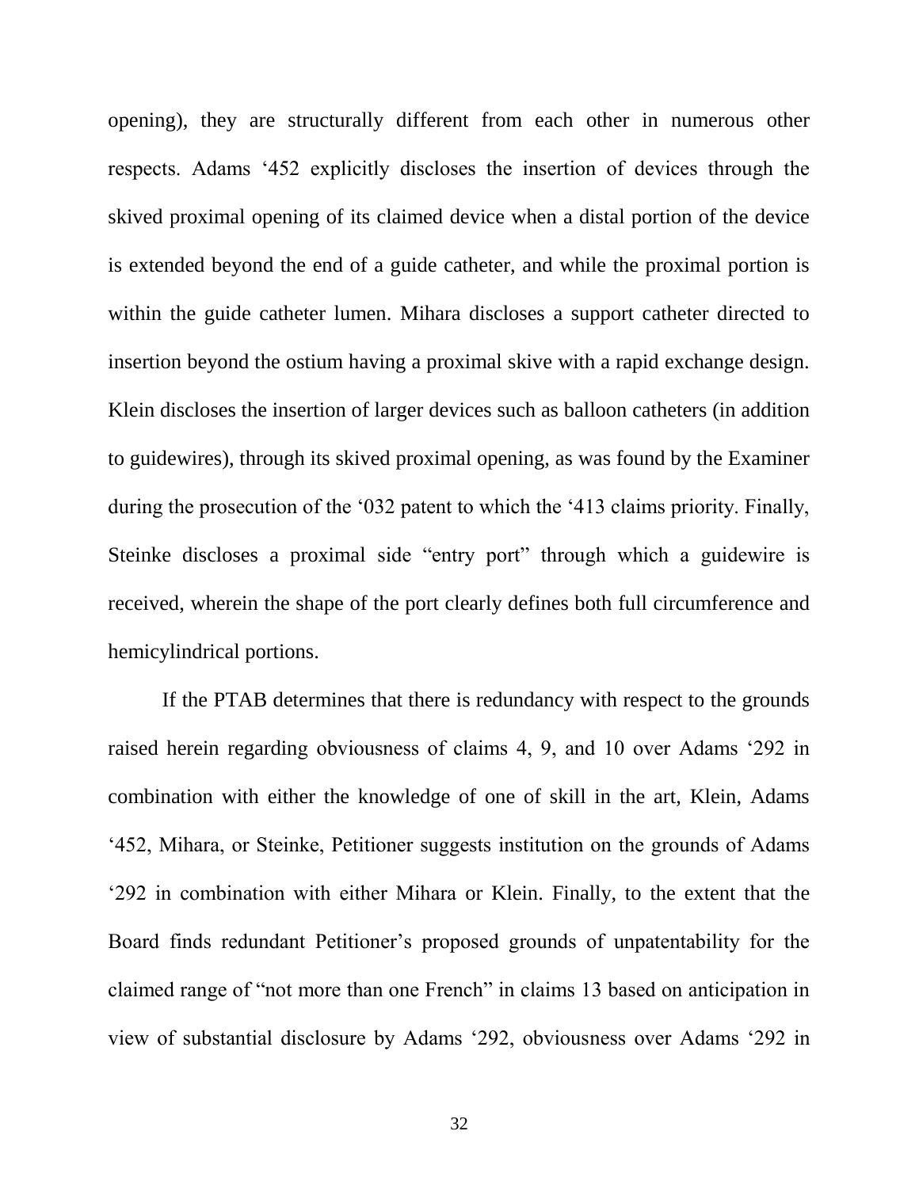opening), they are structurally different from each other in numerous other respects. Adams '452 explicitly discloses the insertion of devices through the skived proximal opening of its claimed device when a distal portion of the device is extended beyond the end of a guide catheter, and while the proximal portion is within the guide catheter lumen. Mihara discloses a support catheter directed to insertion beyond the ostium having a proximal skive with a rapid exchange design. Klein discloses the insertion of larger devices such as balloon catheters (in addition to guidewires), through its skived proximal opening, as was found by the Examiner during the prosecution of the '032 patent to which the '413 claims priority. Finally, Steinke discloses a proximal side "entry port" through which a guidewire is received, wherein the shape of the port clearly defines both full circumference and hemicylindrical portions.

If the PTAB determines that there is redundancy with respect to the grounds raised herein regarding obviousness of claims 4, 9, and 10 over Adams '292 in combination with either the knowledge of one of skill in the art, Klein, Adams '452, Mihara, or Steinke, Petitioner suggests institution on the grounds of Adams '292 in combination with either Mihara or Klein. Finally, to the extent that the Board finds redundant Petitioner's proposed grounds of unpatentability for the claimed range of "not more than one French" in claims 13 based on anticipation in view of substantial disclosure by Adams '292, obviousness over Adams '292 in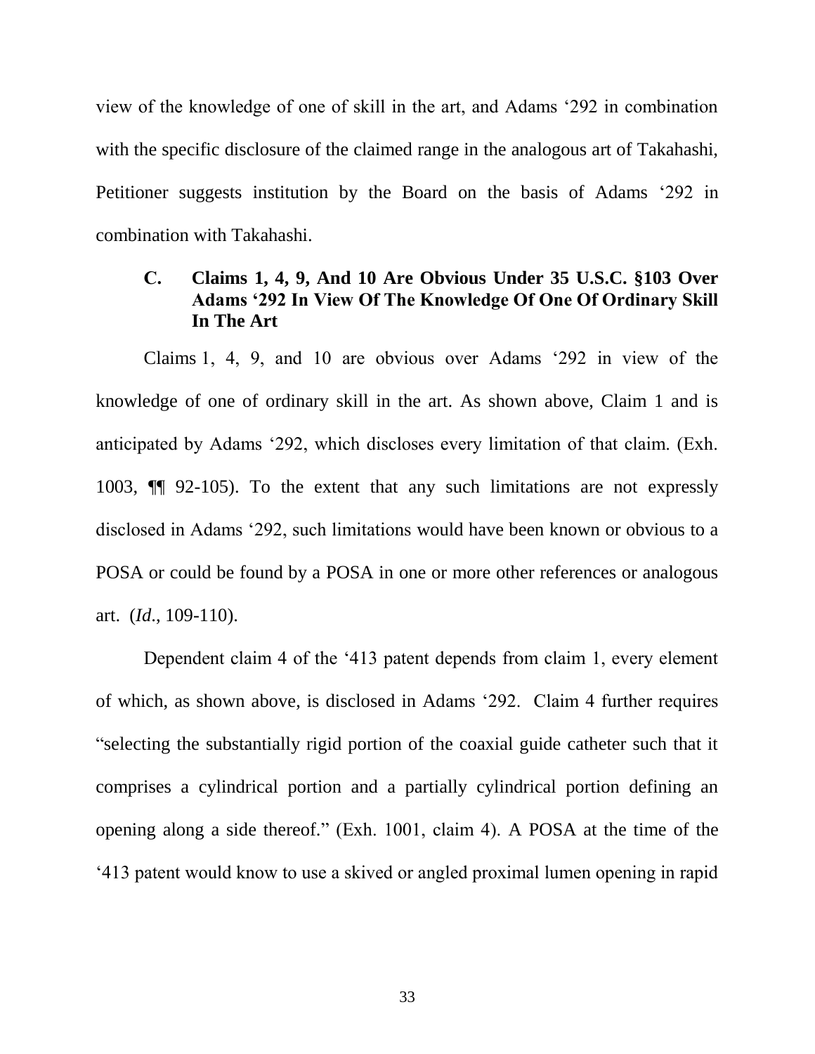view of the knowledge of one of skill in the art, and Adams ‘292 in combination with the specific disclosure of the claimed range in the analogous art of Takahashi, Petitioner suggests institution by the Board on the basis of Adams ‘292 in combination with Takahashi.

### C. Claims 1, 4, 9, And 10 Are Obvious Under 35 U.S.C. §103 Over Adams ‘292 In View Of The Knowledge Of One Of Ordinary Skill In The Art

Claims 1, 4, 9, and 10 are obvious over Adams ‘292 in view of the knowledge of one of ordinary skill in the art. As shown above, Claim 1 and is anticipated by Adams ‘292, which discloses every limitation of that claim. (Exh. 1003, ¶¶ 92-105). To the extent that any such limitations are not expressly disclosed in Adams ‘292, such limitations would have been known or obvious to a POSA or could be found by a POSA in one or more other references or analogous art. (*Id.*, 109-110).

Dependent claim 4 of the ‘413 patent depends from claim 1, every element of which, as shown above, is disclosed in Adams ‘292. Claim 4 further requires “selecting the substantially rigid portion of the coaxial guide catheter such that it comprises a cylindrical portion and a partially cylindrical portion defining an opening along a side thereof.” (Exh. 1001, claim 4). A POSA at the time of the ‘413 patent would know to use a skived or angled proximal lumen opening in rapid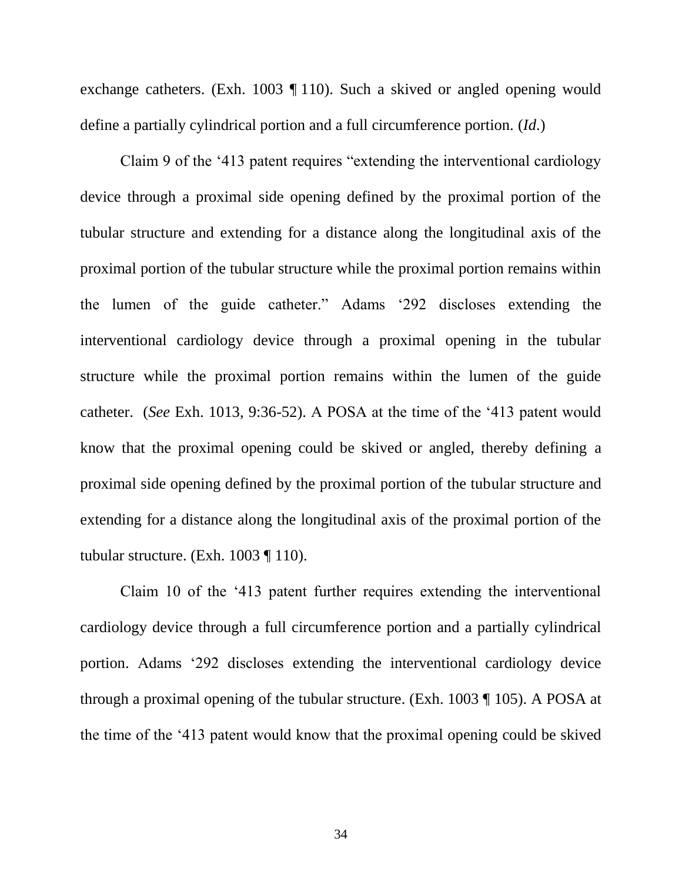exchange catheters. (Exh. 1003 ¶ 110). Such a skived or angled opening would define a partially cylindrical portion and a full circumference portion. (*Id*.)

Claim 9 of the '413 patent requires "extending the interventional cardiology device through a proximal side opening defined by the proximal portion of the tubular structure and extending for a distance along the longitudinal axis of the proximal portion of the tubular structure while the proximal portion remains within the lumen of the guide catheter." Adams '292 discloses extending the interventional cardiology device through a proximal opening in the tubular structure while the proximal portion remains within the lumen of the guide catheter. (*See* Exh. 1013, 9:36-52). A POSA at the time of the '413 patent would know that the proximal opening could be skived or angled, thereby defining a proximal side opening defined by the proximal portion of the tubular structure and extending for a distance along the longitudinal axis of the proximal portion of the tubular structure. (Exh. 1003 ¶ 110).

Claim 10 of the '413 patent further requires extending the interventional cardiology device through a full circumference portion and a partially cylindrical portion. Adams '292 discloses extending the interventional cardiology device through a proximal opening of the tubular structure. (Exh. 1003 ¶ 105). A POSA at the time of the '413 patent would know that the proximal opening could be skived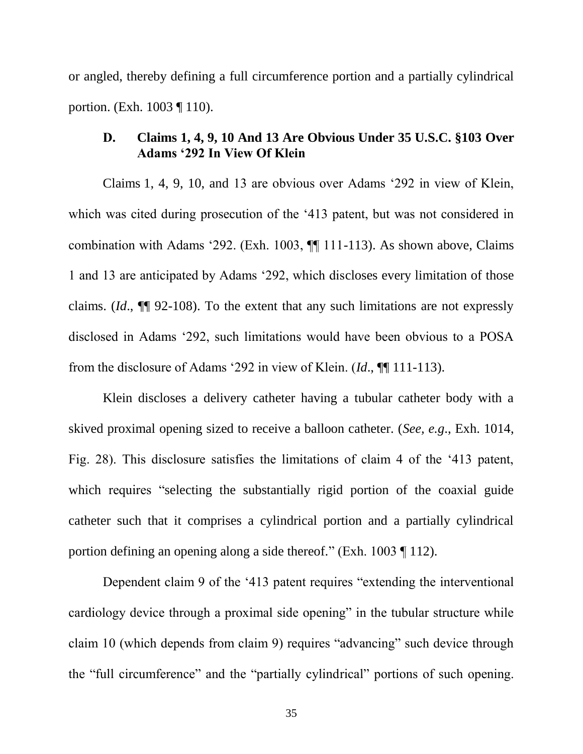or angled, thereby defining a full circumference portion and a partially cylindrical portion. (Exh. 1003 ¶ 110).

### D. Claims 1, 4, 9, 10 And 13 Are Obvious Under 35 U.S.C. §103 Over Adams '292 In View Of Klein

Claims 1, 4, 9, 10, and 13 are obvious over Adams '292 in view of Klein, which was cited during prosecution of the '413 patent, but was not considered in combination with Adams '292. (Exh. 1003, ¶¶ 111-113). As shown above, Claims 1 and 13 are anticipated by Adams '292, which discloses every limitation of those claims. (*Id*., ¶¶ 92-108). To the extent that any such limitations are not expressly disclosed in Adams '292, such limitations would have been obvious to a POSA from the disclosure of Adams '292 in view of Klein. (*Id*., ¶¶ 111-113).

Klein discloses a delivery catheter having a tubular catheter body with a skived proximal opening sized to receive a balloon catheter. (*See, e.g.*, Exh. 1014, Fig. 28). This disclosure satisfies the limitations of claim 4 of the '413 patent, which requires "selecting the substantially rigid portion of the coaxial guide catheter such that it comprises a cylindrical portion and a partially cylindrical portion defining an opening along a side thereof." (Exh. 1003 ¶ 112).

Dependent claim 9 of the '413 patent requires "extending the interventional cardiology device through a proximal side opening" in the tubular structure while claim 10 (which depends from claim 9) requires "advancing" such device through the "full circumference" and the "partially cylindrical" portions of such opening.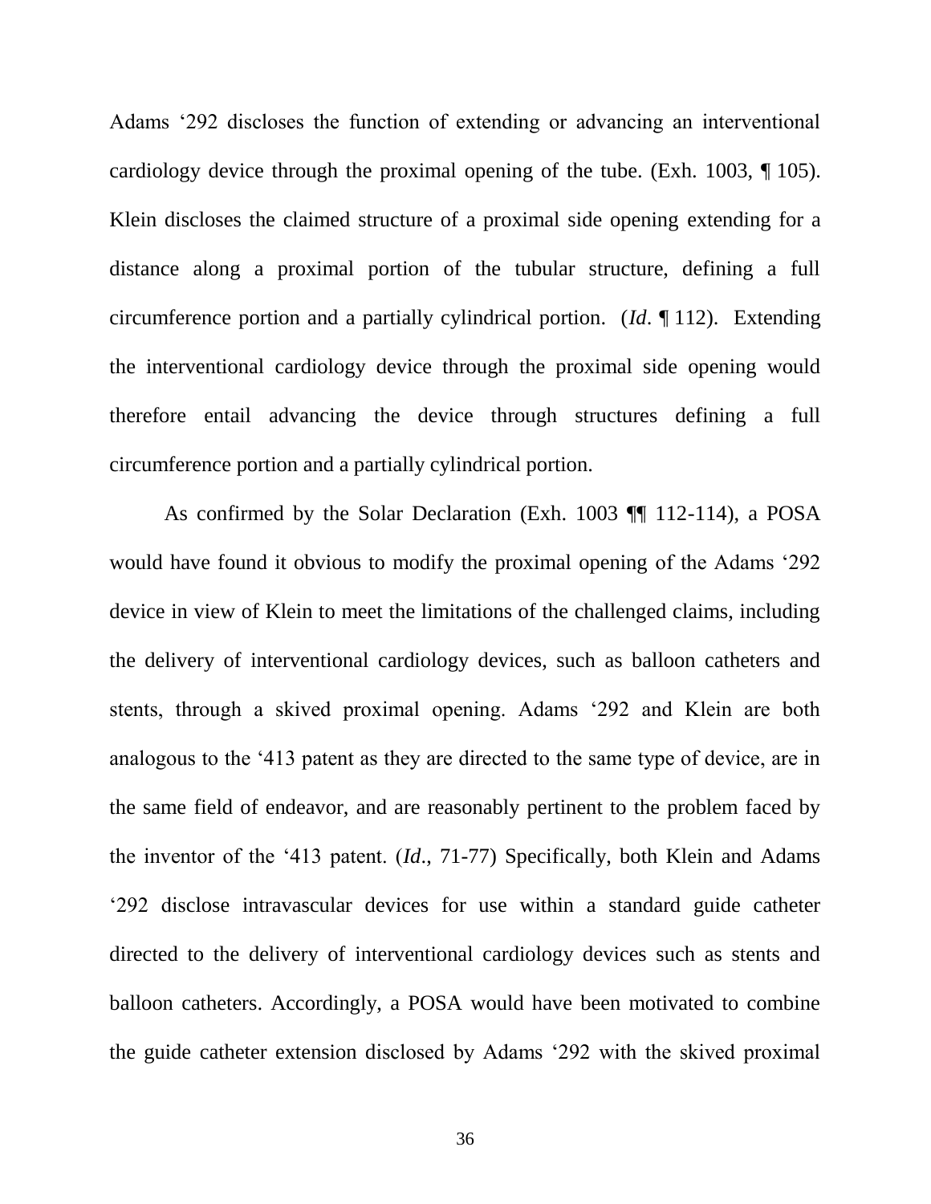Adams '292 discloses the function of extending or advancing an interventional cardiology device through the proximal opening of the tube. (Exh. 1003, ¶ 105). Klein discloses the claimed structure of a proximal side opening extending for a distance along a proximal portion of the tubular structure, defining a full circumference portion and a partially cylindrical portion. (*Id*. ¶ 112). Extending the interventional cardiology device through the proximal side opening would therefore entail advancing the device through structures defining a full circumference portion and a partially cylindrical portion.

As confirmed by the Solar Declaration (Exh. 1003 ¶¶ 112-114), a POSA would have found it obvious to modify the proximal opening of the Adams '292 device in view of Klein to meet the limitations of the challenged claims, including the delivery of interventional cardiology devices, such as balloon catheters and stents, through a skived proximal opening. Adams '292 and Klein are both analogous to the '413 patent as they are directed to the same type of device, are in the same field of endeavor, and are reasonably pertinent to the problem faced by the inventor of the '413 patent. (*Id*., 71-77) Specifically, both Klein and Adams '292 disclose intravascular devices for use within a standard guide catheter directed to the delivery of interventional cardiology devices such as stents and balloon catheters. Accordingly, a POSA would have been motivated to combine the guide catheter extension disclosed by Adams '292 with the skived proximal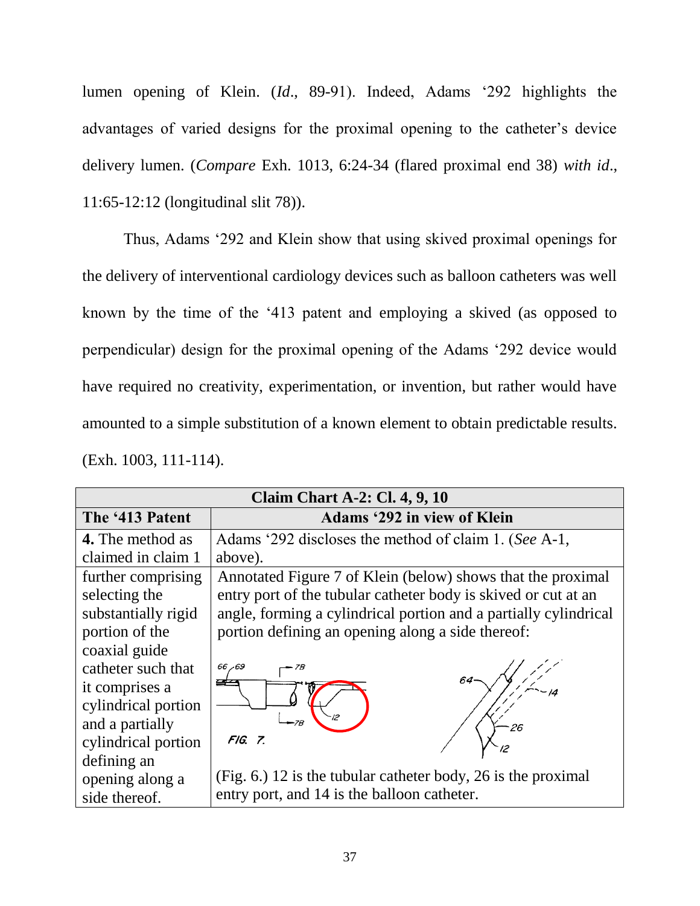lumen opening of Klein. (*Id.*, 89-91). Indeed, Adams '292 highlights the advantages of varied designs for the proximal opening to the catheter's device delivery lumen. (*Compare* Exh. 1013, 6:24-34 (flared proximal end 38) *with id.*, 11:65-12:12 (longitudinal slit 78)).

Thus, Adams '292 and Klein show that using skived proximal openings for the delivery of interventional cardiology devices such as balloon catheters was well known by the time of the '413 patent and employing a skived (as opposed to perpendicular) design for the proximal opening of the Adams '292 device would have required no creativity, experimentation, or invention, but rather would have amounted to a simple substitution of a known element to obtain predictable results. (Exh. 1003, 111-114).

| **Claim Chart A-2: Cl. 4, 9, 10** | |
|---|---|
| **The '413 Patent** | **Adams '292 in view of Klein** |
| **4.** The method as claimed in claim 1 | Adams '292 discloses the method of claim 1. (*See* A-1, above). |
| further comprising selecting the substantially rigid portion of the coaxial guide catheter such that it comprises a cylindrical portion and a partially cylindrical portion defining an opening along a side thereof. | Annotated Figure 7 of Klein (below) shows that the proximal entry port of the tubular catheter body is skived or cut at an angle, forming a cylindrical portion and a partially cylindrical portion defining an opening along a side thereof: <br><br> FIG. 7. <br><br> (Fig. 6.) 12 is the tubular catheter body, 26 is the proximal entry port, and 14 is the balloon catheter. |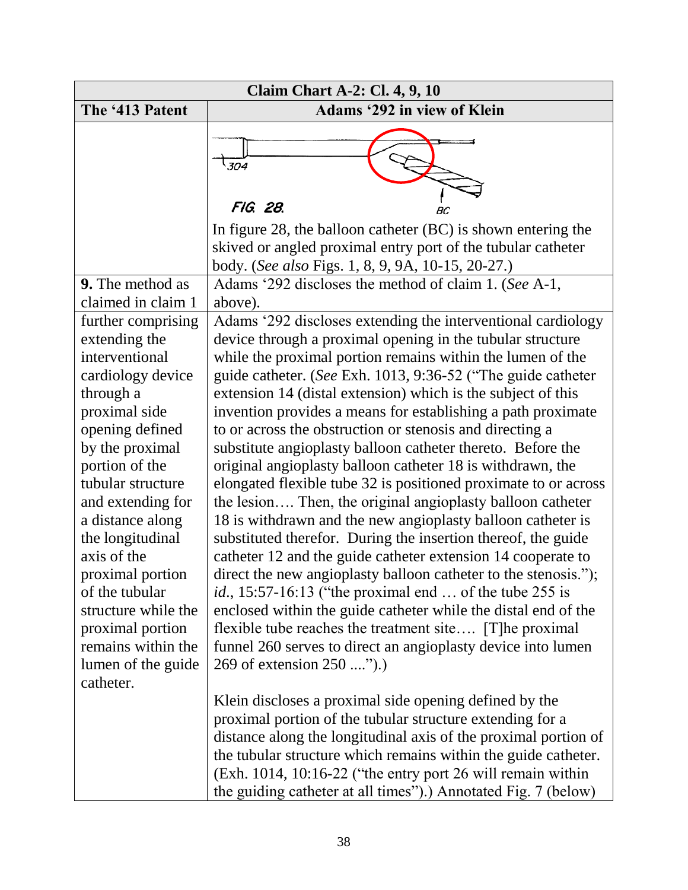| Claim Chart A-2: Cl. 4, 9, 10 | |
|---|---|
| **The '413 Patent** | **Adams '292 in view of Klein** |
| | FIG. 28. In figure 28, the balloon catheter (BC) is shown entering the skived or angled proximal entry port of the tubular catheter body. (*See also* Figs. 1, 8, 9, 9A, 10-15, 20-27.) |
| **9.** The method as claimed in claim 1 | Adams '292 discloses the method of claim 1. (*See* A-1, above). |
| further comprising extending the interventional cardiology device through a proximal side opening defined by the proximal portion of the tubular structure and extending for a distance along the longitudinal axis of the proximal portion of the tubular structure while the proximal portion remains within the lumen of the guide catheter. | Adams '292 discloses extending the interventional cardiology device through a proximal opening in the tubular structure while the proximal portion remains within the lumen of the guide catheter. (*See* Exh. 1013, 9:36-52 ("The guide catheter extension 14 (distal extension) which is the subject of this invention provides a means for establishing a path proximate to or across the obstruction or stenosis and directing a substitute angioplasty balloon catheter thereto. Before the original angioplasty balloon catheter 18 is withdrawn, the elongated flexible tube 32 is positioned proximate to or across the lesion…. Then, the original angioplasty balloon catheter 18 is withdrawn and the new angioplasty balloon catheter is substituted therefor. During the insertion thereof, the guide catheter 12 and the guide catheter extension 14 cooperate to direct the new angioplasty balloon catheter to the stenosis."); *id.*, 15:57-16:13 ("the proximal end … of the tube 255 is enclosed within the guide catheter while the distal end of the flexible tube reaches the treatment site…. [T]he proximal funnel 260 serves to direct an angioplasty device into lumen 269 of extension 250 ....").)<br><br>Klein discloses a proximal side opening defined by the proximal portion of the tubular structure extending for a distance along the longitudinal axis of the proximal portion of the tubular structure which remains within the guide catheter. (Exh. 1014, 10:16-22 ("the entry port 26 will remain within the guiding catheter at all times").) Annotated Fig. 7 (below) |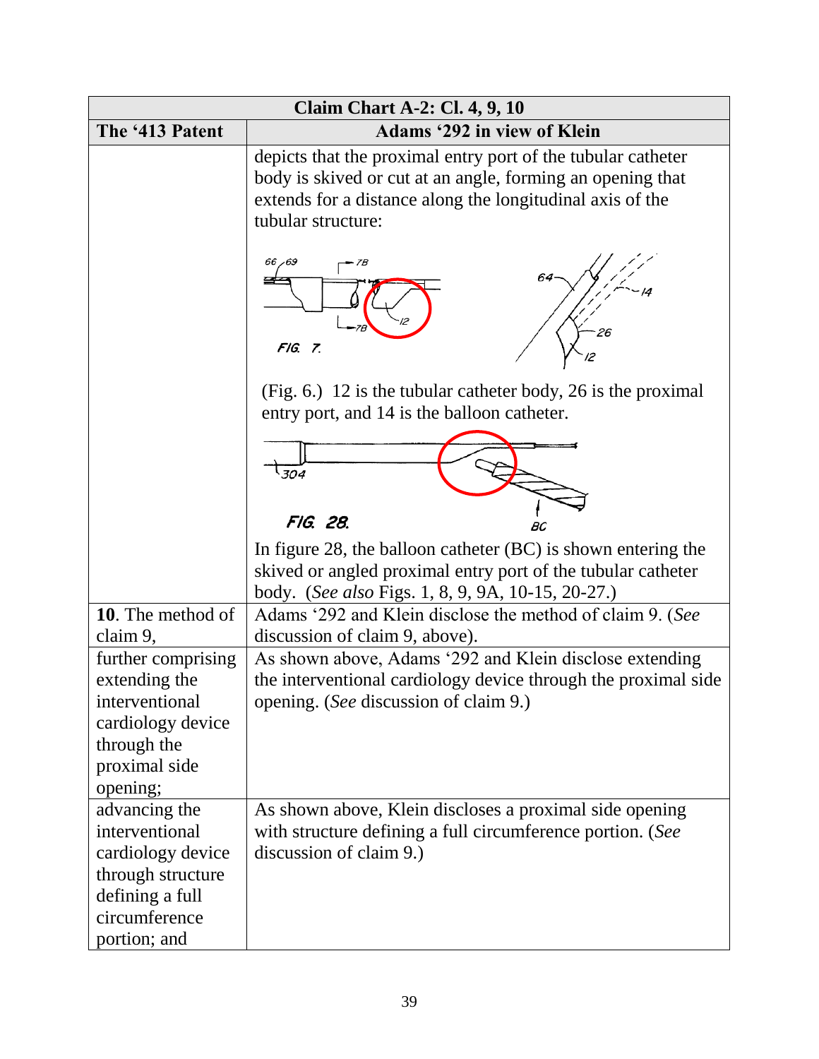| Claim Chart A-2: Cl. 4, 9, 10 | |
|---|---|
| **The '413 Patent** | **Adams '292 in view of Klein** |
| | depicts that the proximal entry port of the tubular catheter body is skived or cut at an angle, forming an opening that extends for a distance along the longitudinal axis of the tubular structure: (Fig. 6.) 12 is the tubular catheter body, 26 is the proximal entry port, and 14 is the balloon catheter. In figure 28, the balloon catheter (BC) is shown entering the skived or angled proximal entry port of the tubular catheter body. (*See also* Figs. 1, 8, 9, 9A, 10-15, 20-27.) |
| **10**. The method of claim 9, | Adams '292 and Klein disclose the method of claim 9. (*See* discussion of claim 9, above). |
| further comprising extending the interventional cardiology device through the proximal side opening; | As shown above, Adams '292 and Klein disclose extending the interventional cardiology device through the proximal side opening. (*See* discussion of claim 9.) |
| advancing the interventional cardiology device through structure defining a full circumference portion; and | As shown above, Klein discloses a proximal side opening with structure defining a full circumference portion. (*See* discussion of claim 9.) |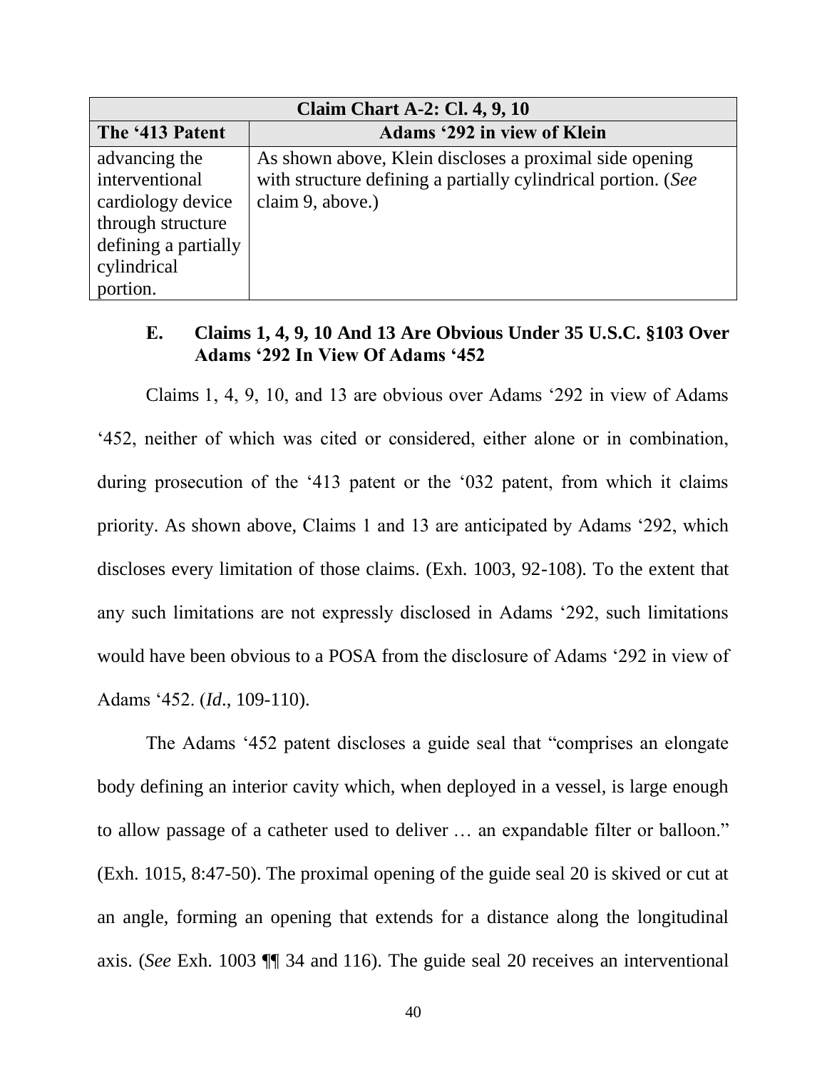| Claim Chart A-2: Cl. 4, 9, 10 | |
|---|---|
| **The '413 Patent** | **Adams '292 in view of Klein** |
| advancing the interventional cardiology device through structure defining a partially cylindrical portion. | As shown above, Klein discloses a proximal side opening with structure defining a partially cylindrical portion. (*See* claim 9, above.) |

### E. Claims 1, 4, 9, 10 And 13 Are Obvious Under 35 U.S.C. §103 Over Adams '292 In View Of Adams '452

Claims 1, 4, 9, 10, and 13 are obvious over Adams '292 in view of Adams '452, neither of which was cited or considered, either alone or in combination, during prosecution of the '413 patent or the '032 patent, from which it claims priority. As shown above, Claims 1 and 13 are anticipated by Adams '292, which discloses every limitation of those claims. (Exh. 1003, 92-108). To the extent that any such limitations are not expressly disclosed in Adams '292, such limitations would have been obvious to a POSA from the disclosure of Adams '292 in view of Adams '452. (*Id*., 109-110).

The Adams '452 patent discloses a guide seal that "comprises an elongate body defining an interior cavity which, when deployed in a vessel, is large enough to allow passage of a catheter used to deliver … an expandable filter or balloon." (Exh. 1015, 8:47-50). The proximal opening of the guide seal 20 is skived or cut at an angle, forming an opening that extends for a distance along the longitudinal axis. (*See* Exh. 1003 ¶¶ 34 and 116). The guide seal 20 receives an interventional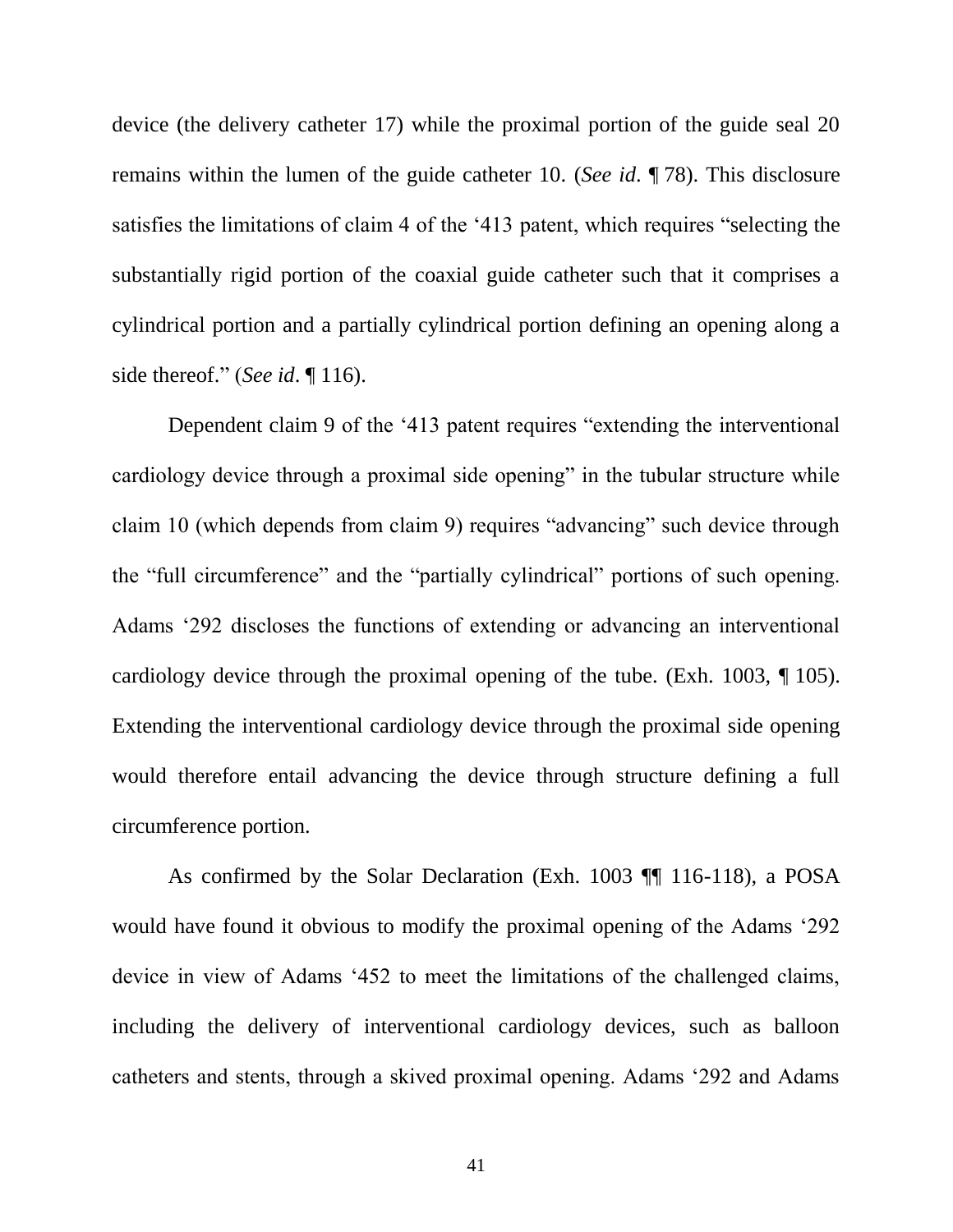device (the delivery catheter 17) while the proximal portion of the guide seal 20 remains within the lumen of the guide catheter 10. (*See id*. ¶ 78). This disclosure satisfies the limitations of claim 4 of the '413 patent, which requires "selecting the substantially rigid portion of the coaxial guide catheter such that it comprises a cylindrical portion and a partially cylindrical portion defining an opening along a side thereof." (*See id*. ¶ 116).

Dependent claim 9 of the '413 patent requires "extending the interventional cardiology device through a proximal side opening" in the tubular structure while claim 10 (which depends from claim 9) requires "advancing" such device through the "full circumference" and the "partially cylindrical" portions of such opening. Adams '292 discloses the functions of extending or advancing an interventional cardiology device through the proximal opening of the tube. (Exh. 1003, ¶ 105). Extending the interventional cardiology device through the proximal side opening would therefore entail advancing the device through structure defining a full circumference portion.

As confirmed by the Solar Declaration (Exh. 1003 ¶¶ 116-118), a POSA would have found it obvious to modify the proximal opening of the Adams '292 device in view of Adams '452 to meet the limitations of the challenged claims, including the delivery of interventional cardiology devices, such as balloon catheters and stents, through a skived proximal opening. Adams '292 and Adams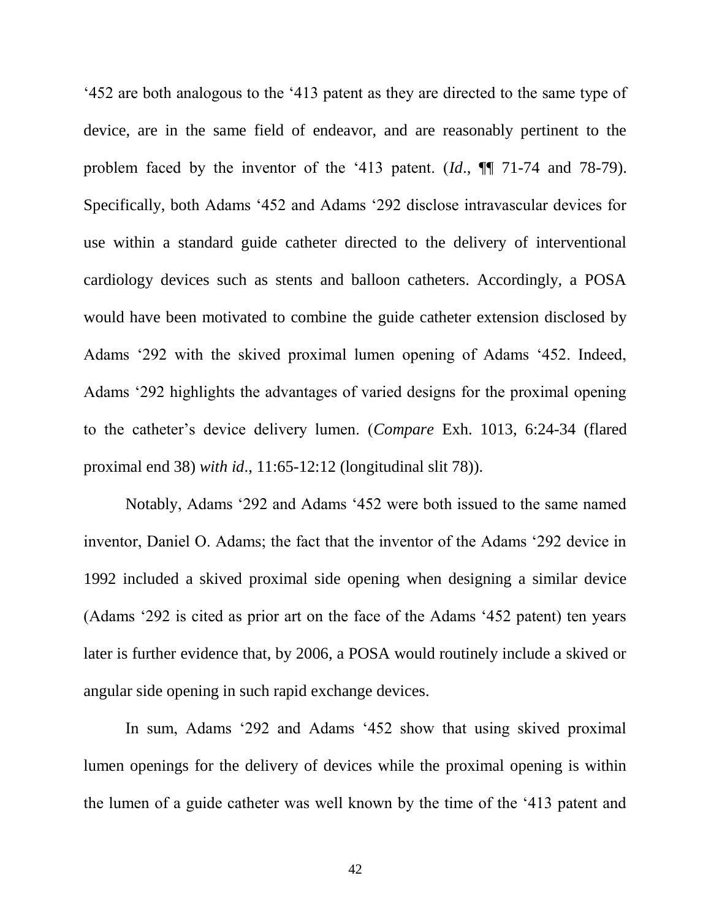‘452 are both analogous to the ‘413 patent as they are directed to the same type of device, are in the same field of endeavor, and are reasonably pertinent to the problem faced by the inventor of the ‘413 patent. (*Id*., ¶¶ 71-74 and 78-79). Specifically, both Adams ‘452 and Adams ‘292 disclose intravascular devices for use within a standard guide catheter directed to the delivery of interventional cardiology devices such as stents and balloon catheters. Accordingly, a POSA would have been motivated to combine the guide catheter extension disclosed by Adams ‘292 with the skived proximal lumen opening of Adams ‘452. Indeed, Adams ‘292 highlights the advantages of varied designs for the proximal opening to the catheter’s device delivery lumen. (*Compare* Exh. 1013, 6:24-34 (flared proximal end 38) *with id*., 11:65-12:12 (longitudinal slit 78)).

Notably, Adams ‘292 and Adams ‘452 were both issued to the same named inventor, Daniel O. Adams; the fact that the inventor of the Adams ‘292 device in 1992 included a skived proximal side opening when designing a similar device (Adams ‘292 is cited as prior art on the face of the Adams ‘452 patent) ten years later is further evidence that, by 2006, a POSA would routinely include a skived or angular side opening in such rapid exchange devices.

In sum, Adams ‘292 and Adams ‘452 show that using skived proximal lumen openings for the delivery of devices while the proximal opening is within the lumen of a guide catheter was well known by the time of the ‘413 patent and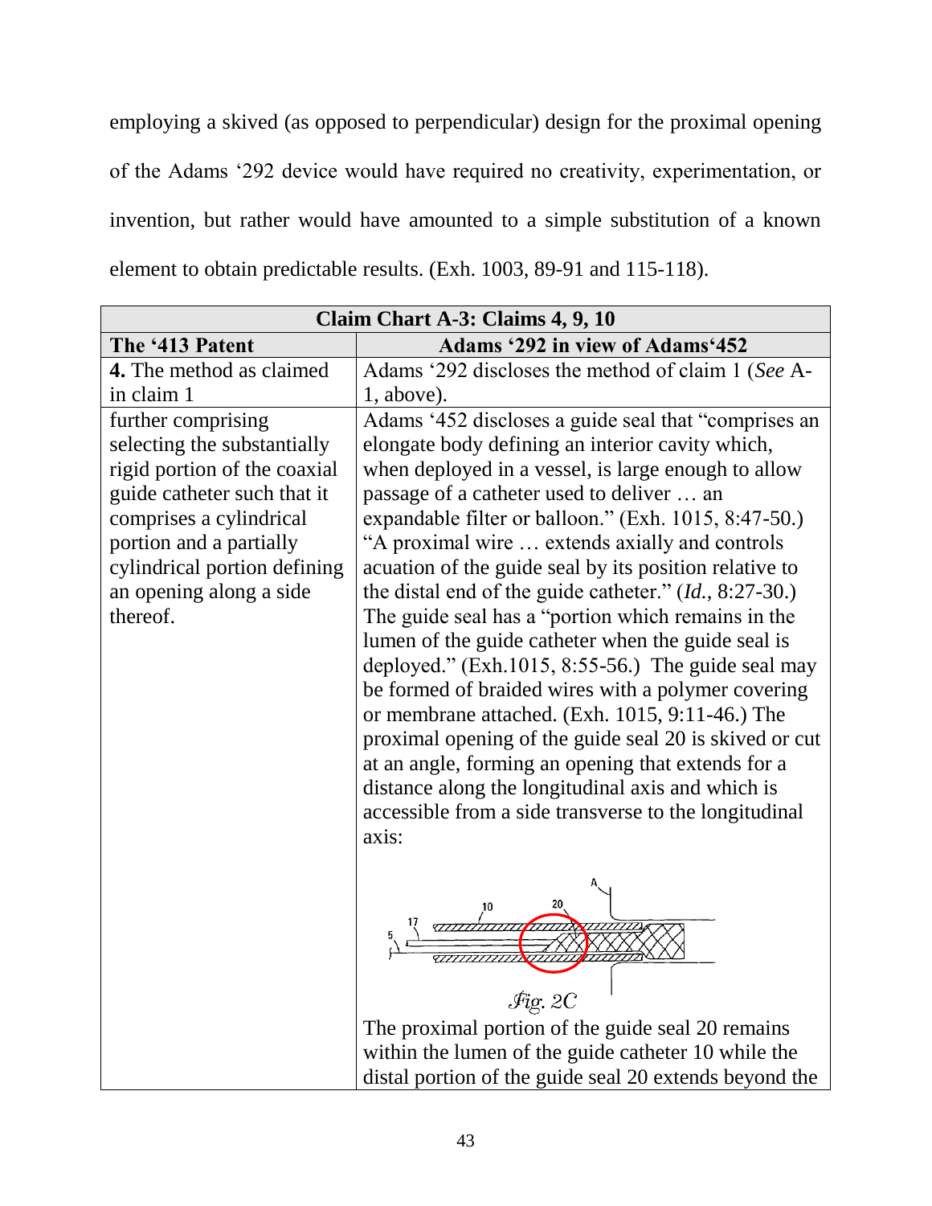employing a skived (as opposed to perpendicular) design for the proximal opening of the Adams '292 device would have required no creativity, experimentation, or invention, but rather would have amounted to a simple substitution of a known element to obtain predictable results. (Exh. 1003, 89-91 and 115-118).

| Claim Chart A-3: Claims 4, 9, 10 | |
|---|---|
| **The '413 Patent** | **Adams '292 in view of Adams'452** |
| **4.** The method as claimed in claim 1 | Adams '292 discloses the method of claim 1 (*See* A-1, above). |
| further comprising selecting the substantially rigid portion of the coaxial guide catheter such that it comprises a cylindrical portion and a partially cylindrical portion defining an opening along a side thereof. | Adams '452 discloses a guide seal that "comprises an elongate body defining an interior cavity which, when deployed in a vessel, is large enough to allow passage of a catheter used to deliver … an expandable filter or balloon." (Exh. 1015, 8:47-50.) "A proximal wire … extends axially and controls acuation of the guide seal by its position relative to the distal end of the guide catheter." (*Id.*, 8:27-30.) The guide seal has a "portion which remains in the lumen of the guide catheter when the guide seal is deployed." (Exh.1015, 8:55-56.) The guide seal may be formed of braided wires with a polymer covering or membrane attached. (Exh. 1015, 9:11-46.) The proximal opening of the guide seal 20 is skived or cut at an angle, forming an opening that extends for a distance along the longitudinal axis and which is accessible from a side transverse to the longitudinal axis: *Fig. 2C* The proximal portion of the guide seal 20 remains within the lumen of the guide catheter 10 while the distal portion of the guide seal 20 extends beyond the |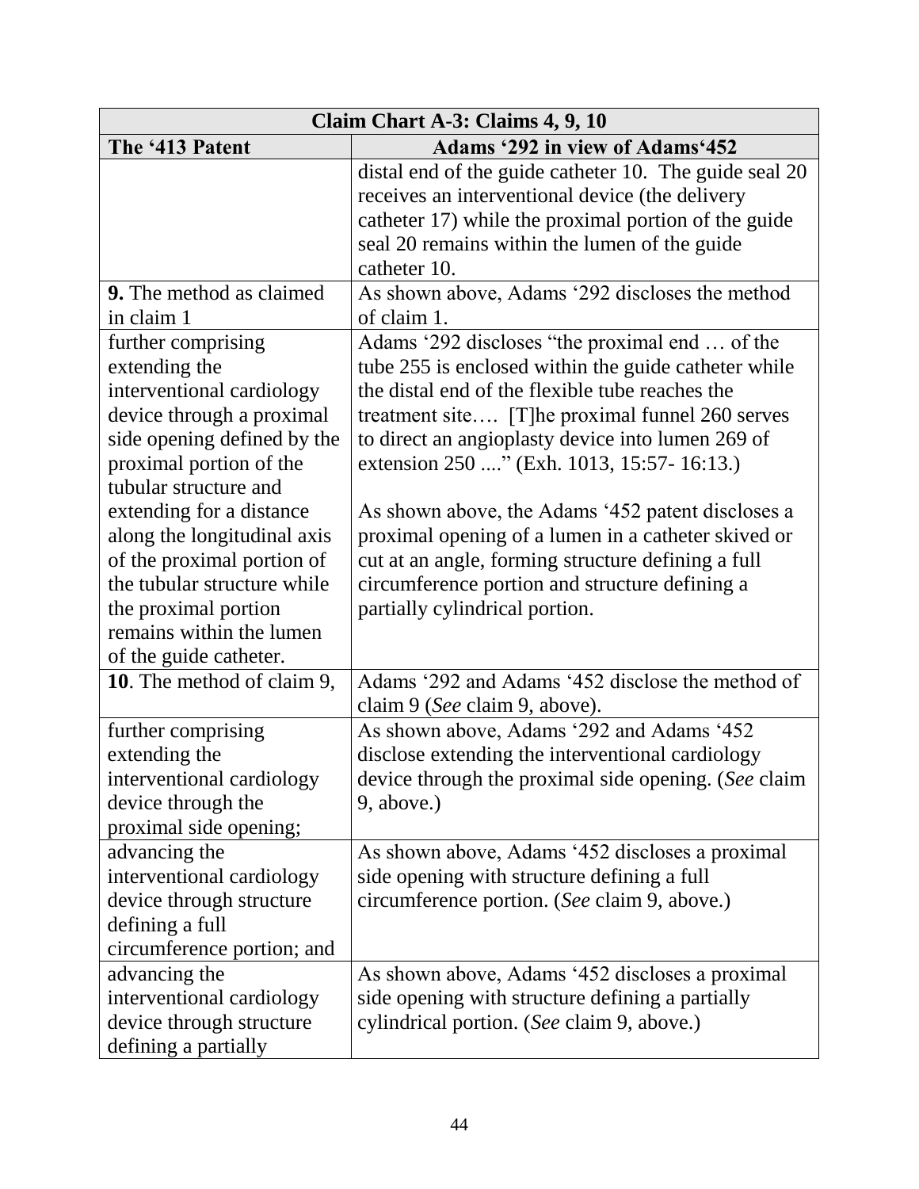| Claim Chart A-3: Claims 4, 9, 10 | |
|---|---|
| **The '413 Patent** | **Adams '292 in view of Adams'452** |
| | distal end of the guide catheter 10. The guide seal 20 receives an interventional device (the delivery catheter 17) while the proximal portion of the guide seal 20 remains within the lumen of the guide catheter 10. |
| **9.** The method as claimed in claim 1 | As shown above, Adams '292 discloses the method of claim 1. |
| further comprising extending the interventional cardiology device through a proximal side opening defined by the proximal portion of the tubular structure and extending for a distance along the longitudinal axis of the proximal portion of the tubular structure while the proximal portion remains within the lumen of the guide catheter. | Adams '292 discloses "the proximal end … of the tube 255 is enclosed within the guide catheter while the distal end of the flexible tube reaches the treatment site…. [T]he proximal funnel 260 serves to direct an angioplasty device into lumen 269 of extension 250 ...." (Exh. 1013, 15:57- 16:13.)<br><br>As shown above, the Adams '452 patent discloses a proximal opening of a lumen in a catheter skived or cut at an angle, forming structure defining a full circumference portion and structure defining a partially cylindrical portion. |
| **10**. The method of claim 9, | Adams '292 and Adams '452 disclose the method of claim 9 (*See* claim 9, above). |
| further comprising extending the interventional cardiology device through the proximal side opening; | As shown above, Adams '292 and Adams '452 disclose extending the interventional cardiology device through the proximal side opening. (*See* claim 9, above.) |
| advancing the interventional cardiology device through structure defining a full circumference portion; and | As shown above, Adams '452 discloses a proximal side opening with structure defining a full circumference portion. (*See* claim 9, above.) |
| advancing the interventional cardiology device through structure defining a partially | As shown above, Adams '452 discloses a proximal side opening with structure defining a partially cylindrical portion. (*See* claim 9, above.) |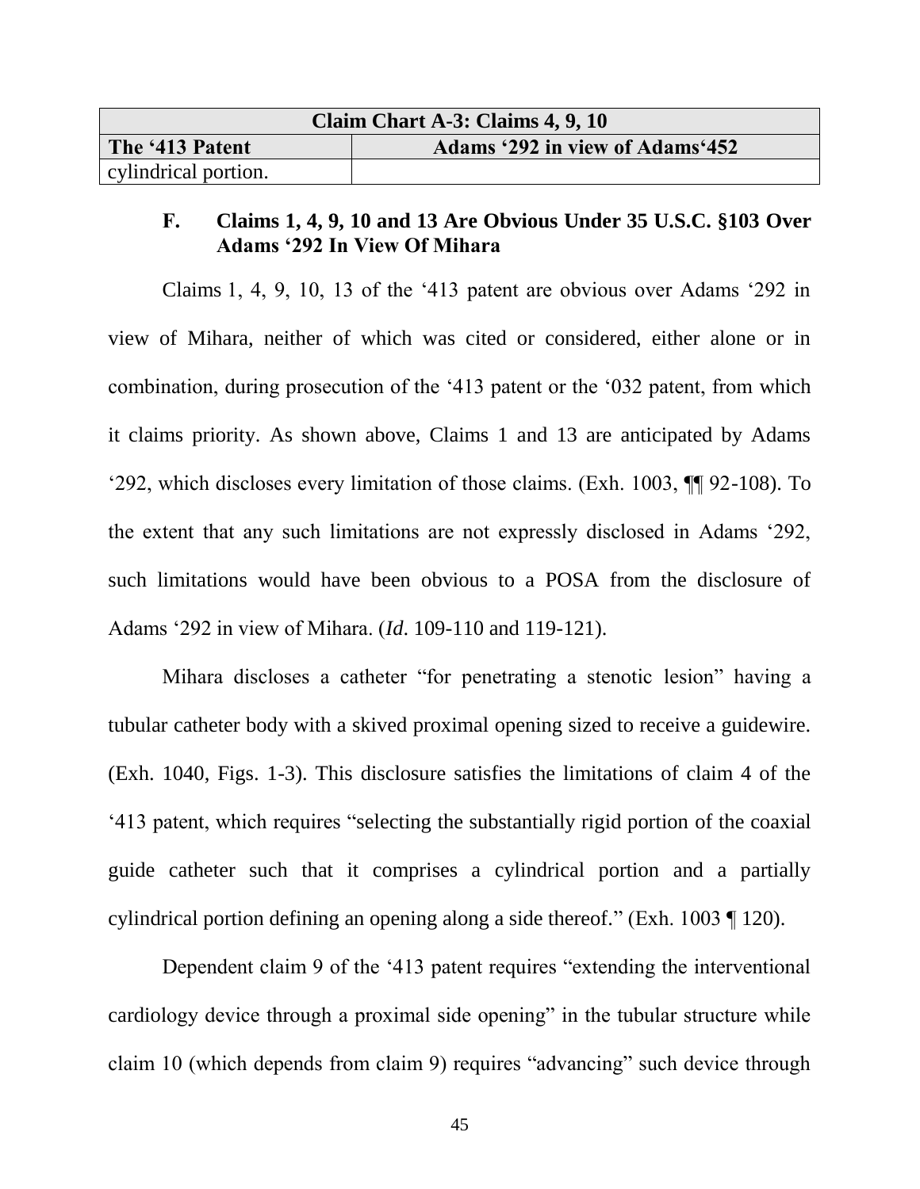| Claim Chart A-3: Claims 4, 9, 10 | |
|---|---|
| **The '413 Patent** | **Adams '292 in view of Adams'452** |
| cylindrical portion. | |

### F. Claims 1, 4, 9, 10 and 13 Are Obvious Under 35 U.S.C. §103 Over Adams '292 In View Of Mihara

Claims 1, 4, 9, 10, 13 of the '413 patent are obvious over Adams '292 in view of Mihara, neither of which was cited or considered, either alone or in combination, during prosecution of the '413 patent or the '032 patent, from which it claims priority. As shown above, Claims 1 and 13 are anticipated by Adams '292, which discloses every limitation of those claims. (Exh. 1003, ¶¶ 92-108). To the extent that any such limitations are not expressly disclosed in Adams '292, such limitations would have been obvious to a POSA from the disclosure of Adams '292 in view of Mihara. (*Id*. 109-110 and 119-121).

Mihara discloses a catheter "for penetrating a stenotic lesion" having a tubular catheter body with a skived proximal opening sized to receive a guidewire. (Exh. 1040, Figs. 1-3). This disclosure satisfies the limitations of claim 4 of the '413 patent, which requires "selecting the substantially rigid portion of the coaxial guide catheter such that it comprises a cylindrical portion and a partially cylindrical portion defining an opening along a side thereof." (Exh. 1003 ¶ 120).

Dependent claim 9 of the '413 patent requires "extending the interventional cardiology device through a proximal side opening" in the tubular structure while claim 10 (which depends from claim 9) requires "advancing" such device through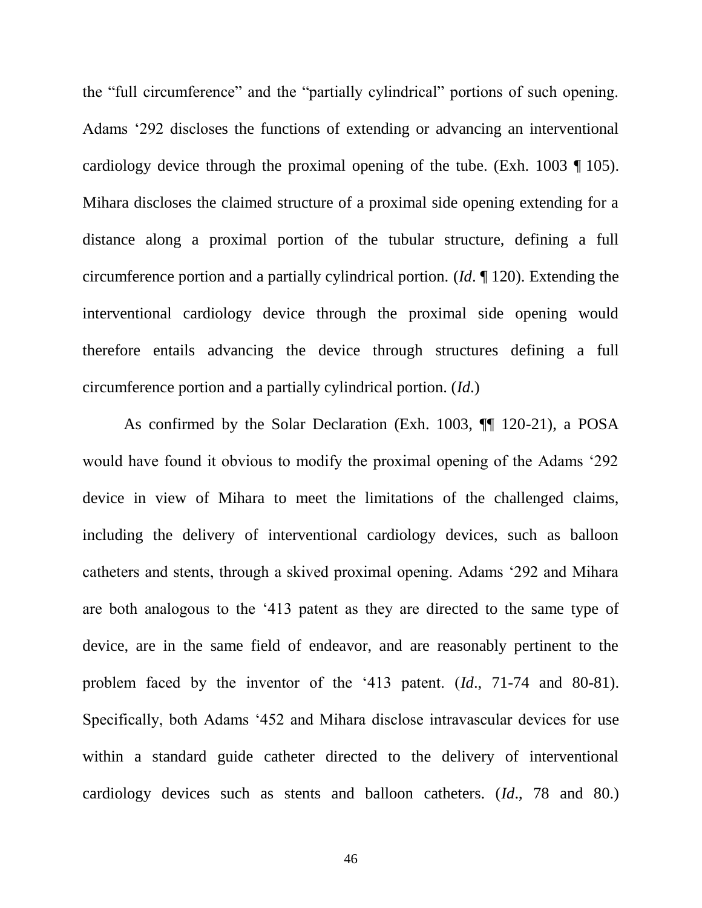the "full circumference" and the "partially cylindrical" portions of such opening. Adams '292 discloses the functions of extending or advancing an interventional cardiology device through the proximal opening of the tube. (Exh. 1003 ¶ 105). Mihara discloses the claimed structure of a proximal side opening extending for a distance along a proximal portion of the tubular structure, defining a full circumference portion and a partially cylindrical portion. (*Id*. ¶ 120). Extending the interventional cardiology device through the proximal side opening would therefore entails advancing the device through structures defining a full circumference portion and a partially cylindrical portion. (*Id*.)

As confirmed by the Solar Declaration (Exh. 1003, ¶¶ 120-21), a POSA would have found it obvious to modify the proximal opening of the Adams '292 device in view of Mihara to meet the limitations of the challenged claims, including the delivery of interventional cardiology devices, such as balloon catheters and stents, through a skived proximal opening. Adams '292 and Mihara are both analogous to the '413 patent as they are directed to the same type of device, are in the same field of endeavor, and are reasonably pertinent to the problem faced by the inventor of the '413 patent. (*Id*., 71-74 and 80-81). Specifically, both Adams '452 and Mihara disclose intravascular devices for use within a standard guide catheter directed to the delivery of interventional cardiology devices such as stents and balloon catheters. (*Id*., 78 and 80.)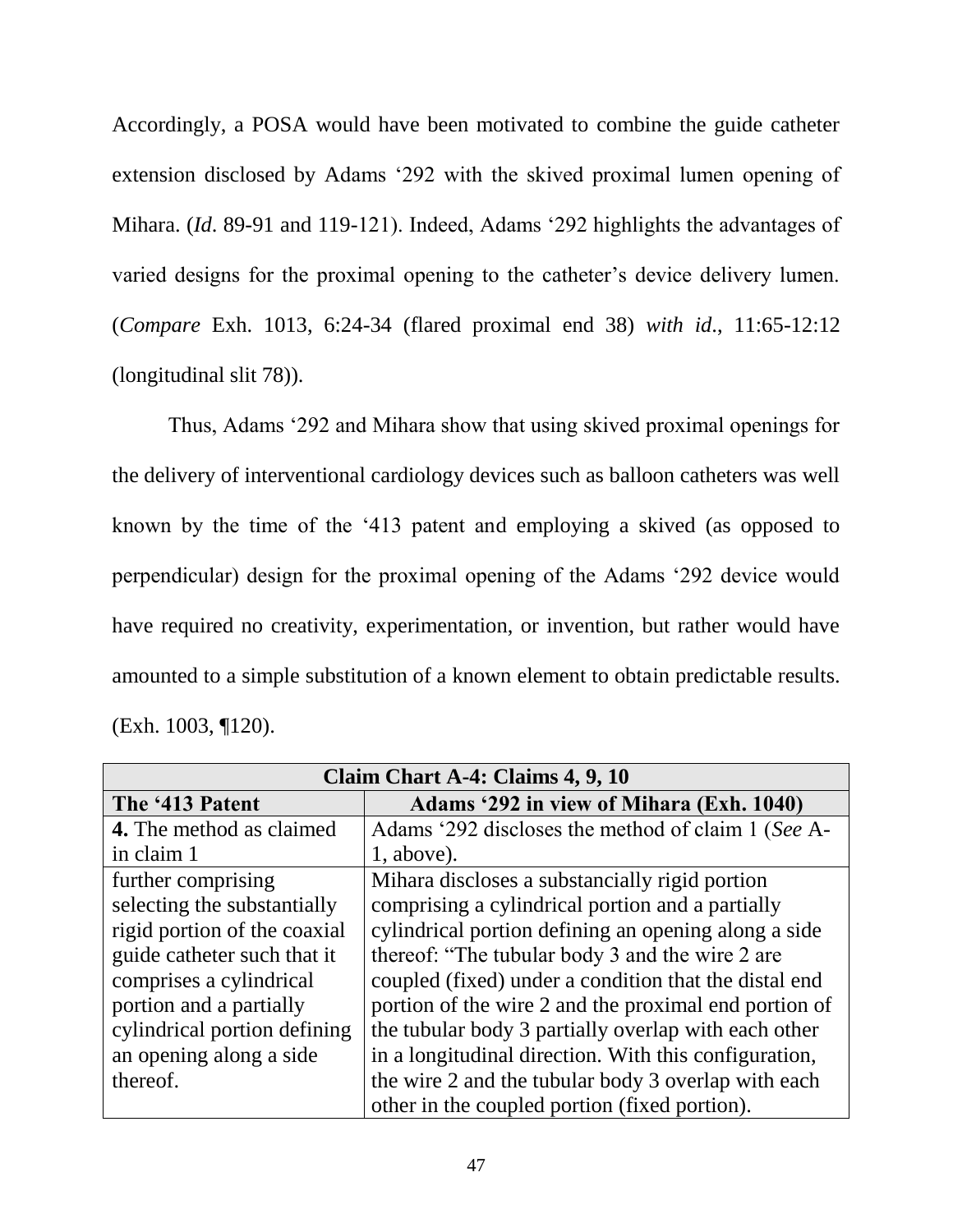Accordingly, a POSA would have been motivated to combine the guide catheter extension disclosed by Adams '292 with the skived proximal lumen opening of Mihara. (*Id*. 89-91 and 119-121). Indeed, Adams '292 highlights the advantages of varied designs for the proximal opening to the catheter's device delivery lumen. (*Compare* Exh. 1013, 6:24-34 (flared proximal end 38) *with id*., 11:65-12:12 (longitudinal slit 78)).

Thus, Adams '292 and Mihara show that using skived proximal openings for the delivery of interventional cardiology devices such as balloon catheters was well known by the time of the '413 patent and employing a skived (as opposed to perpendicular) design for the proximal opening of the Adams '292 device would have required no creativity, experimentation, or invention, but rather would have amounted to a simple substitution of a known element to obtain predictable results. (Exh. 1003, ¶120).

| **Claim Chart A-4: Claims 4, 9, 10** | |
|---|---|
| **The '413 Patent** | **Adams '292 in view of Mihara (Exh. 1040)** |
| **4.** The method as claimed in claim 1 | Adams '292 discloses the method of claim 1 (*See* A-1, above). |
| further comprising selecting the substantially rigid portion of the coaxial guide catheter such that it comprises a cylindrical portion and a partially cylindrical portion defining an opening along a side thereof. | Mihara discloses a substancially rigid portion comprising a cylindrical portion and a partially cylindrical portion defining an opening along a side thereof: "The tubular body 3 and the wire 2 are coupled (fixed) under a condition that the distal end portion of the wire 2 and the proximal end portion of the tubular body 3 partially overlap with each other in a longitudinal direction. With this configuration, the wire 2 and the tubular body 3 overlap with each other in the coupled portion (fixed portion). |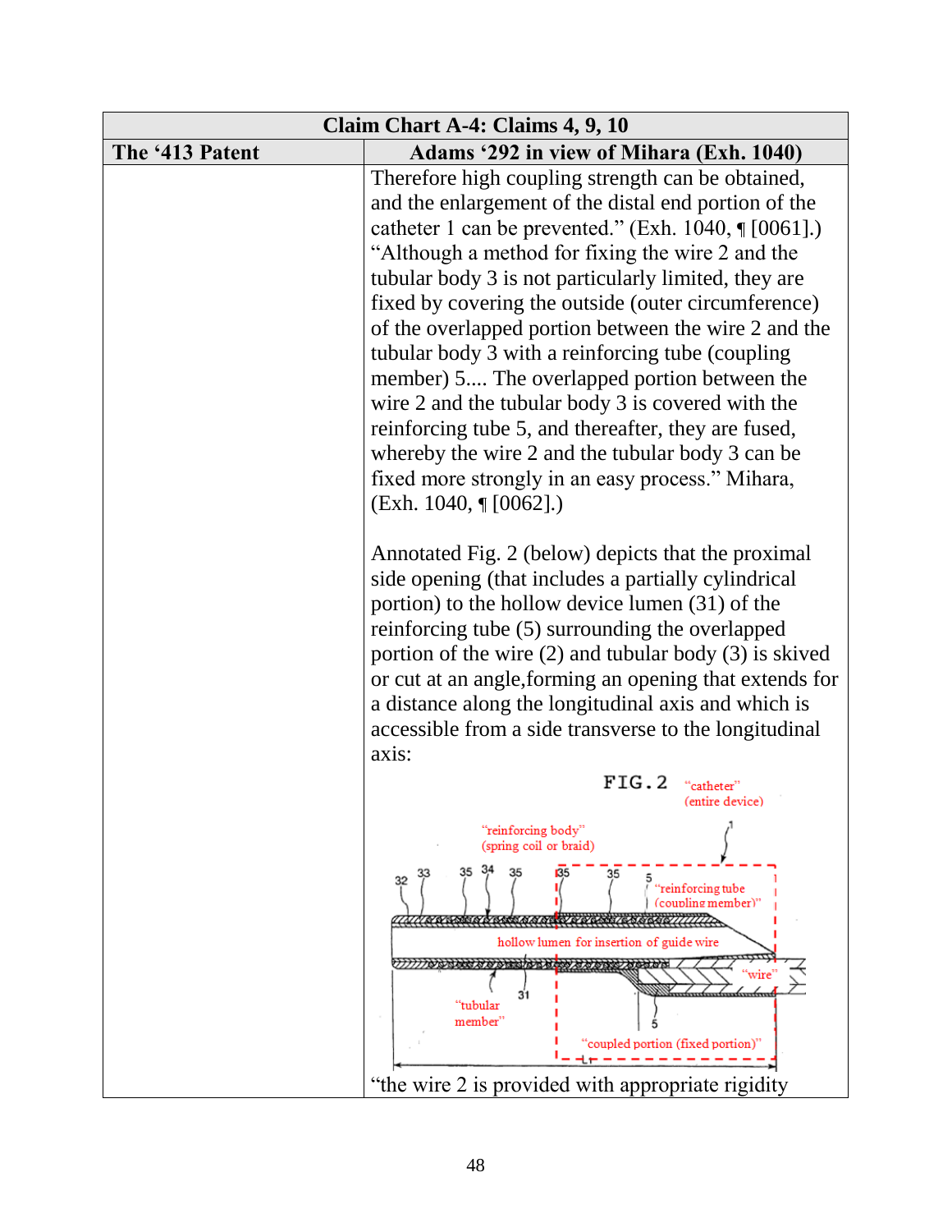| Claim Chart A-4: Claims 4, 9, 10 | |
|---|---|
| **The '413 Patent** | **Adams '292 in view of Mihara (Exh. 1040)** |
| | Therefore high coupling strength can be obtained, and the enlargement of the distal end portion of the catheter 1 can be prevented." (Exh. 1040, ¶ [0061].) "Although a method for fixing the wire 2 and the tubular body 3 is not particularly limited, they are fixed by covering the outside (outer circumference) of the overlapped portion between the wire 2 and the tubular body 3 with a reinforcing tube (coupling member) 5.... The overlapped portion between the wire 2 and the tubular body 3 is covered with the reinforcing tube 5, and thereafter, they are fused, whereby the wire 2 and the tubular body 3 can be fixed more strongly in an easy process." Mihara, (Exh. 1040, ¶ [0062].)<br><br>Annotated Fig. 2 (below) depicts that the proximal side opening (that includes a partially cylindrical portion) to the hollow device lumen (31) of the reinforcing tube (5) surrounding the overlapped portion of the wire (2) and tubular body (3) is skived or cut at an angle,forming an opening that extends for a distance along the longitudinal axis and which is accessible from a side transverse to the longitudinal axis:<br><br>FIG.2 "catheter" (entire device) 1; "reinforcing body" (spring coil or braid); 32 33 35 34 35 35 35 5; "reinforcing tube (coupling member)"; hollow lumen for insertion of guide wire; "wire"; "tubular member" 31; 5; "coupled portion (fixed portion)"; L<br><br>"the wire 2 is provided with appropriate rigidity |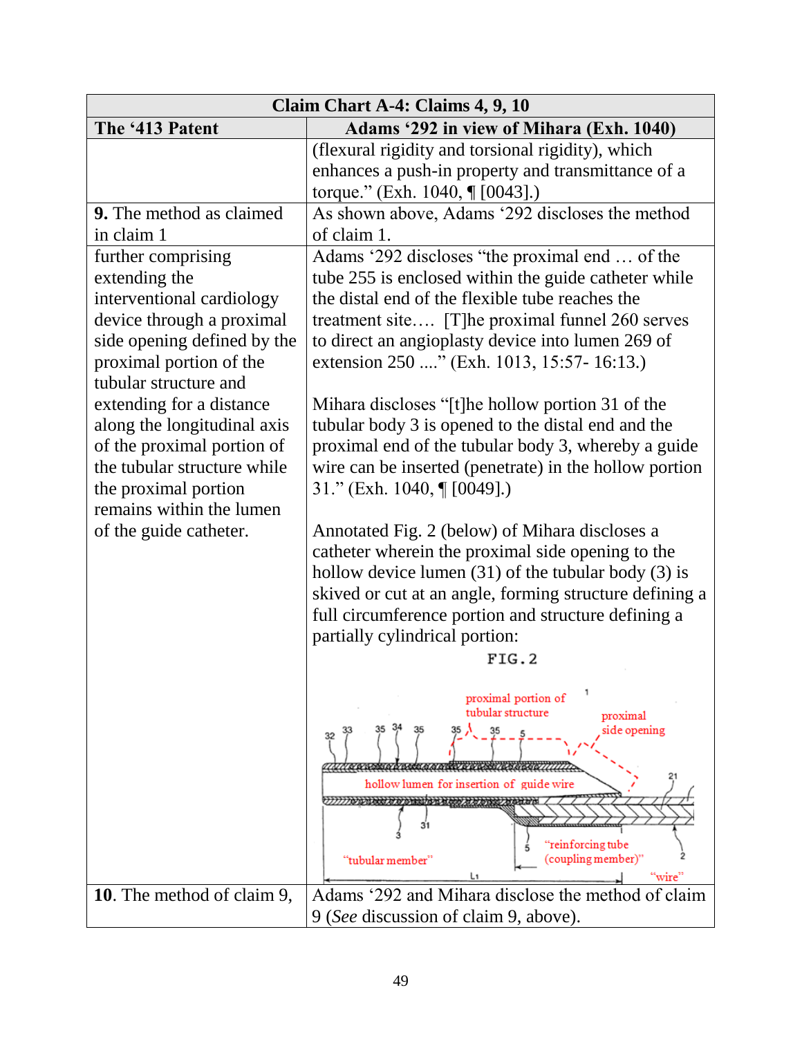| Claim Chart A-4: Claims 4, 9, 10 | |
|---|---|
| **The '413 Patent** | **Adams '292 in view of Mihara (Exh. 1040)** |
| | (flexural rigidity and torsional rigidity), which enhances a push-in property and transmittance of a torque." (Exh. 1040, ¶ [0043].) |
| **9.** The method as claimed in claim 1 | As shown above, Adams '292 discloses the method of claim 1. |
| further comprising extending the interventional cardiology device through a proximal side opening defined by the proximal portion of the tubular structure and extending for a distance along the longitudinal axis of the proximal portion of the tubular structure while the proximal portion remains within the lumen of the guide catheter. | Adams '292 discloses "the proximal end … of the tube 255 is enclosed within the guide catheter while the distal end of the flexible tube reaches the treatment site…. [T]he proximal funnel 260 serves to direct an angioplasty device into lumen 269 of extension 250 ...." (Exh. 1013, 15:57- 16:13.)<br><br>Mihara discloses "[t]he hollow portion 31 of the tubular body 3 is opened to the distal end and the proximal end of the tubular body 3, whereby a guide wire can be inserted (penetrate) in the hollow portion 31." (Exh. 1040, ¶ [0049].)<br><br>Annotated Fig. 2 (below) of Mihara discloses a catheter wherein the proximal side opening to the hollow device lumen (31) of the tubular body (3) is skived or cut at an angle, forming structure defining a full circumference portion and structure defining a partially cylindrical portion:<br><br>FIG. 2 |
| **10**. The method of claim 9, | Adams '292 and Mihara disclose the method of claim 9 (*See* discussion of claim 9, above). |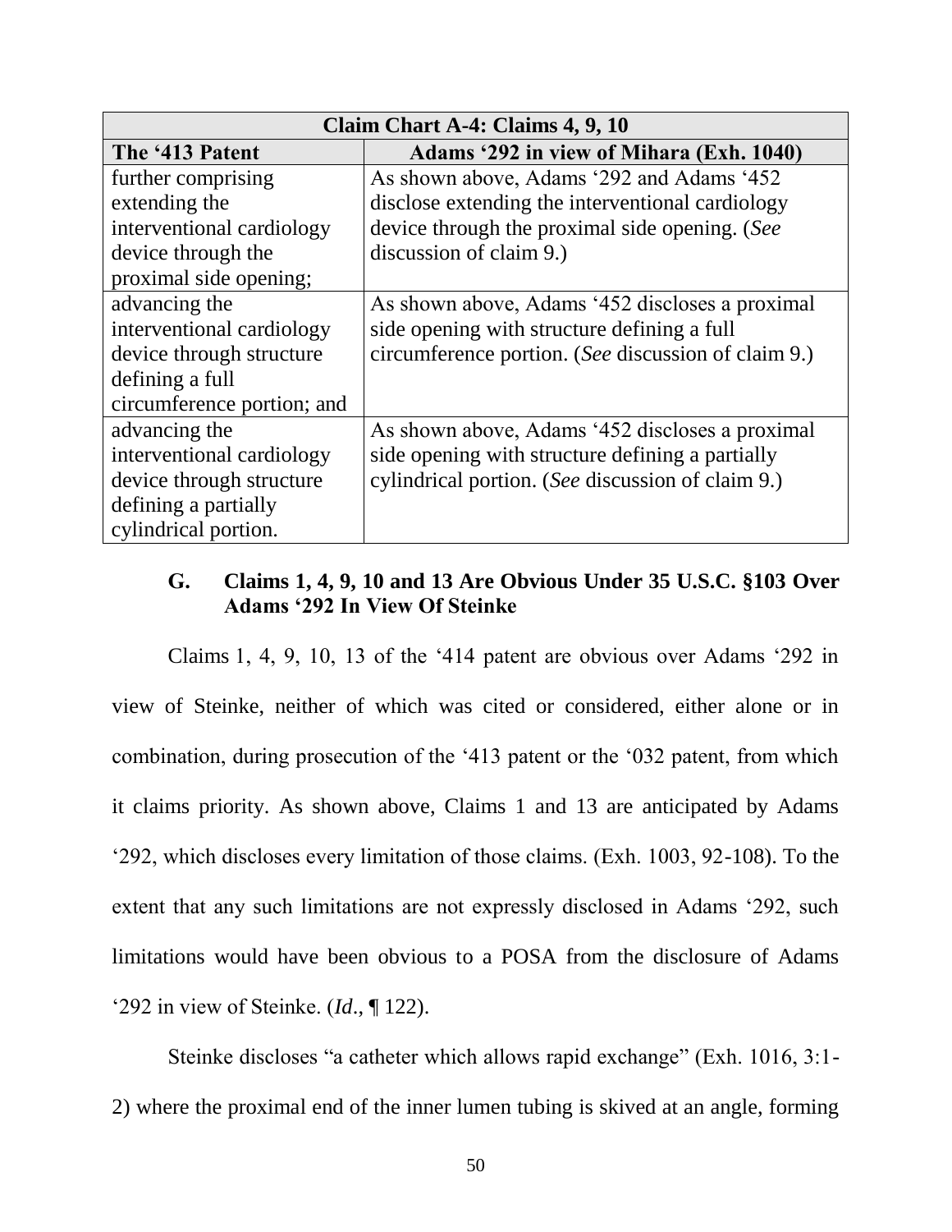| Claim Chart A-4: Claims 4, 9, 10 | |
|---|---|
| **The '413 Patent** | **Adams '292 in view of Mihara (Exh. 1040)** |
| further comprising extending the interventional cardiology device through the proximal side opening; | As shown above, Adams '292 and Adams '452 disclose extending the interventional cardiology device through the proximal side opening. (*See* discussion of claim 9.) |
| advancing the interventional cardiology device through structure defining a full circumference portion; and | As shown above, Adams '452 discloses a proximal side opening with structure defining a full circumference portion. (*See* discussion of claim 9.) |
| advancing the interventional cardiology device through structure defining a partially cylindrical portion. | As shown above, Adams '452 discloses a proximal side opening with structure defining a partially cylindrical portion. (*See* discussion of claim 9.) |

### G. Claims 1, 4, 9, 10 and 13 Are Obvious Under 35 U.S.C. §103 Over Adams '292 In View Of Steinke

Claims 1, 4, 9, 10, 13 of the '414 patent are obvious over Adams '292 in view of Steinke, neither of which was cited or considered, either alone or in combination, during prosecution of the '413 patent or the '032 patent, from which it claims priority. As shown above, Claims 1 and 13 are anticipated by Adams '292, which discloses every limitation of those claims. (Exh. 1003, 92-108). To the extent that any such limitations are not expressly disclosed in Adams '292, such limitations would have been obvious to a POSA from the disclosure of Adams '292 in view of Steinke. (*Id*., ¶ 122).

Steinke discloses "a catheter which allows rapid exchange" (Exh. 1016, 3:1-2) where the proximal end of the inner lumen tubing is skived at an angle, forming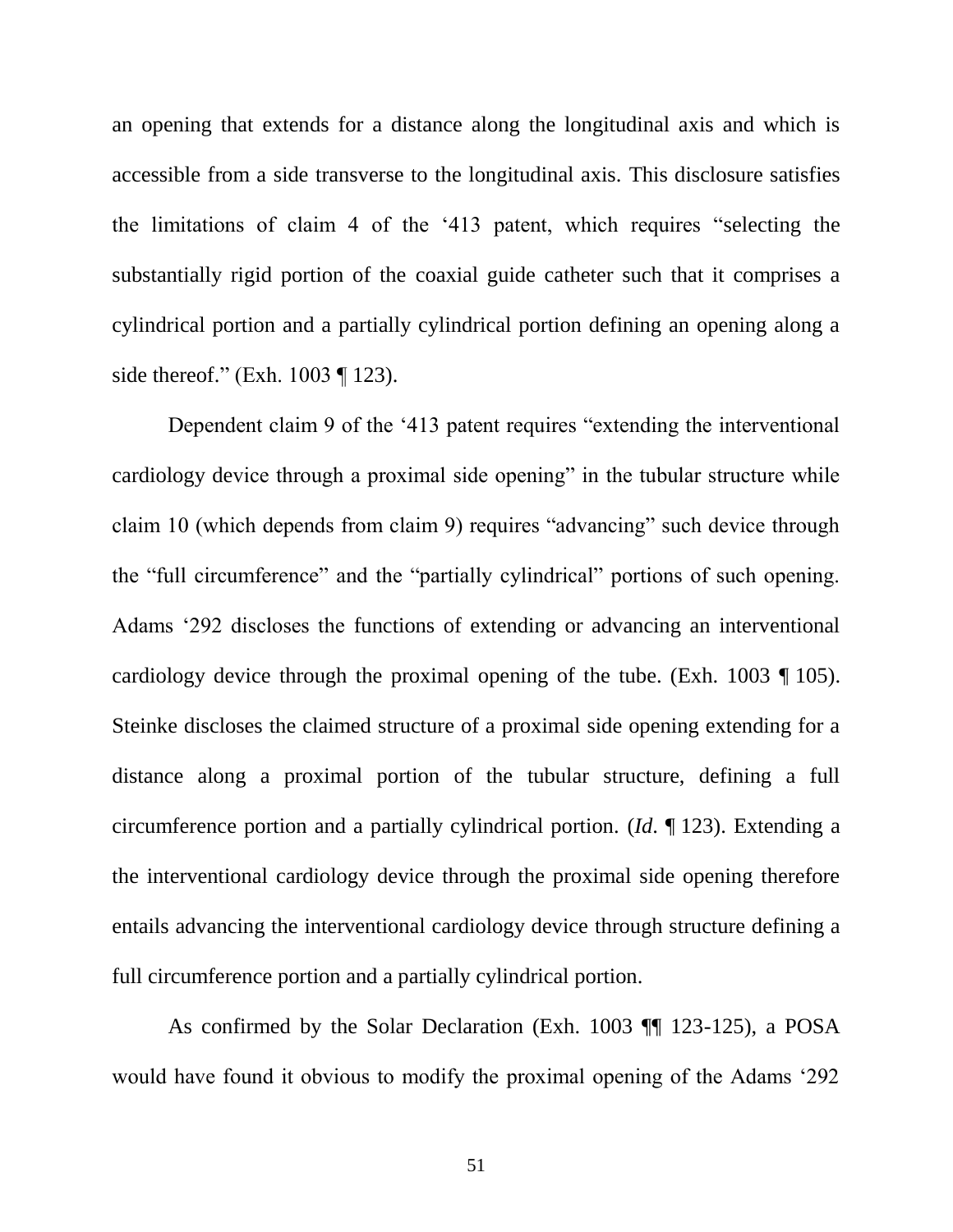an opening that extends for a distance along the longitudinal axis and which is accessible from a side transverse to the longitudinal axis. This disclosure satisfies the limitations of claim 4 of the '413 patent, which requires "selecting the substantially rigid portion of the coaxial guide catheter such that it comprises a cylindrical portion and a partially cylindrical portion defining an opening along a side thereof." (Exh. 1003 ¶ 123).

Dependent claim 9 of the '413 patent requires "extending the interventional cardiology device through a proximal side opening" in the tubular structure while claim 10 (which depends from claim 9) requires "advancing" such device through the "full circumference" and the "partially cylindrical" portions of such opening. Adams '292 discloses the functions of extending or advancing an interventional cardiology device through the proximal opening of the tube. (Exh. 1003 ¶ 105). Steinke discloses the claimed structure of a proximal side opening extending for a distance along a proximal portion of the tubular structure, defining a full circumference portion and a partially cylindrical portion. (*Id*. ¶ 123). Extending a the interventional cardiology device through the proximal side opening therefore entails advancing the interventional cardiology device through structure defining a full circumference portion and a partially cylindrical portion.

As confirmed by the Solar Declaration (Exh. 1003 ¶¶ 123-125), a POSA would have found it obvious to modify the proximal opening of the Adams '292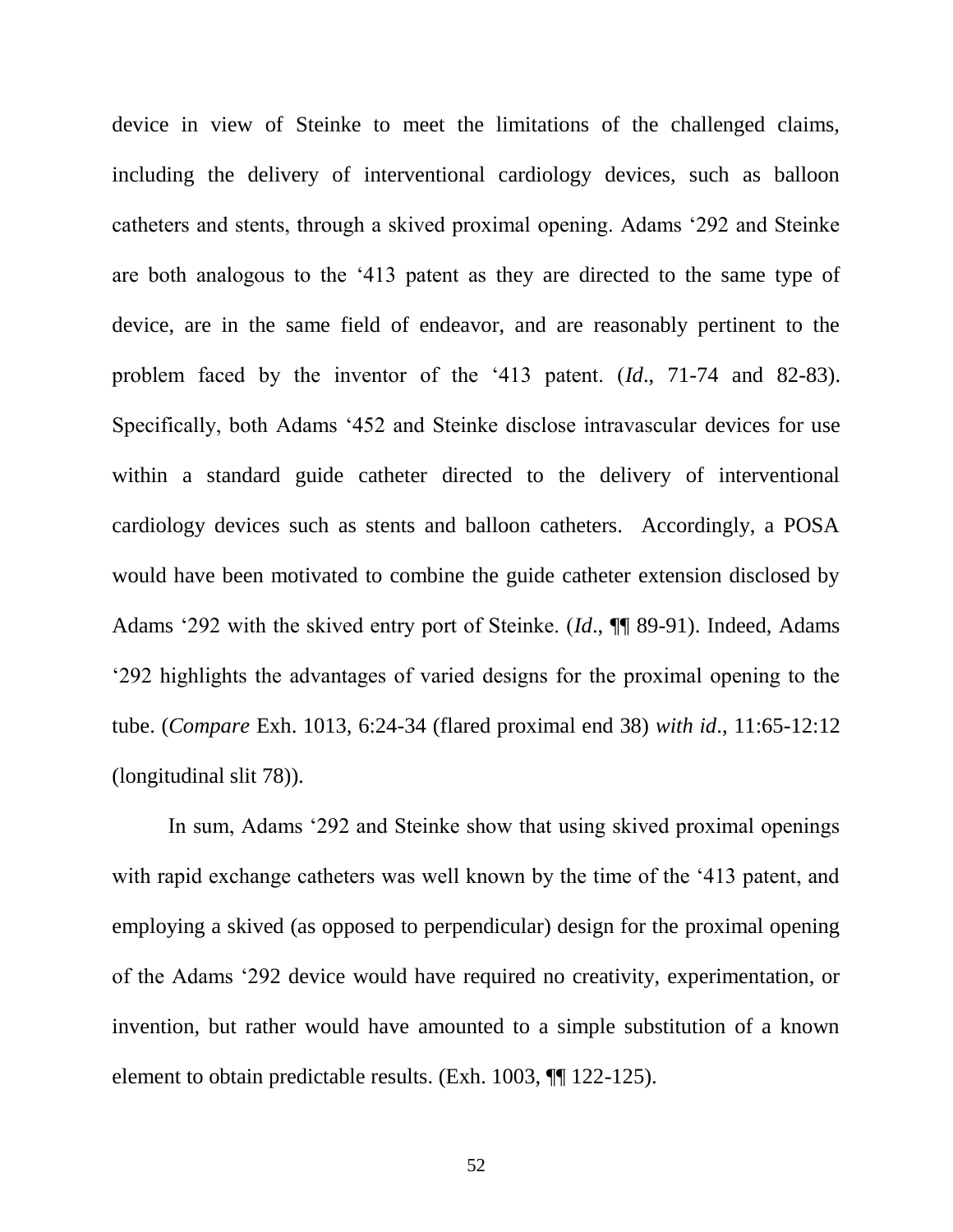device in view of Steinke to meet the limitations of the challenged claims, including the delivery of interventional cardiology devices, such as balloon catheters and stents, through a skived proximal opening. Adams '292 and Steinke are both analogous to the '413 patent as they are directed to the same type of device, are in the same field of endeavor, and are reasonably pertinent to the problem faced by the inventor of the '413 patent. (*Id*., 71-74 and 82-83). Specifically, both Adams '452 and Steinke disclose intravascular devices for use within a standard guide catheter directed to the delivery of interventional cardiology devices such as stents and balloon catheters. Accordingly, a POSA would have been motivated to combine the guide catheter extension disclosed by Adams '292 with the skived entry port of Steinke. (*Id*., ¶¶ 89-91). Indeed, Adams '292 highlights the advantages of varied designs for the proximal opening to the tube. (*Compare* Exh. 1013, 6:24-34 (flared proximal end 38) *with id*., 11:65-12:12 (longitudinal slit 78)).

In sum, Adams '292 and Steinke show that using skived proximal openings with rapid exchange catheters was well known by the time of the '413 patent, and employing a skived (as opposed to perpendicular) design for the proximal opening of the Adams '292 device would have required no creativity, experimentation, or invention, but rather would have amounted to a simple substitution of a known element to obtain predictable results. (Exh. 1003, ¶¶ 122-125).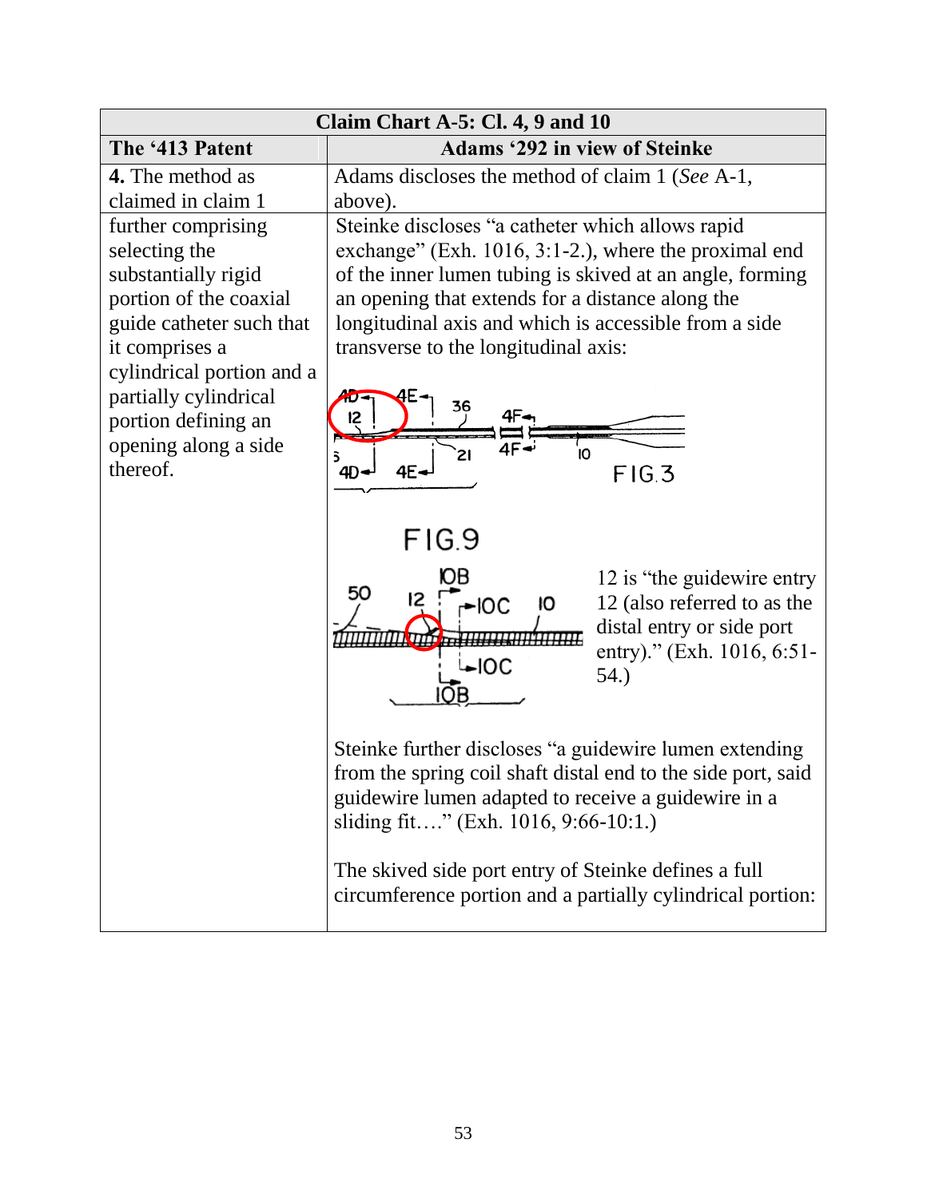| Claim Chart A-5: Cl. 4, 9 and 10 | |
|---|---|
| **The '413 Patent** | **Adams '292 in view of Steinke** |
| **4.** The method as claimed in claim 1 | Adams discloses the method of claim 1 (*See* A-1, above). |
| further comprising selecting the substantially rigid portion of the coaxial guide catheter such that it comprises a cylindrical portion and a partially cylindrical portion defining an opening along a side thereof. | Steinke discloses "a catheter which allows rapid exchange" (Exh. 1016, 3:1-2.), where the proximal end of the inner lumen tubing is skived at an angle, forming an opening that extends for a distance along the longitudinal axis and which is accessible from a side transverse to the longitudinal axis:<br><br>FIG.3<br><br>FIG.9<br><br>12 is "the guidewire entry 12 (also referred to as the distal entry or side port entry)." (Exh. 1016, 6:51-54.)<br><br>Steinke further discloses "a guidewire lumen extending from the spring coil shaft distal end to the side port, said guidewire lumen adapted to receive a guidewire in a sliding fit…." (Exh. 1016, 9:66-10:1.)<br><br>The skived side port entry of Steinke defines a full circumference portion and a partially cylindrical portion: |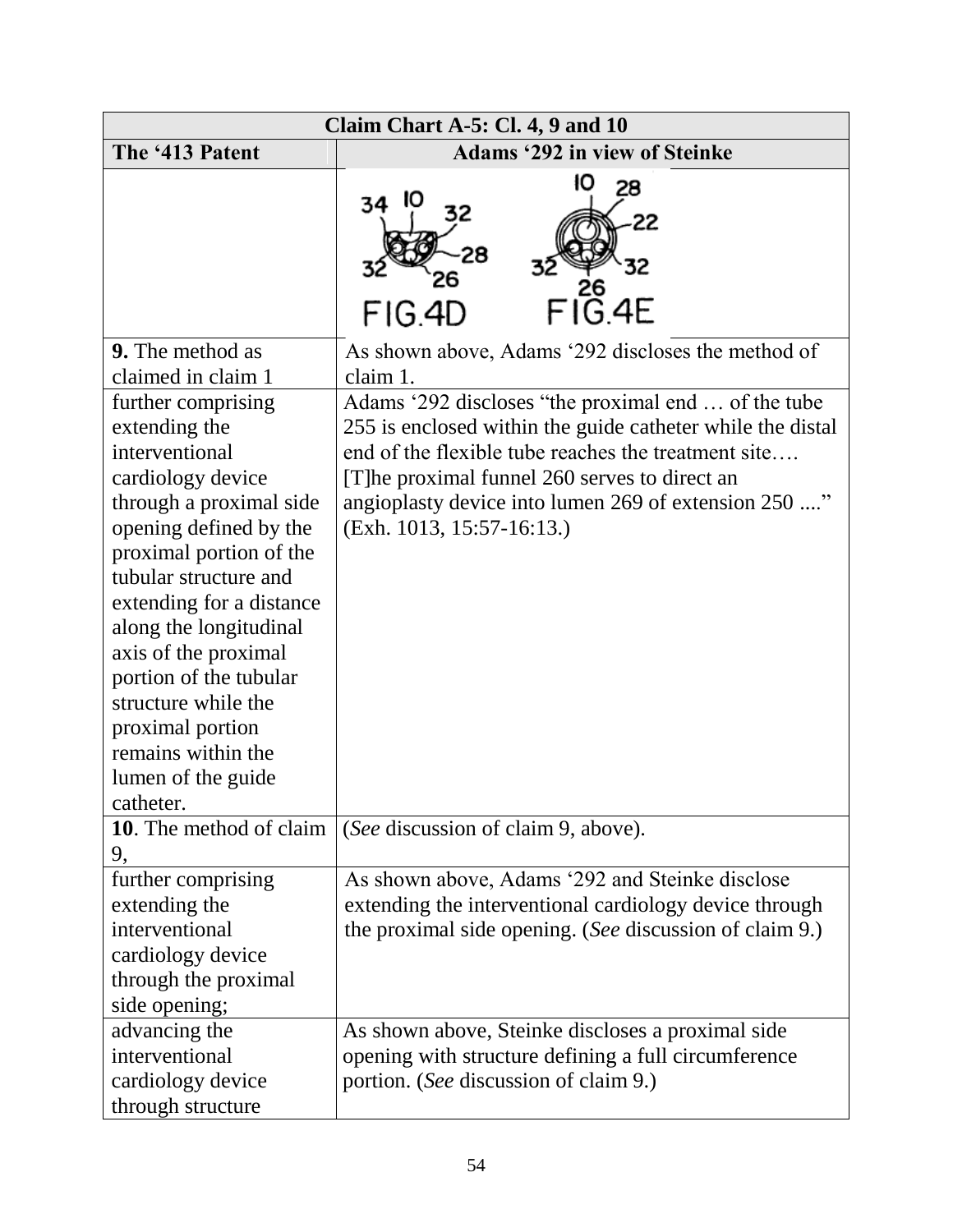| Claim Chart A-5: Cl. 4, 9 and 10 | |
|---|---|
| **The '413 Patent** | **Adams '292 in view of Steinke** |
| | FIG.4D FIG.4E |
| **9.** The method as claimed in claim 1 | As shown above, Adams '292 discloses the method of claim 1. |
| further comprising extending the interventional cardiology device through a proximal side opening defined by the proximal portion of the tubular structure and extending for a distance along the longitudinal axis of the proximal portion of the tubular structure while the proximal portion remains within the lumen of the guide catheter. | Adams '292 discloses "the proximal end … of the tube 255 is enclosed within the guide catheter while the distal end of the flexible tube reaches the treatment site…. [T]he proximal funnel 260 serves to direct an angioplasty device into lumen 269 of extension 250 ...." (Exh. 1013, 15:57-16:13.) |
| **10**. The method of claim 9, | (*See* discussion of claim 9, above). |
| further comprising extending the interventional cardiology device through the proximal side opening; | As shown above, Adams '292 and Steinke disclose extending the interventional cardiology device through the proximal side opening. (*See* discussion of claim 9.) |
| advancing the interventional cardiology device through structure | As shown above, Steinke discloses a proximal side opening with structure defining a full circumference portion. (*See* discussion of claim 9.) |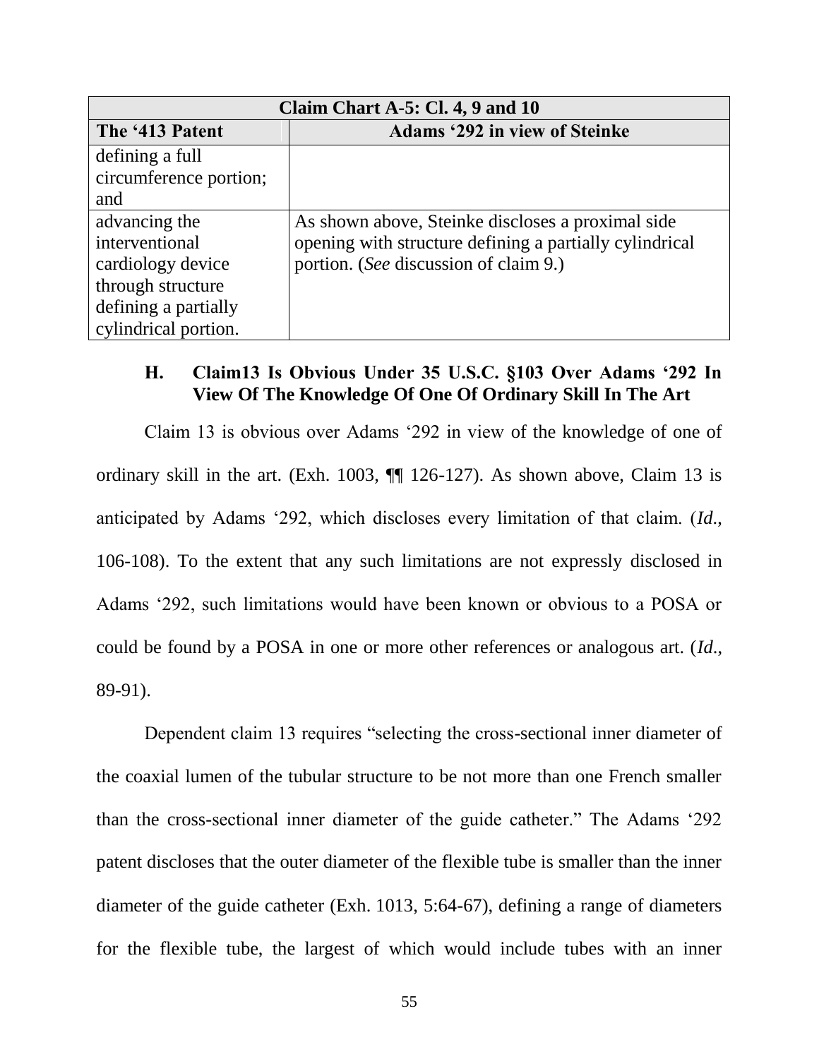| Claim Chart A-5: Cl. 4, 9 and 10 | |
|---|---|
| **The '413 Patent** | **Adams '292 in view of Steinke** |
| defining a full circumference portion; and | |
| advancing the interventional cardiology device through structure defining a partially cylindrical portion. | As shown above, Steinke discloses a proximal side opening with structure defining a partially cylindrical portion. (*See* discussion of claim 9.) |

### H. Claim13 Is Obvious Under 35 U.S.C. §103 Over Adams '292 In View Of The Knowledge Of One Of Ordinary Skill In The Art

Claim 13 is obvious over Adams '292 in view of the knowledge of one of ordinary skill in the art. (Exh. 1003, ¶¶ 126-127). As shown above, Claim 13 is anticipated by Adams '292, which discloses every limitation of that claim. (*Id.*, 106-108). To the extent that any such limitations are not expressly disclosed in Adams '292, such limitations would have been known or obvious to a POSA or could be found by a POSA in one or more other references or analogous art. (*Id.*, 89-91).

Dependent claim 13 requires "selecting the cross-sectional inner diameter of the coaxial lumen of the tubular structure to be not more than one French smaller than the cross-sectional inner diameter of the guide catheter." The Adams '292 patent discloses that the outer diameter of the flexible tube is smaller than the inner diameter of the guide catheter (Exh. 1013, 5:64-67), defining a range of diameters for the flexible tube, the largest of which would include tubes with an inner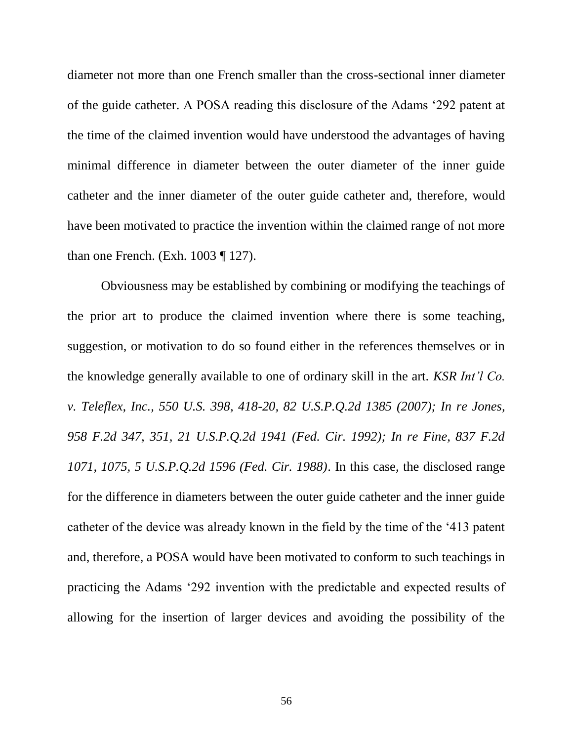diameter not more than one French smaller than the cross-sectional inner diameter of the guide catheter. A POSA reading this disclosure of the Adams '292 patent at the time of the claimed invention would have understood the advantages of having minimal difference in diameter between the outer diameter of the inner guide catheter and the inner diameter of the outer guide catheter and, therefore, would have been motivated to practice the invention within the claimed range of not more than one French. (Exh. 1003 ¶ 127).

Obviousness may be established by combining or modifying the teachings of the prior art to produce the claimed invention where there is some teaching, suggestion, or motivation to do so found either in the references themselves or in the knowledge generally available to one of ordinary skill in the art. *KSR Int'l Co. v. Teleflex, Inc., 550 U.S. 398, 418-20, 82 U.S.P.Q.2d 1385 (2007); In re Jones, 958 F.2d 347, 351, 21 U.S.P.Q.2d 1941 (Fed. Cir. 1992); In re Fine, 837 F.2d 1071, 1075, 5 U.S.P.Q.2d 1596 (Fed. Cir. 1988)*. In this case, the disclosed range for the difference in diameters between the outer guide catheter and the inner guide catheter of the device was already known in the field by the time of the '413 patent and, therefore, a POSA would have been motivated to conform to such teachings in practicing the Adams '292 invention with the predictable and expected results of allowing for the insertion of larger devices and avoiding the possibility of the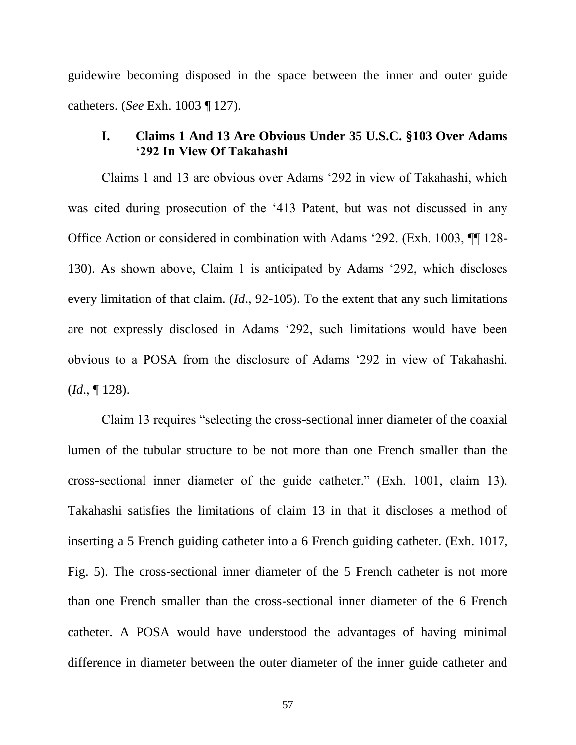guidewire becoming disposed in the space between the inner and outer guide catheters. (*See* Exh. 1003 ¶ 127).

### I. Claims 1 And 13 Are Obvious Under 35 U.S.C. §103 Over Adams '292 In View Of Takahashi

Claims 1 and 13 are obvious over Adams '292 in view of Takahashi, which was cited during prosecution of the '413 Patent, but was not discussed in any Office Action or considered in combination with Adams '292. (Exh. 1003, ¶¶ 128-130). As shown above, Claim 1 is anticipated by Adams '292, which discloses every limitation of that claim. (*Id*., 92-105). To the extent that any such limitations are not expressly disclosed in Adams '292, such limitations would have been obvious to a POSA from the disclosure of Adams '292 in view of Takahashi. (*Id*., ¶ 128).

Claim 13 requires "selecting the cross-sectional inner diameter of the coaxial lumen of the tubular structure to be not more than one French smaller than the cross-sectional inner diameter of the guide catheter." (Exh. 1001, claim 13). Takahashi satisfies the limitations of claim 13 in that it discloses a method of inserting a 5 French guiding catheter into a 6 French guiding catheter. (Exh. 1017, Fig. 5). The cross-sectional inner diameter of the 5 French catheter is not more than one French smaller than the cross-sectional inner diameter of the 6 French catheter. A POSA would have understood the advantages of having minimal difference in diameter between the outer diameter of the inner guide catheter and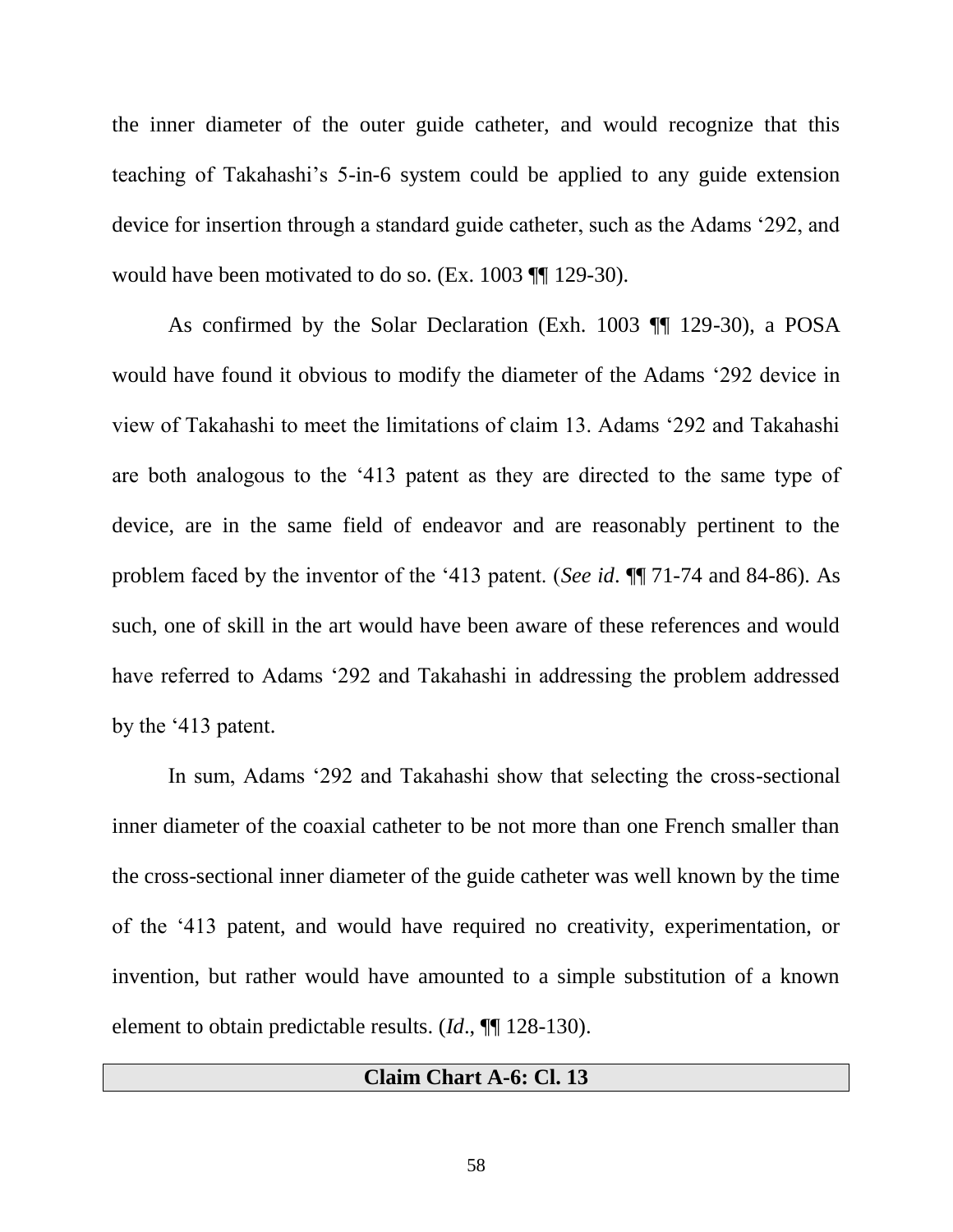the inner diameter of the outer guide catheter, and would recognize that this teaching of Takahashi's 5-in-6 system could be applied to any guide extension device for insertion through a standard guide catheter, such as the Adams '292, and would have been motivated to do so. (Ex. 1003 ¶¶ 129-30).

As confirmed by the Solar Declaration (Exh. 1003 ¶¶ 129-30), a POSA would have found it obvious to modify the diameter of the Adams '292 device in view of Takahashi to meet the limitations of claim 13. Adams '292 and Takahashi are both analogous to the '413 patent as they are directed to the same type of device, are in the same field of endeavor and are reasonably pertinent to the problem faced by the inventor of the '413 patent. (*See id*. ¶¶ 71-74 and 84-86). As such, one of skill in the art would have been aware of these references and would have referred to Adams '292 and Takahashi in addressing the problem addressed by the '413 patent.

In sum, Adams '292 and Takahashi show that selecting the cross-sectional inner diameter of the coaxial catheter to be not more than one French smaller than the cross-sectional inner diameter of the guide catheter was well known by the time of the '413 patent, and would have required no creativity, experimentation, or invention, but rather would have amounted to a simple substitution of a known element to obtain predictable results. (*Id*., ¶¶ 128-130).

| **Claim Chart A-6: Cl. 13** |
|---|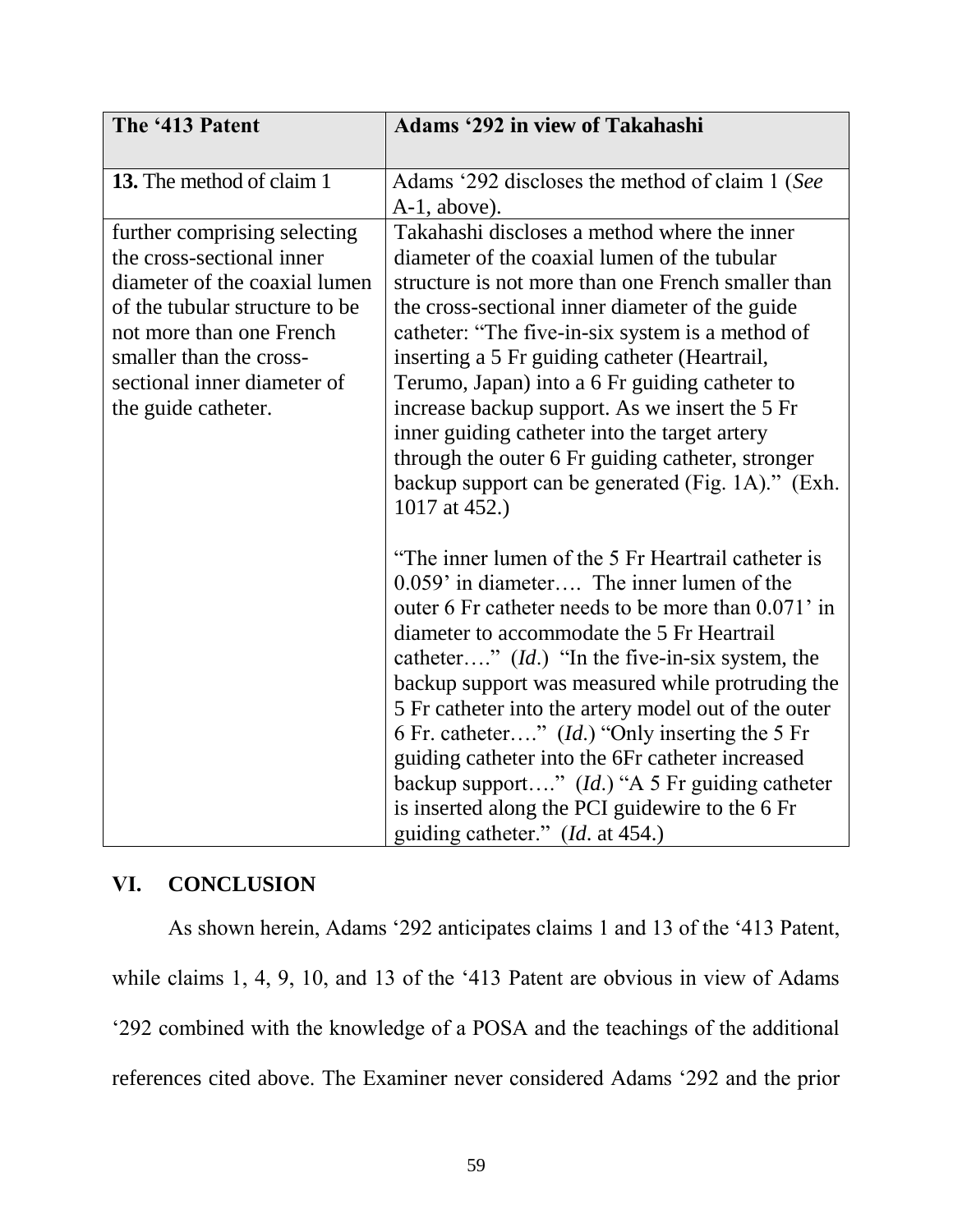| The '413 Patent | Adams '292 in view of Takahashi |
|---|---|
| **13.** The method of claim 1 | Adams '292 discloses the method of claim 1 (*See* A-1, above). |
| further comprising selecting the cross-sectional inner diameter of the coaxial lumen of the tubular structure to be not more than one French smaller than the cross-sectional inner diameter of the guide catheter. | Takahashi discloses a method where the inner diameter of the coaxial lumen of the tubular structure is not more than one French smaller than the cross-sectional inner diameter of the guide catheter: "The five-in-six system is a method of inserting a 5 Fr guiding catheter (Heartrail, Terumo, Japan) into a 6 Fr guiding catheter to increase backup support. As we insert the 5 Fr inner guiding catheter into the target artery through the outer 6 Fr guiding catheter, stronger backup support can be generated (Fig. 1A)." (Exh. 1017 at 452.)<br><br>"The inner lumen of the 5 Fr Heartrail catheter is 0.059' in diameter…. The inner lumen of the outer 6 Fr catheter needs to be more than 0.071' in diameter to accommodate the 5 Fr Heartrail catheter…." (*Id*.) "In the five-in-six system, the backup support was measured while protruding the 5 Fr catheter into the artery model out of the outer 6 Fr. catheter…." (*Id*.) "Only inserting the 5 Fr guiding catheter into the 6Fr catheter increased backup support…." (*Id*.) "A 5 Fr guiding catheter is inserted along the PCI guidewire to the 6 Fr guiding catheter." (*Id*. at 454.) |

## VI. CONCLUSION

As shown herein, Adams '292 anticipates claims 1 and 13 of the '413 Patent, while claims 1, 4, 9, 10, and 13 of the '413 Patent are obvious in view of Adams '292 combined with the knowledge of a POSA and the teachings of the additional references cited above. The Examiner never considered Adams '292 and the prior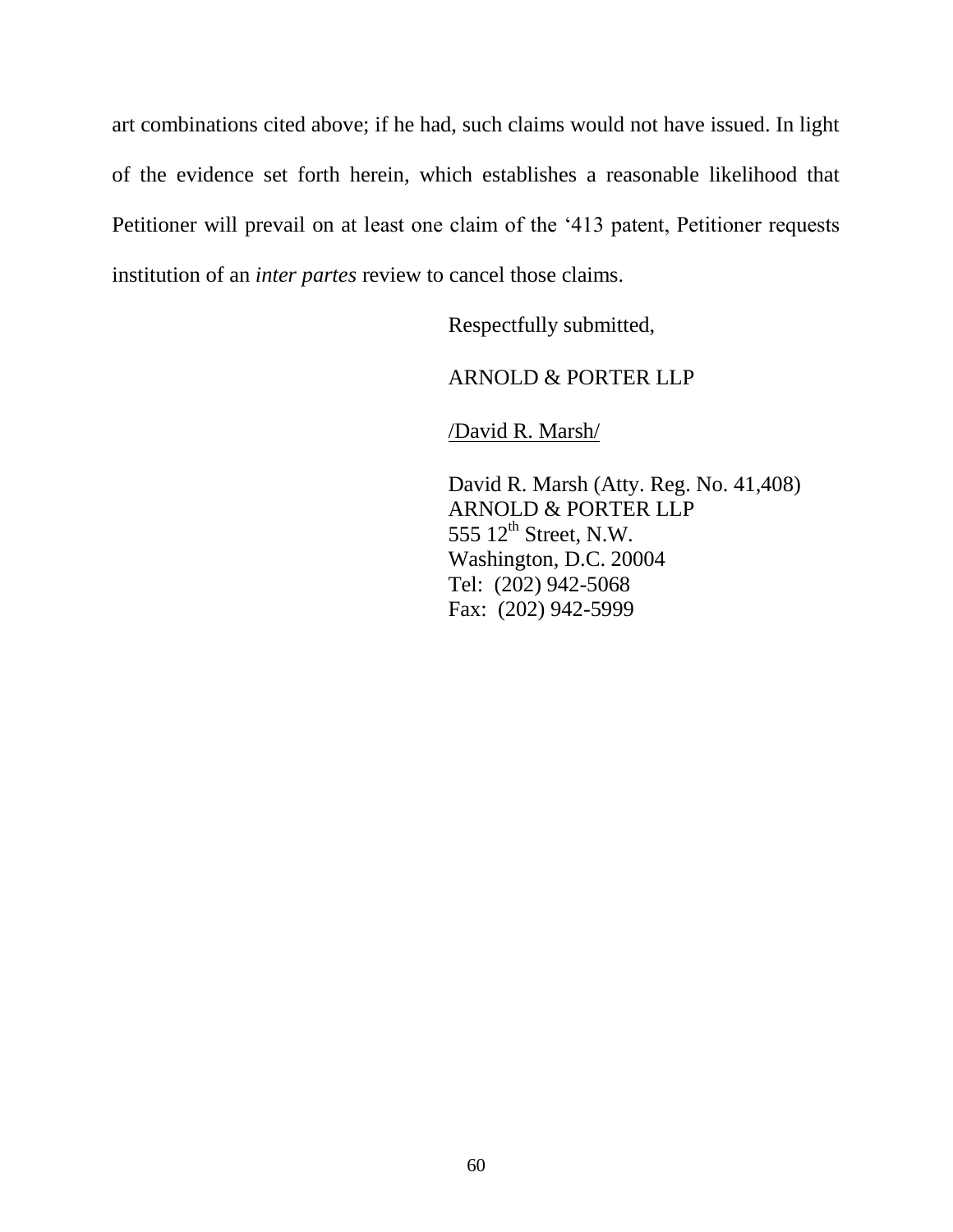art combinations cited above; if he had, such claims would not have issued. In light of the evidence set forth herein, which establishes a reasonable likelihood that Petitioner will prevail on at least one claim of the '413 patent, Petitioner requests institution of an *inter partes* review to cancel those claims.

Respectfully submitted,

ARNOLD & PORTER LLP

/David R. Marsh/

David R. Marsh (Atty. Reg. No. 41,408)
ARNOLD & PORTER LLP
555 12th Street, N.W.
Washington, D.C. 20004
Tel: (202) 942-5068
Fax: (202) 942-5999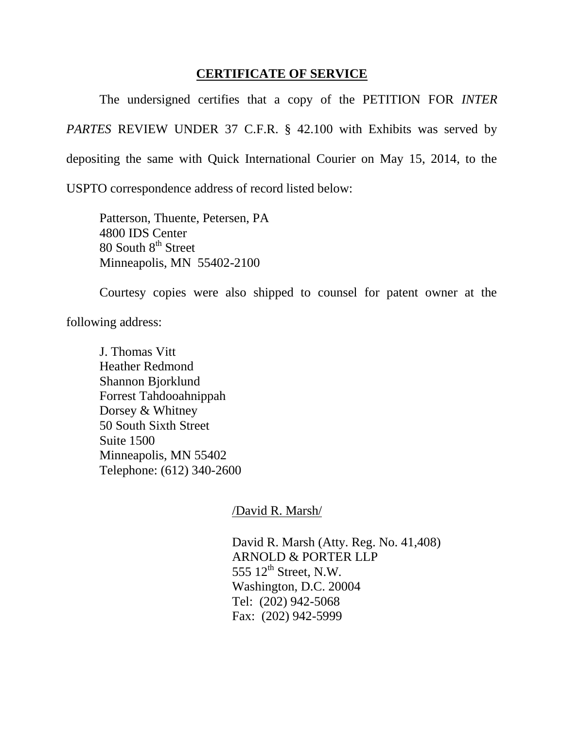## CERTIFICATE OF SERVICE

The undersigned certifies that a copy of the PETITION FOR *INTER PARTES* REVIEW UNDER 37 C.F.R. § 42.100 with Exhibits was served by depositing the same with Quick International Courier on May 15, 2014, to the USPTO correspondence address of record listed below:

Patterson, Thuente, Petersen, PA
4800 IDS Center
80 South 8th Street
Minneapolis, MN 55402-2100

Courtesy copies were also shipped to counsel for patent owner at the following address:

J. Thomas Vitt
Heather Redmond
Shannon Bjorklund
Forrest Tahdooahnippah
Dorsey & Whitney
50 South Sixth Street
Suite 1500
Minneapolis, MN 55402
Telephone: (612) 340-2600

/David R. Marsh/

David R. Marsh (Atty. Reg. No. 41,408)
ARNOLD & PORTER LLP
555 12th Street, N.W.
Washington, D.C. 20004
Tel: (202) 942-5068
Fax: (202) 942-5999